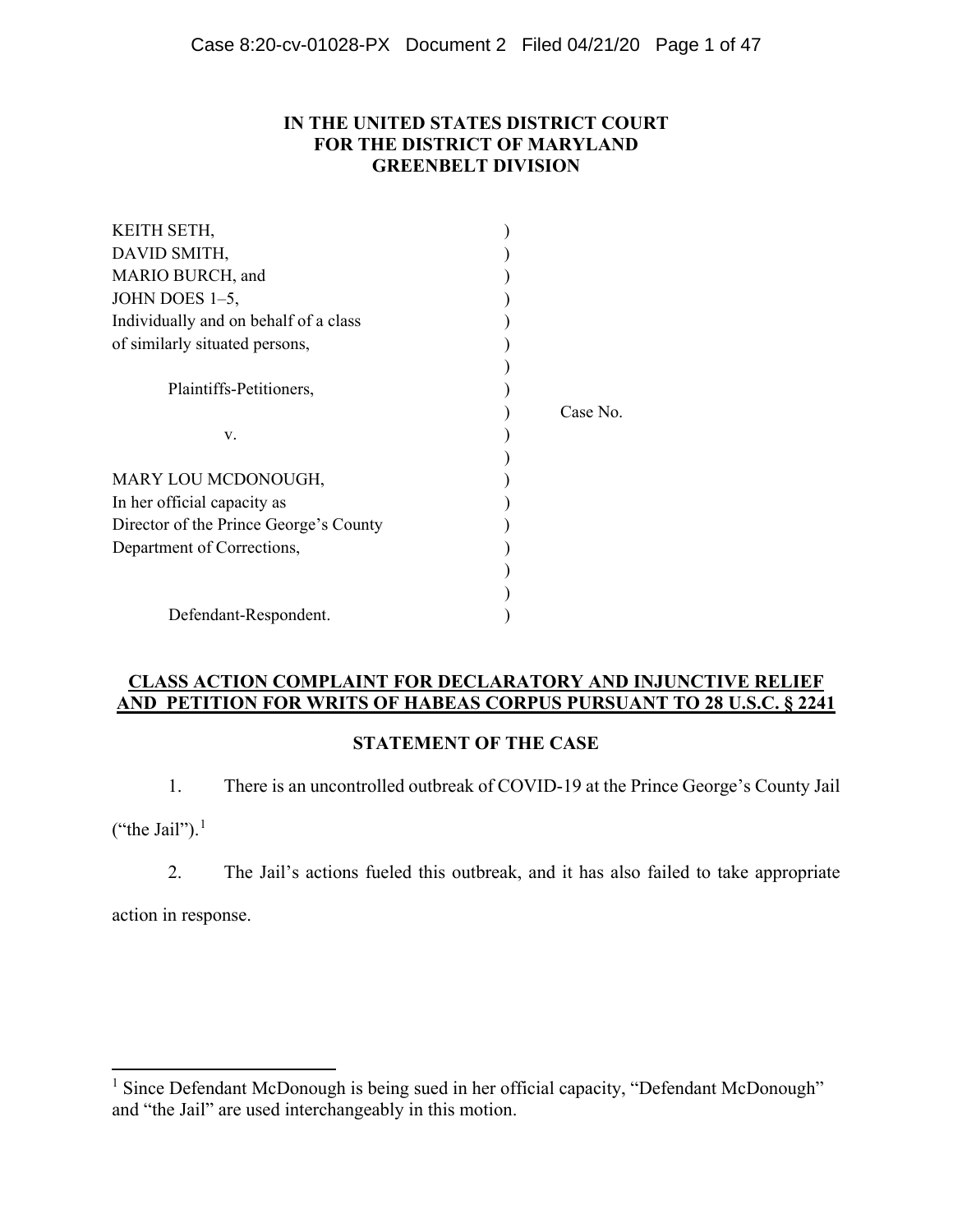**IN THE UNITED STATES DISTRICT COURT
FOR THE DISTRICT OF MARYLAND
GREENBELT DIVISION**

| | | |
|---|---|---|
| KEITH SETH,<br>DAVID SMITH,<br>MARIO BURCH, and<br>JOHN DOES 1–5,<br>Individually and on behalf of a class<br>of similarly situated persons,<br><br>Plaintiffs-Petitioners,<br><br>v.<br><br>MARY LOU MCDONOUGH,<br>In her official capacity as<br>Director of the Prince George's County<br>Department of Corrections,<br><br>Defendant-Respondent. | ) | Case No. |

**CLASS ACTION COMPLAINT FOR DECLARATORY AND INJUNCTIVE RELIEF AND PETITION FOR WRITS OF HABEAS CORPUS PURSUANT TO 28 U.S.C. § 2241**

**STATEMENT OF THE CASE**

1. There is an uncontrolled outbreak of COVID-19 at the Prince George's County Jail ("the Jail").[1]

2. The Jail's actions fueled this outbreak, and it has also failed to take appropriate action in response.

[1] Since Defendant McDonough is being sued in her official capacity, "Defendant McDonough" and "the Jail" are used interchangeably in this motion.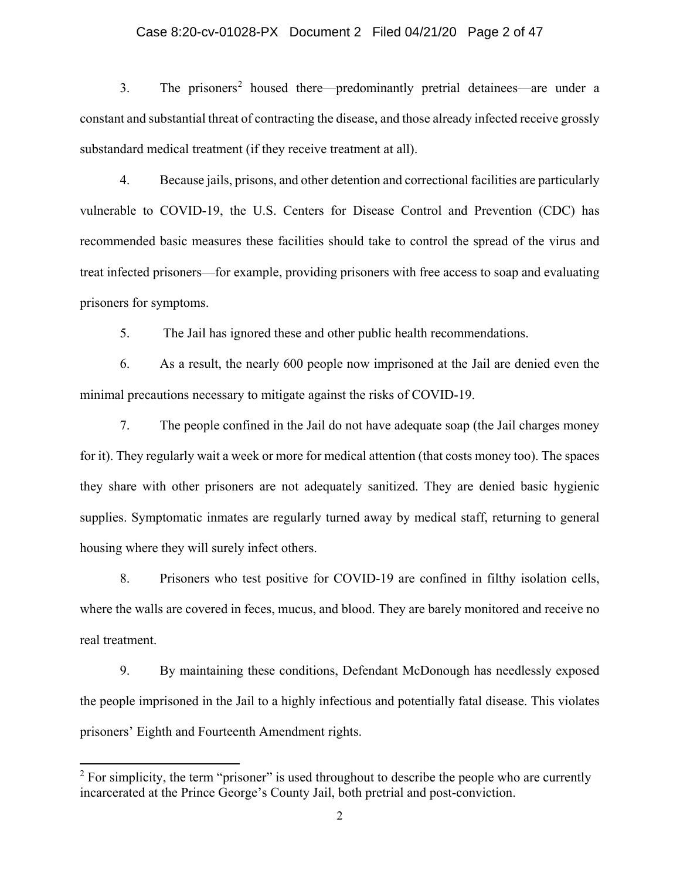3. The prisoners[2] housed there—predominantly pretrial detainees—are under a constant and substantial threat of contracting the disease, and those already infected receive grossly substandard medical treatment (if they receive treatment at all).

4. Because jails, prisons, and other detention and correctional facilities are particularly vulnerable to COVID-19, the U.S. Centers for Disease Control and Prevention (CDC) has recommended basic measures these facilities should take to control the spread of the virus and treat infected prisoners—for example, providing prisoners with free access to soap and evaluating prisoners for symptoms.

5. The Jail has ignored these and other public health recommendations.

6. As a result, the nearly 600 people now imprisoned at the Jail are denied even the minimal precautions necessary to mitigate against the risks of COVID-19.

7. The people confined in the Jail do not have adequate soap (the Jail charges money for it). They regularly wait a week or more for medical attention (that costs money too). The spaces they share with other prisoners are not adequately sanitized. They are denied basic hygienic supplies. Symptomatic inmates are regularly turned away by medical staff, returning to general housing where they will surely infect others.

8. Prisoners who test positive for COVID-19 are confined in filthy isolation cells, where the walls are covered in feces, mucus, and blood. They are barely monitored and receive no real treatment.

9. By maintaining these conditions, Defendant McDonough has needlessly exposed the people imprisoned in the Jail to a highly infectious and potentially fatal disease. This violates prisoners' Eighth and Fourteenth Amendment rights.

[2] For simplicity, the term "prisoner" is used throughout to describe the people who are currently incarcerated at the Prince George's County Jail, both pretrial and post-conviction.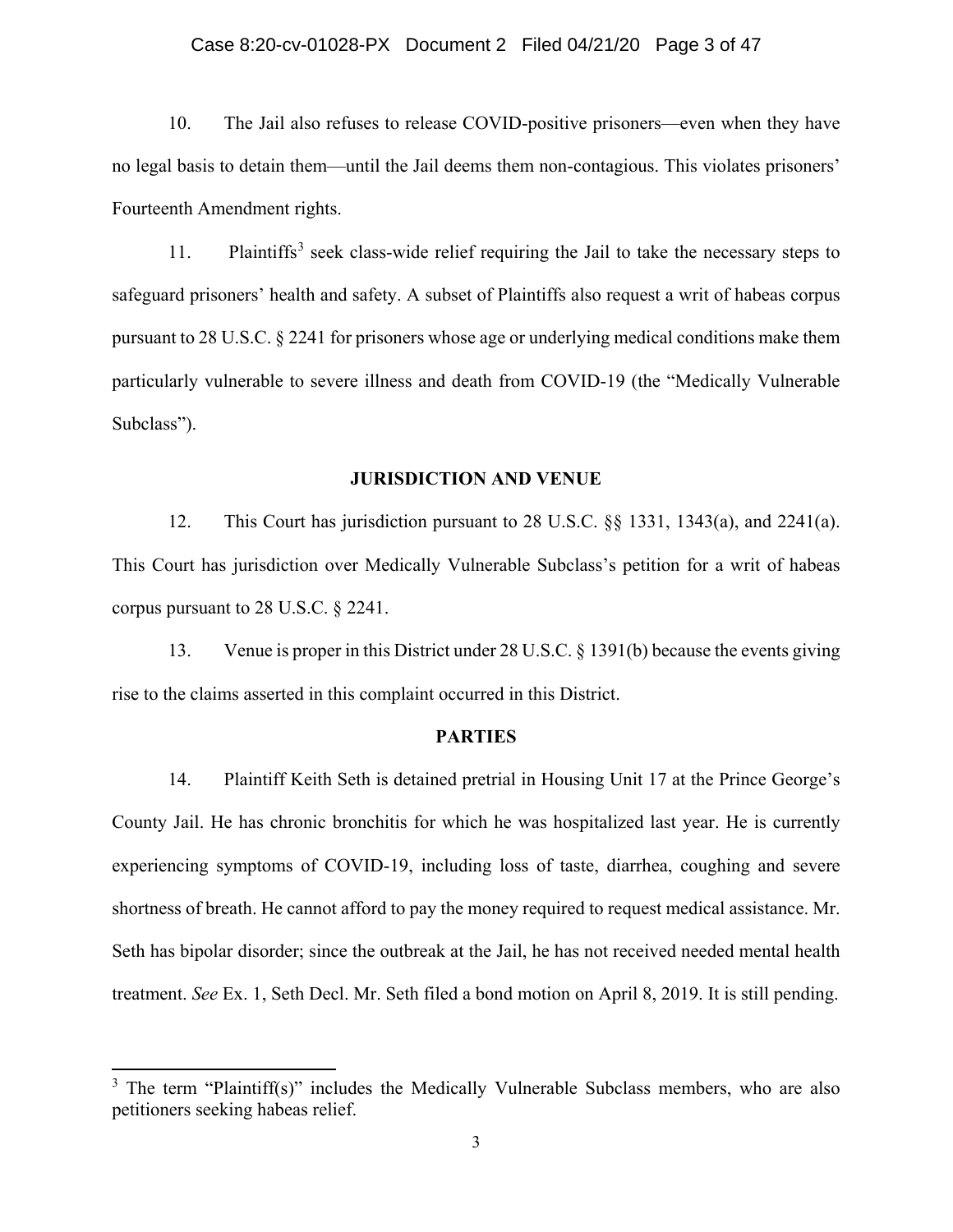10. The Jail also refuses to release COVID-positive prisoners—even when they have no legal basis to detain them—until the Jail deems them non-contagious. This violates prisoners' Fourteenth Amendment rights.

11. Plaintiffs[3] seek class-wide relief requiring the Jail to take the necessary steps to safeguard prisoners' health and safety. A subset of Plaintiffs also request a writ of habeas corpus pursuant to 28 U.S.C. § 2241 for prisoners whose age or underlying medical conditions make them particularly vulnerable to severe illness and death from COVID-19 (the "Medically Vulnerable Subclass").

**JURISDICTION AND VENUE**

12. This Court has jurisdiction pursuant to 28 U.S.C. §§ 1331, 1343(a), and 2241(a). This Court has jurisdiction over Medically Vulnerable Subclass's petition for a writ of habeas corpus pursuant to 28 U.S.C. § 2241.

13. Venue is proper in this District under 28 U.S.C. § 1391(b) because the events giving rise to the claims asserted in this complaint occurred in this District.

**PARTIES**

14. Plaintiff Keith Seth is detained pretrial in Housing Unit 17 at the Prince George's County Jail. He has chronic bronchitis for which he was hospitalized last year. He is currently experiencing symptoms of COVID-19, including loss of taste, diarrhea, coughing and severe shortness of breath. He cannot afford to pay the money required to request medical assistance. Mr. Seth has bipolar disorder; since the outbreak at the Jail, he has not received needed mental health treatment. *See* Ex. 1, Seth Decl. Mr. Seth filed a bond motion on April 8, 2019. It is still pending.

[3] The term "Plaintiff(s)" includes the Medically Vulnerable Subclass members, who are also petitioners seeking habeas relief.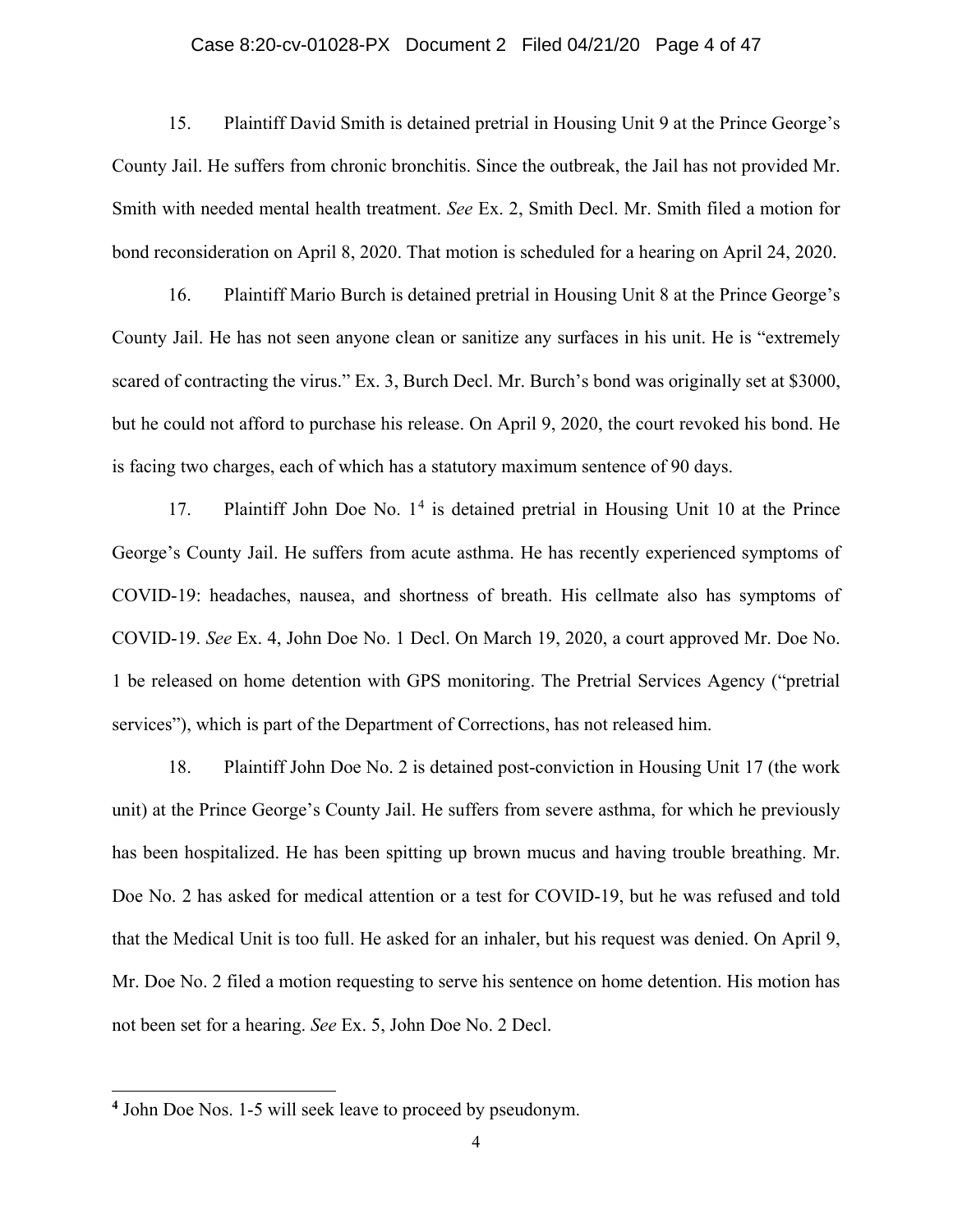15. Plaintiff David Smith is detained pretrial in Housing Unit 9 at the Prince George's County Jail. He suffers from chronic bronchitis. Since the outbreak, the Jail has not provided Mr. Smith with needed mental health treatment. *See* Ex. 2, Smith Decl. Mr. Smith filed a motion for bond reconsideration on April 8, 2020. That motion is scheduled for a hearing on April 24, 2020.

16. Plaintiff Mario Burch is detained pretrial in Housing Unit 8 at the Prince George's County Jail. He has not seen anyone clean or sanitize any surfaces in his unit. He is "extremely scared of contracting the virus." Ex. 3, Burch Decl. Mr. Burch's bond was originally set at $3000, but he could not afford to purchase his release. On April 9, 2020, the court revoked his bond. He is facing two charges, each of which has a statutory maximum sentence of 90 days.

17. Plaintiff John Doe No. 1[4] is detained pretrial in Housing Unit 10 at the Prince George's County Jail. He suffers from acute asthma. He has recently experienced symptoms of COVID-19: headaches, nausea, and shortness of breath. His cellmate also has symptoms of COVID-19. *See* Ex. 4, John Doe No. 1 Decl. On March 19, 2020, a court approved Mr. Doe No. 1 be released on home detention with GPS monitoring. The Pretrial Services Agency ("pretrial services"), which is part of the Department of Corrections, has not released him.

18. Plaintiff John Doe No. 2 is detained post-conviction in Housing Unit 17 (the work unit) at the Prince George's County Jail. He suffers from severe asthma, for which he previously has been hospitalized. He has been spitting up brown mucus and having trouble breathing. Mr. Doe No. 2 has asked for medical attention or a test for COVID-19, but he was refused and told that the Medical Unit is too full. He asked for an inhaler, but his request was denied. On April 9, Mr. Doe No. 2 filed a motion requesting to serve his sentence on home detention. His motion has not been set for a hearing. *See* Ex. 5, John Doe No. 2 Decl.

---

[4] John Doe Nos. 1-5 will seek leave to proceed by pseudonym.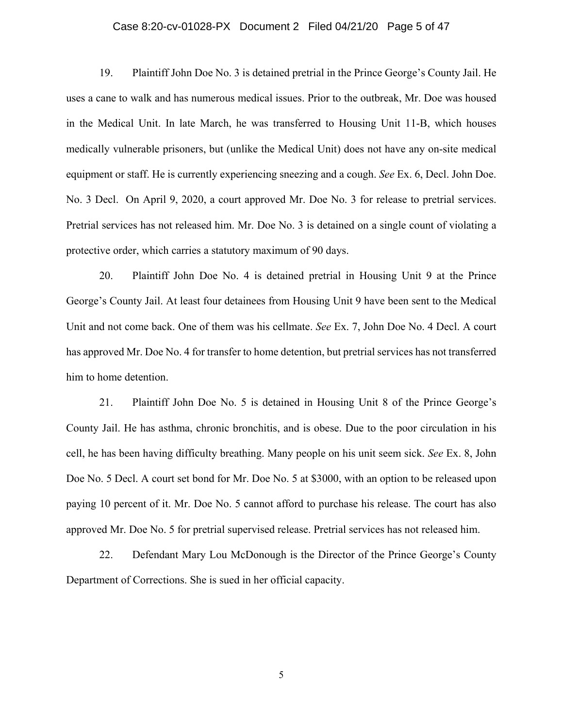19. Plaintiff John Doe No. 3 is detained pretrial in the Prince George's County Jail. He uses a cane to walk and has numerous medical issues. Prior to the outbreak, Mr. Doe was housed in the Medical Unit. In late March, he was transferred to Housing Unit 11-B, which houses medically vulnerable prisoners, but (unlike the Medical Unit) does not have any on-site medical equipment or staff. He is currently experiencing sneezing and a cough. *See* Ex. 6, Decl. John Doe. No. 3 Decl. On April 9, 2020, a court approved Mr. Doe No. 3 for release to pretrial services. Pretrial services has not released him. Mr. Doe No. 3 is detained on a single count of violating a protective order, which carries a statutory maximum of 90 days.

20. Plaintiff John Doe No. 4 is detained pretrial in Housing Unit 9 at the Prince George's County Jail. At least four detainees from Housing Unit 9 have been sent to the Medical Unit and not come back. One of them was his cellmate. *See* Ex. 7, John Doe No. 4 Decl. A court has approved Mr. Doe No. 4 for transfer to home detention, but pretrial services has not transferred him to home detention.

21. Plaintiff John Doe No. 5 is detained in Housing Unit 8 of the Prince George's County Jail. He has asthma, chronic bronchitis, and is obese. Due to the poor circulation in his cell, he has been having difficulty breathing. Many people on his unit seem sick. *See* Ex. 8, John Doe No. 5 Decl. A court set bond for Mr. Doe No. 5 at $3000, with an option to be released upon paying 10 percent of it. Mr. Doe No. 5 cannot afford to purchase his release. The court has also approved Mr. Doe No. 5 for pretrial supervised release. Pretrial services has not released him.

22. Defendant Mary Lou McDonough is the Director of the Prince George's County Department of Corrections. She is sued in her official capacity.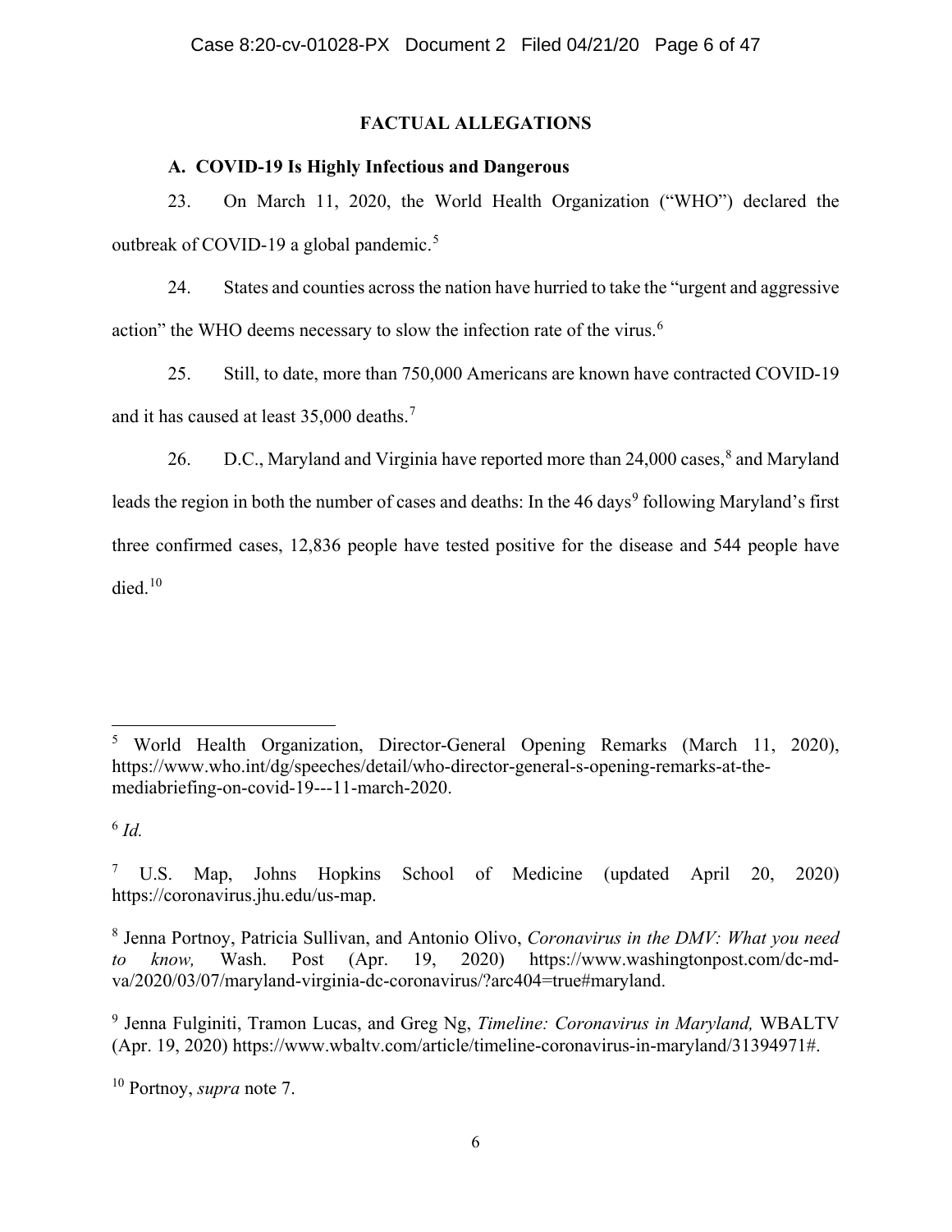## FACTUAL ALLEGATIONS

### A. COVID-19 Is Highly Infectious and Dangerous

23. On March 11, 2020, the World Health Organization ("WHO") declared the outbreak of COVID-19 a global pandemic.[5]

24. States and counties across the nation have hurried to take the "urgent and aggressive action" the WHO deems necessary to slow the infection rate of the virus.[6]

25. Still, to date, more than 750,000 Americans are known have contracted COVID-19 and it has caused at least 35,000 deaths.[7]

26. D.C., Maryland and Virginia have reported more than 24,000 cases,[8] and Maryland leads the region in both the number of cases and deaths: In the 46 days[9] following Maryland's first three confirmed cases, 12,836 people have tested positive for the disease and 544 people have died.[10]

---

[5] World Health Organization, Director-General Opening Remarks (March 11, 2020), https://www.who.int/dg/speeches/detail/who-director-general-s-opening-remarks-at-the-mediabriefing-on-covid-19---11-march-2020.

[6] *Id.*

[7] U.S. Map, Johns Hopkins School of Medicine (updated April 20, 2020) https://coronavirus.jhu.edu/us-map.

[8] Jenna Portnoy, Patricia Sullivan, and Antonio Olivo, *Coronavirus in the DMV: What you need to know,* Wash. Post (Apr. 19, 2020) https://www.washingtonpost.com/dc-md-va/2020/03/07/maryland-virginia-dc-coronavirus/?arc404=true#maryland.

[9] Jenna Fulginiti, Tramon Lucas, and Greg Ng, *Timeline: Coronavirus in Maryland,* WBALTV (Apr. 19, 2020) https://www.wbaltv.com/article/timeline-coronavirus-in-maryland/31394971#.

[10] Portnoy, *supra* note 7.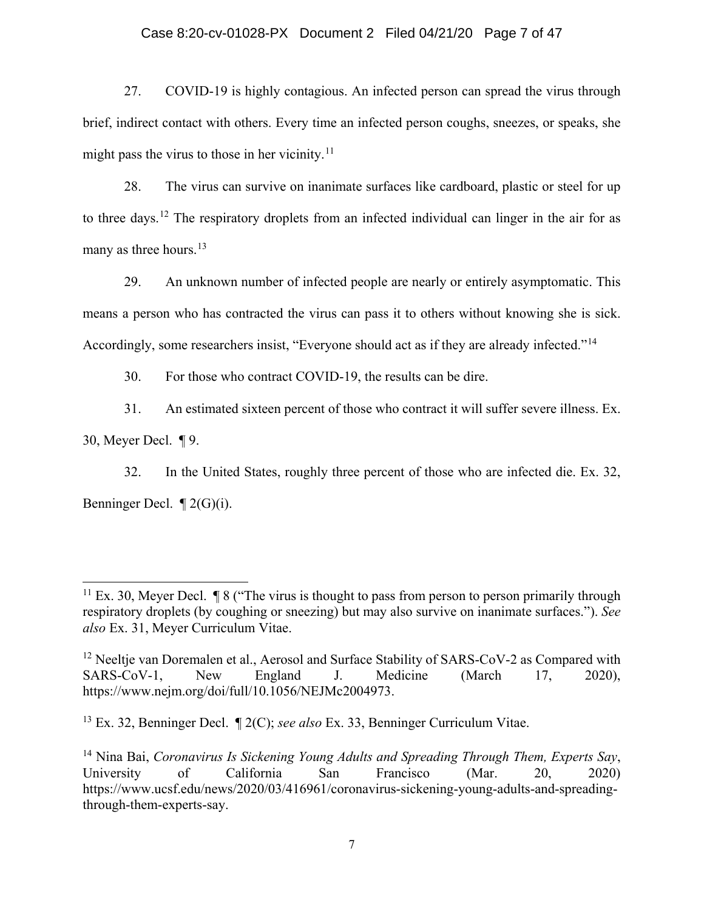27. COVID-19 is highly contagious. An infected person can spread the virus through brief, indirect contact with others. Every time an infected person coughs, sneezes, or speaks, she might pass the virus to those in her vicinity.[11]

28. The virus can survive on inanimate surfaces like cardboard, plastic or steel for up to three days.[12] The respiratory droplets from an infected individual can linger in the air for as many as three hours.[13]

29. An unknown number of infected people are nearly or entirely asymptomatic. This means a person who has contracted the virus can pass it to others without knowing she is sick. Accordingly, some researchers insist, "Everyone should act as if they are already infected."[14]

30. For those who contract COVID-19, the results can be dire.

31. An estimated sixteen percent of those who contract it will suffer severe illness. Ex. 30, Meyer Decl. ¶ 9.

32. In the United States, roughly three percent of those who are infected die. Ex. 32, Benninger Decl. ¶ 2(G)(i).

---

[11] Ex. 30, Meyer Decl. ¶ 8 ("The virus is thought to pass from person to person primarily through respiratory droplets (by coughing or sneezing) but may also survive on inanimate surfaces."). *See also* Ex. 31, Meyer Curriculum Vitae.

[12] Neeltje van Doremalen et al., Aerosol and Surface Stability of SARS-CoV-2 as Compared with SARS-CoV-1, New England J. Medicine (March 17, 2020), https://www.nejm.org/doi/full/10.1056/NEJMc2004973.

[13] Ex. 32, Benninger Decl. ¶ 2(C); *see also* Ex. 33, Benninger Curriculum Vitae.

[14] Nina Bai, *Coronavirus Is Sickening Young Adults and Spreading Through Them, Experts Say*, University of California San Francisco (Mar. 20, 2020) https://www.ucsf.edu/news/2020/03/416961/coronavirus-sickening-young-adults-and-spreading-through-them-experts-say.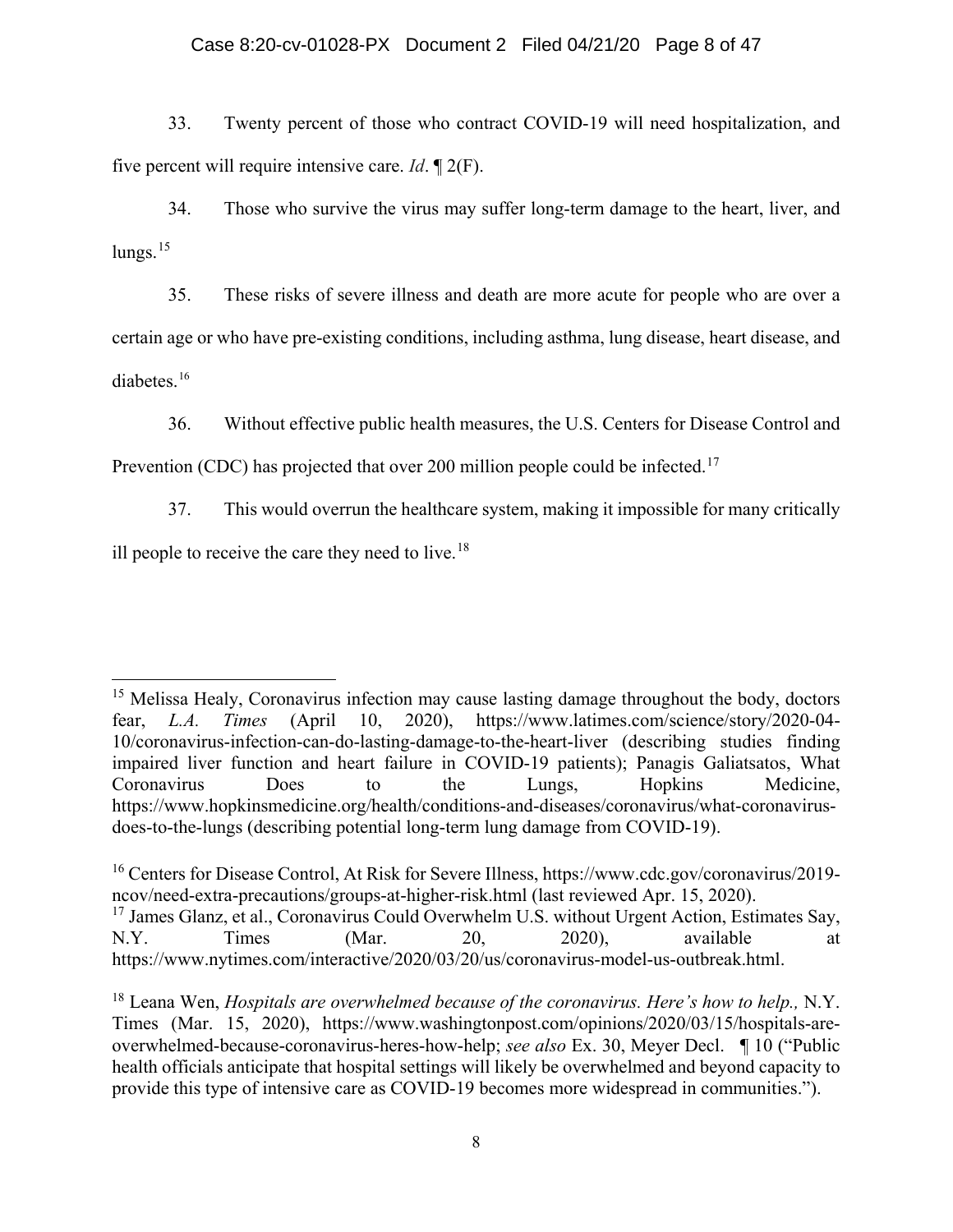33. Twenty percent of those who contract COVID-19 will need hospitalization, and five percent will require intensive care. *Id*. ¶ 2(F).

34. Those who survive the virus may suffer long-term damage to the heart, liver, and lungs.[15]

35. These risks of severe illness and death are more acute for people who are over a certain age or who have pre-existing conditions, including asthma, lung disease, heart disease, and diabetes.[16]

36. Without effective public health measures, the U.S. Centers for Disease Control and Prevention (CDC) has projected that over 200 million people could be infected.[17]

37. This would overrun the healthcare system, making it impossible for many critically ill people to receive the care they need to live.[18]

---

[15] Melissa Healy, Coronavirus infection may cause lasting damage throughout the body, doctors fear, *L.A. Times* (April 10, 2020), https://www.latimes.com/science/story/2020-04-10/coronavirus-infection-can-do-lasting-damage-to-the-heart-liver (describing studies finding impaired liver function and heart failure in COVID-19 patients); Panagis Galiatsatos, What Coronavirus Does to the Lungs, Hopkins Medicine, https://www.hopkinsmedicine.org/health/conditions-and-diseases/coronavirus/what-coronavirus-does-to-the-lungs (describing potential long-term lung damage from COVID-19).

[16] Centers for Disease Control, At Risk for Severe Illness, https://www.cdc.gov/coronavirus/2019-ncov/need-extra-precautions/groups-at-higher-risk.html (last reviewed Apr. 15, 2020).

[17] James Glanz, et al., Coronavirus Could Overwhelm U.S. without Urgent Action, Estimates Say, N.Y. Times (Mar. 20, 2020), available at https://www.nytimes.com/interactive/2020/03/20/us/coronavirus-model-us-outbreak.html.

[18] Leana Wen, *Hospitals are overwhelmed because of the coronavirus. Here's how to help.,* N.Y. Times (Mar. 15, 2020), https://www.washingtonpost.com/opinions/2020/03/15/hospitals-are-overwhelmed-because-coronavirus-heres-how-help; *see also* Ex. 30, Meyer Decl. ¶ 10 ("Public health officials anticipate that hospital settings will likely be overwhelmed and beyond capacity to provide this type of intensive care as COVID-19 becomes more widespread in communities.").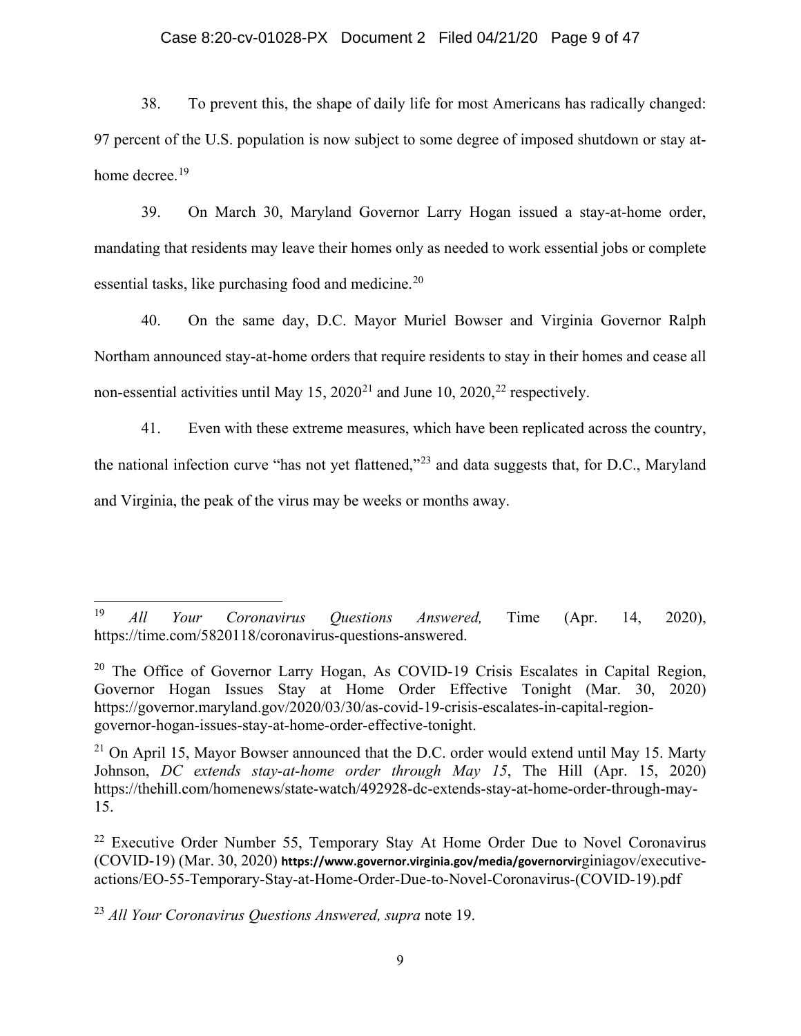38. To prevent this, the shape of daily life for most Americans has radically changed: 97 percent of the U.S. population is now subject to some degree of imposed shutdown or stay at-home decree.[19]

39. On March 30, Maryland Governor Larry Hogan issued a stay-at-home order, mandating that residents may leave their homes only as needed to work essential jobs or complete essential tasks, like purchasing food and medicine.[20]

40. On the same day, D.C. Mayor Muriel Bowser and Virginia Governor Ralph Northam announced stay-at-home orders that require residents to stay in their homes and cease all non-essential activities until May 15, 2020[21] and June 10, 2020,[22] respectively.

41. Even with these extreme measures, which have been replicated across the country, the national infection curve "has not yet flattened,"[23] and data suggests that, for D.C., Maryland and Virginia, the peak of the virus may be weeks or months away.

---

[19] *All Your Coronavirus Questions Answered,* Time (Apr. 14, 2020), https://time.com/5820118/coronavirus-questions-answered.

[20] The Office of Governor Larry Hogan, As COVID-19 Crisis Escalates in Capital Region, Governor Hogan Issues Stay at Home Order Effective Tonight (Mar. 30, 2020) https://governor.maryland.gov/2020/03/30/as-covid-19-crisis-escalates-in-capital-region-governor-hogan-issues-stay-at-home-order-effective-tonight.

[21] On April 15, Mayor Bowser announced that the D.C. order would extend until May 15. Marty Johnson, *DC extends stay-at-home order through May 15*, The Hill (Apr. 15, 2020) https://thehill.com/homenews/state-watch/492928-dc-extends-stay-at-home-order-through-may-15.

[22] Executive Order Number 55, Temporary Stay At Home Order Due to Novel Coronavirus (COVID-19) (Mar. 30, 2020) https://www.governor.virginia.gov/media/governorvirginiagov/executive-actions/EO-55-Temporary-Stay-at-Home-Order-Due-to-Novel-Coronavirus-(COVID-19).pdf

[23] *All Your Coronavirus Questions Answered, supra* note 19.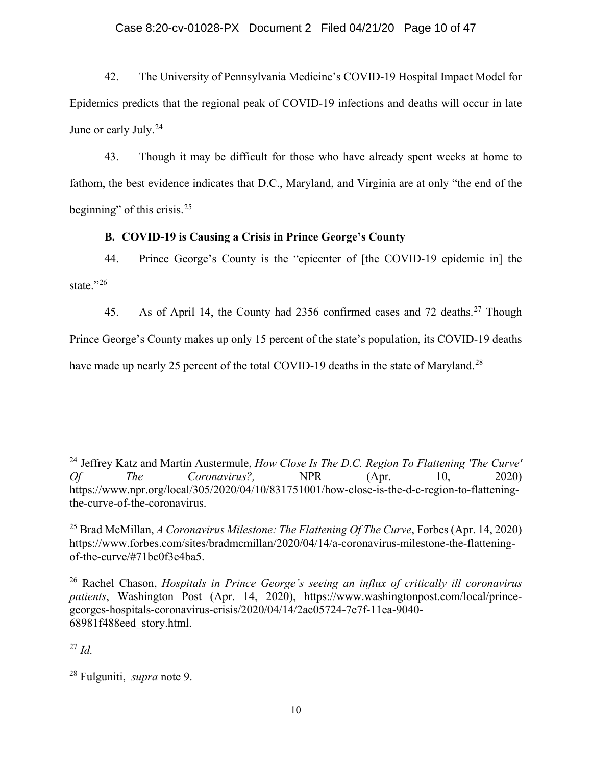42. The University of Pennsylvania Medicine's COVID-19 Hospital Impact Model for Epidemics predicts that the regional peak of COVID-19 infections and deaths will occur in late June or early July.[24]

43. Though it may be difficult for those who have already spent weeks at home to fathom, the best evidence indicates that D.C., Maryland, and Virginia are at only "the end of the beginning" of this crisis.[25]

### B. COVID-19 is Causing a Crisis in Prince George's County

44. Prince George's County is the "epicenter of [the COVID-19 epidemic in] the state."[26]

45. As of April 14, the County had 2356 confirmed cases and 72 deaths.[27] Though Prince George's County makes up only 15 percent of the state's population, its COVID-19 deaths have made up nearly 25 percent of the total COVID-19 deaths in the state of Maryland.[28]

---

[24] Jeffrey Katz and Martin Austermule, *How Close Is The D.C. Region To Flattening 'The Curve' Of The Coronavirus?,* NPR (Apr. 10, 2020) https://www.npr.org/local/305/2020/04/10/831751001/how-close-is-the-d-c-region-to-flattening-the-curve-of-the-coronavirus.

[25] Brad McMillan, *A Coronavirus Milestone: The Flattening Of The Curve*, Forbes (Apr. 14, 2020) https://www.forbes.com/sites/bradmcmillan/2020/04/14/a-coronavirus-milestone-the-flattening-of-the-curve/#71bc0f3e4ba5.

[26] Rachel Chason, *Hospitals in Prince George's seeing an influx of critically ill coronavirus patients*, Washington Post (Apr. 14, 2020), https://www.washingtonpost.com/local/prince-georges-hospitals-coronavirus-crisis/2020/04/14/2ac05724-7e7f-11ea-9040-68981f488eed_story.html.

[27] *Id.*

[28] Fulguniti, *supra* note 9.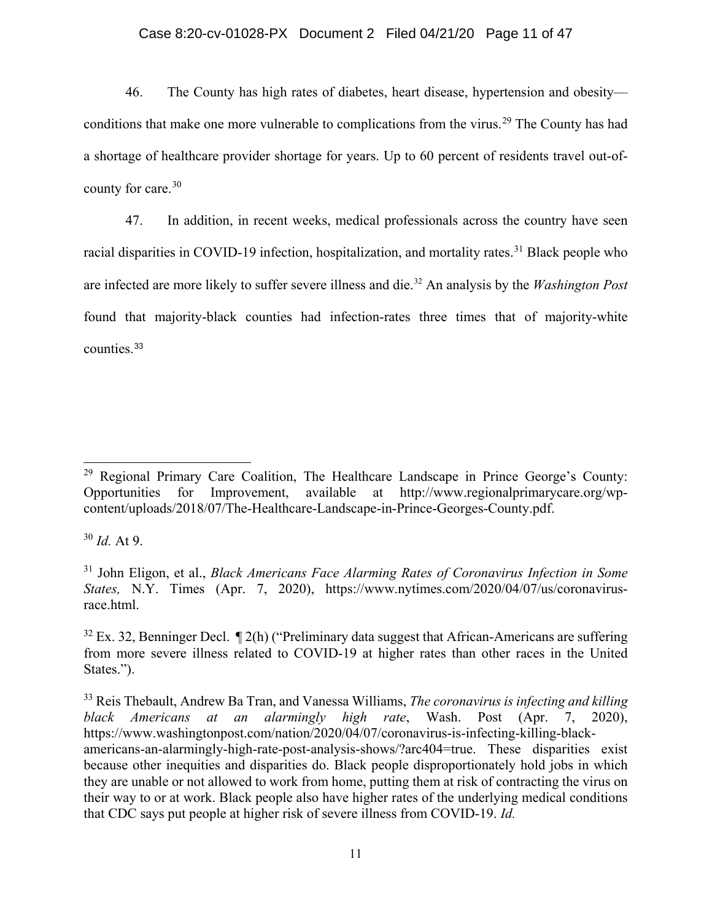46. The County has high rates of diabetes, heart disease, hypertension and obesity—conditions that make one more vulnerable to complications from the virus.[29] The County has had a shortage of healthcare provider shortage for years. Up to 60 percent of residents travel out-of-county for care.[30]

47. In addition, in recent weeks, medical professionals across the country have seen racial disparities in COVID-19 infection, hospitalization, and mortality rates.[31] Black people who are infected are more likely to suffer severe illness and die.[32] An analysis by the *Washington Post* found that majority-black counties had infection-rates three times that of majority-white counties.[33]

---

[29] Regional Primary Care Coalition, The Healthcare Landscape in Prince George's County: Opportunities for Improvement, available at http://www.regionalprimarycare.org/wp-content/uploads/2018/07/The-Healthcare-Landscape-in-Prince-Georges-County.pdf.

[30] *Id.* At 9.

[31] John Eligon, et al., *Black Americans Face Alarming Rates of Coronavirus Infection in Some States,* N.Y. Times (Apr. 7, 2020), https://www.nytimes.com/2020/04/07/us/coronavirus-race.html.

[32] Ex. 32, Benninger Decl. ¶ 2(h) ("Preliminary data suggest that African-Americans are suffering from more severe illness related to COVID-19 at higher rates than other races in the United States.").

[33] Reis Thebault, Andrew Ba Tran, and Vanessa Williams, *The coronavirus is infecting and killing black Americans at an alarmingly high rate*, Wash. Post (Apr. 7, 2020), https://www.washingtonpost.com/nation/2020/04/07/coronavirus-is-infecting-killing-black-americans-an-alarmingly-high-rate-post-analysis-shows/?arc404=true. These disparities exist because other inequities and disparities do. Black people disproportionately hold jobs in which they are unable or not allowed to work from home, putting them at risk of contracting the virus on their way to or at work. Black people also have higher rates of the underlying medical conditions that CDC says put people at higher risk of severe illness from COVID-19. *Id.*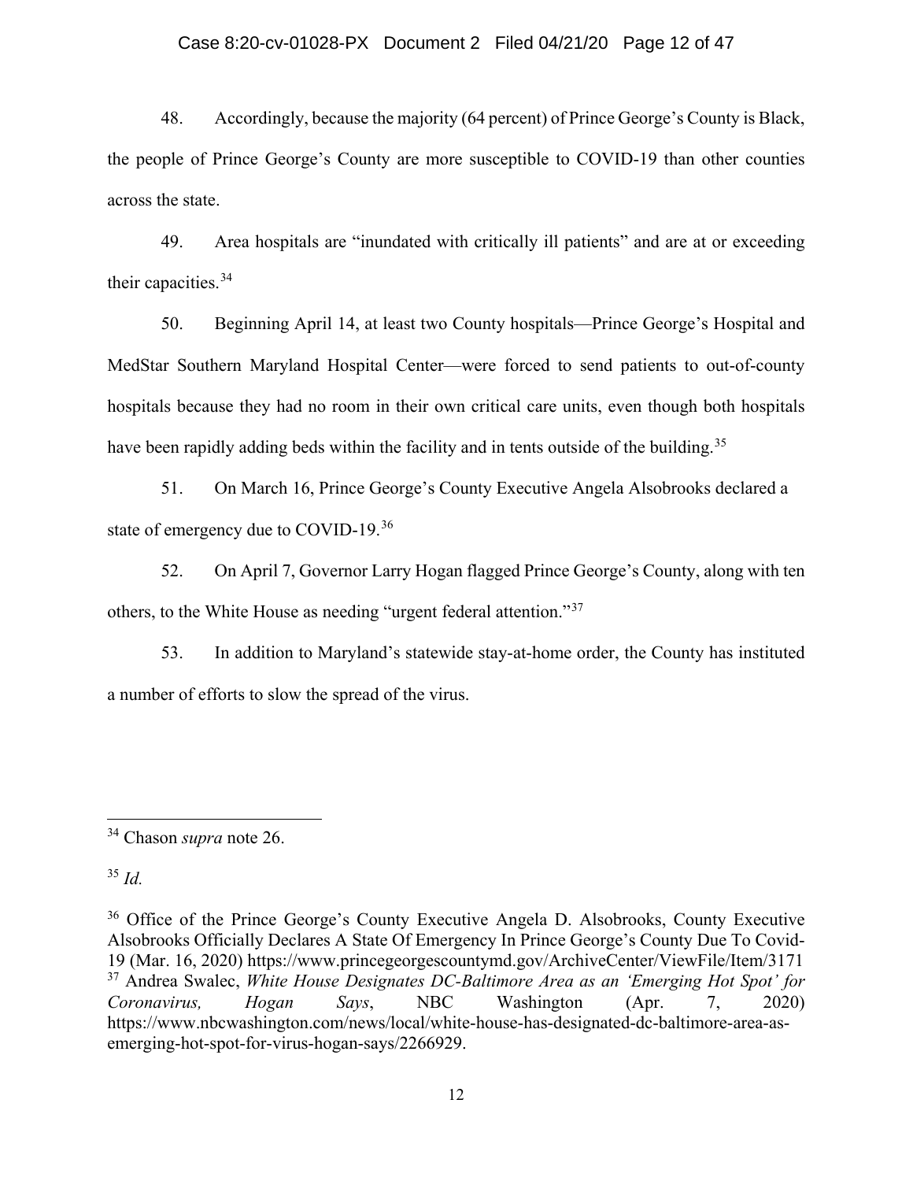48. Accordingly, because the majority (64 percent) of Prince George's County is Black, the people of Prince George's County are more susceptible to COVID-19 than other counties across the state.

49. Area hospitals are "inundated with critically ill patients" and are at or exceeding their capacities.[34]

50. Beginning April 14, at least two County hospitals—Prince George's Hospital and MedStar Southern Maryland Hospital Center—were forced to send patients to out-of-county hospitals because they had no room in their own critical care units, even though both hospitals have been rapidly adding beds within the facility and in tents outside of the building.[35]

51. On March 16, Prince George's County Executive Angela Alsobrooks declared a state of emergency due to COVID-19.[36]

52. On April 7, Governor Larry Hogan flagged Prince George's County, along with ten others, to the White House as needing "urgent federal attention."[37]

53. In addition to Maryland's statewide stay-at-home order, the County has instituted a number of efforts to slow the spread of the virus.

---

[34] Chason *supra* note 26.

[35] *Id.*

[36] Office of the Prince George's County Executive Angela D. Alsobrooks, County Executive Alsobrooks Officially Declares A State Of Emergency In Prince George's County Due To Covid-19 (Mar. 16, 2020) https://www.princegeorgescountymd.gov/ArchiveCenter/ViewFile/Item/3171

[37] Andrea Swalec, *White House Designates DC-Baltimore Area as an 'Emerging Hot Spot' for Coronavirus, Hogan Says*, NBC Washington (Apr. 7, 2020) https://www.nbcwashington.com/news/local/white-house-has-designated-dc-baltimore-area-as-emerging-hot-spot-for-virus-hogan-says/2266929.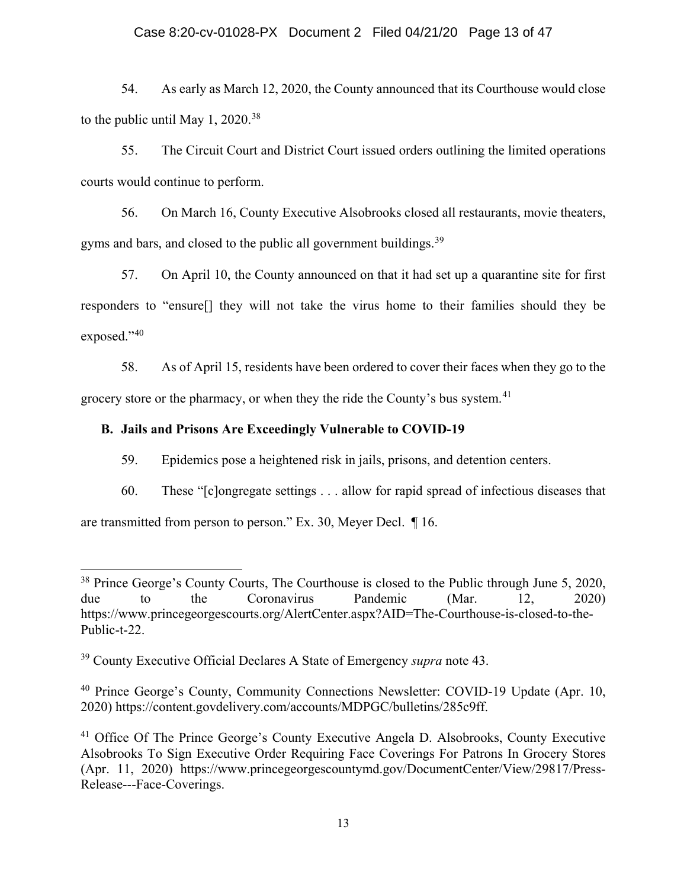54. As early as March 12, 2020, the County announced that its Courthouse would close to the public until May 1, 2020.[38]

55. The Circuit Court and District Court issued orders outlining the limited operations courts would continue to perform.

56. On March 16, County Executive Alsobrooks closed all restaurants, movie theaters, gyms and bars, and closed to the public all government buildings.[39]

57. On April 10, the County announced on that it had set up a quarantine site for first responders to "ensure[] they will not take the virus home to their families should they be exposed."[40]

58. As of April 15, residents have been ordered to cover their faces when they go to the grocery store or the pharmacy, or when they the ride the County's bus system.[41]

### B. Jails and Prisons Are Exceedingly Vulnerable to COVID-19

59. Epidemics pose a heightened risk in jails, prisons, and detention centers.

60. These "[c]ongregate settings . . . allow for rapid spread of infectious diseases that are transmitted from person to person." Ex. 30, Meyer Decl. ¶ 16.

---

[38] Prince George's County Courts, The Courthouse is closed to the Public through June 5, 2020, due to the Coronavirus Pandemic (Mar. 12, 2020) https://www.princegeorgescourts.org/AlertCenter.aspx?AID=The-Courthouse-is-closed-to-the-Public-t-22.

[39] County Executive Official Declares A State of Emergency *supra* note 43.

[40] Prince George's County, Community Connections Newsletter: COVID-19 Update (Apr. 10, 2020) https://content.govdelivery.com/accounts/MDPGC/bulletins/285c9ff.

[41] Office Of The Prince George's County Executive Angela D. Alsobrooks, County Executive Alsobrooks To Sign Executive Order Requiring Face Coverings For Patrons In Grocery Stores (Apr. 11, 2020) https://www.princegeorgescountymd.gov/DocumentCenter/View/29817/Press-Release---Face-Coverings.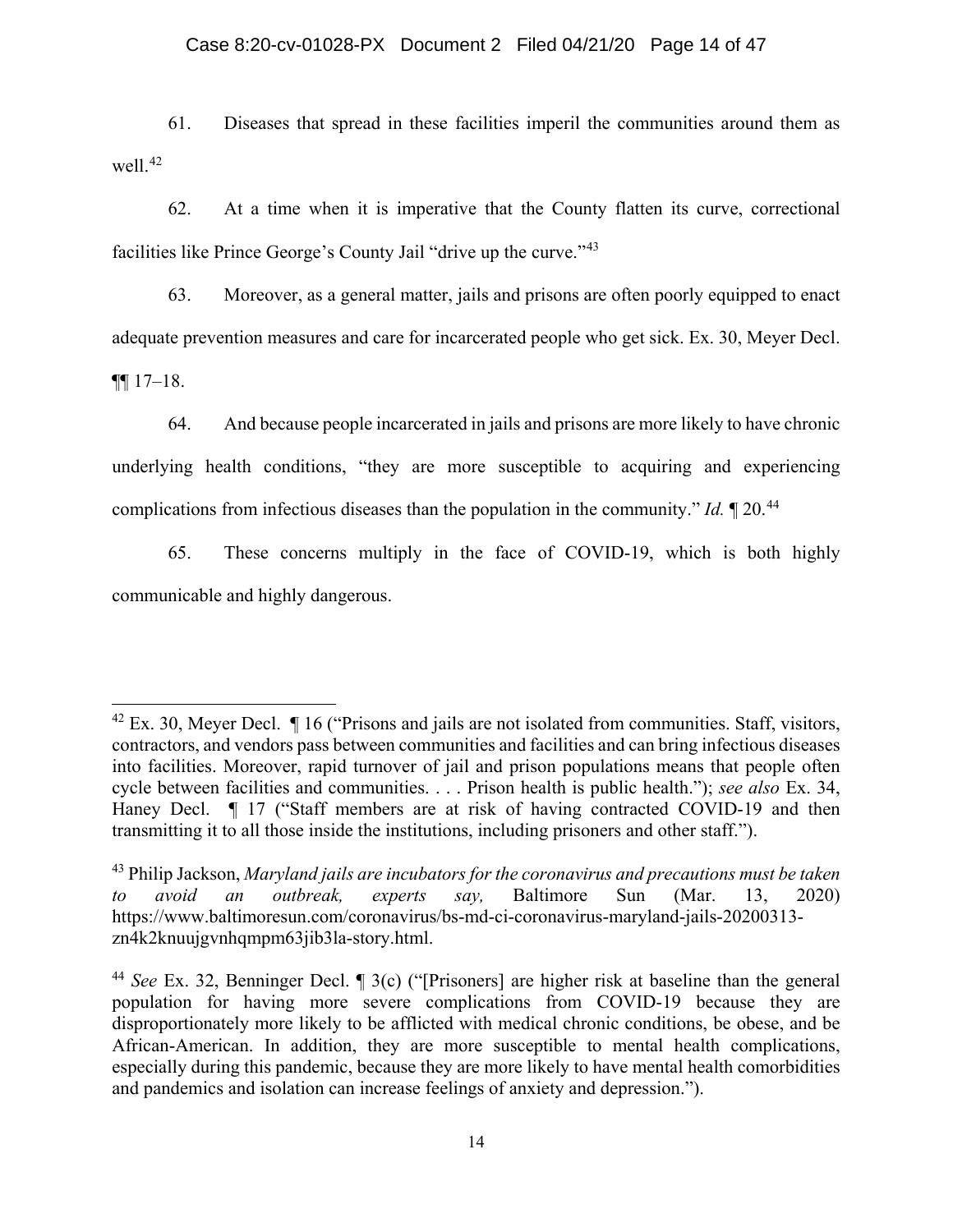61. Diseases that spread in these facilities imperil the communities around them as well.[42]

62. At a time when it is imperative that the County flatten its curve, correctional facilities like Prince George's County Jail "drive up the curve."[43]

63. Moreover, as a general matter, jails and prisons are often poorly equipped to enact adequate prevention measures and care for incarcerated people who get sick. Ex. 30, Meyer Decl. ¶¶ 17–18.

64. And because people incarcerated in jails and prisons are more likely to have chronic underlying health conditions, "they are more susceptible to acquiring and experiencing complications from infectious diseases than the population in the community." *Id.* ¶ 20.[44]

65. These concerns multiply in the face of COVID-19, which is both highly communicable and highly dangerous.

---

[42] Ex. 30, Meyer Decl. ¶ 16 ("Prisons and jails are not isolated from communities. Staff, visitors, contractors, and vendors pass between communities and facilities and can bring infectious diseases into facilities. Moreover, rapid turnover of jail and prison populations means that people often cycle between facilities and communities. . . . Prison health is public health."); *see also* Ex. 34, Haney Decl. ¶ 17 ("Staff members are at risk of having contracted COVID-19 and then transmitting it to all those inside the institutions, including prisoners and other staff.").

[43] Philip Jackson, *Maryland jails are incubators for the coronavirus and precautions must be taken to avoid an outbreak, experts say,* Baltimore Sun (Mar. 13, 2020) https://www.baltimoresun.com/coronavirus/bs-md-ci-coronavirus-maryland-jails-20200313-zn4k2knuujgvnhqmpm63jib3la-story.html.

[44] *See* Ex. 32, Benninger Decl. ¶ 3(c) ("[Prisoners] are higher risk at baseline than the general population for having more severe complications from COVID-19 because they are disproportionately more likely to be afflicted with medical chronic conditions, be obese, and be African-American. In addition, they are more susceptible to mental health complications, especially during this pandemic, because they are more likely to have mental health comorbidities and pandemics and isolation can increase feelings of anxiety and depression.").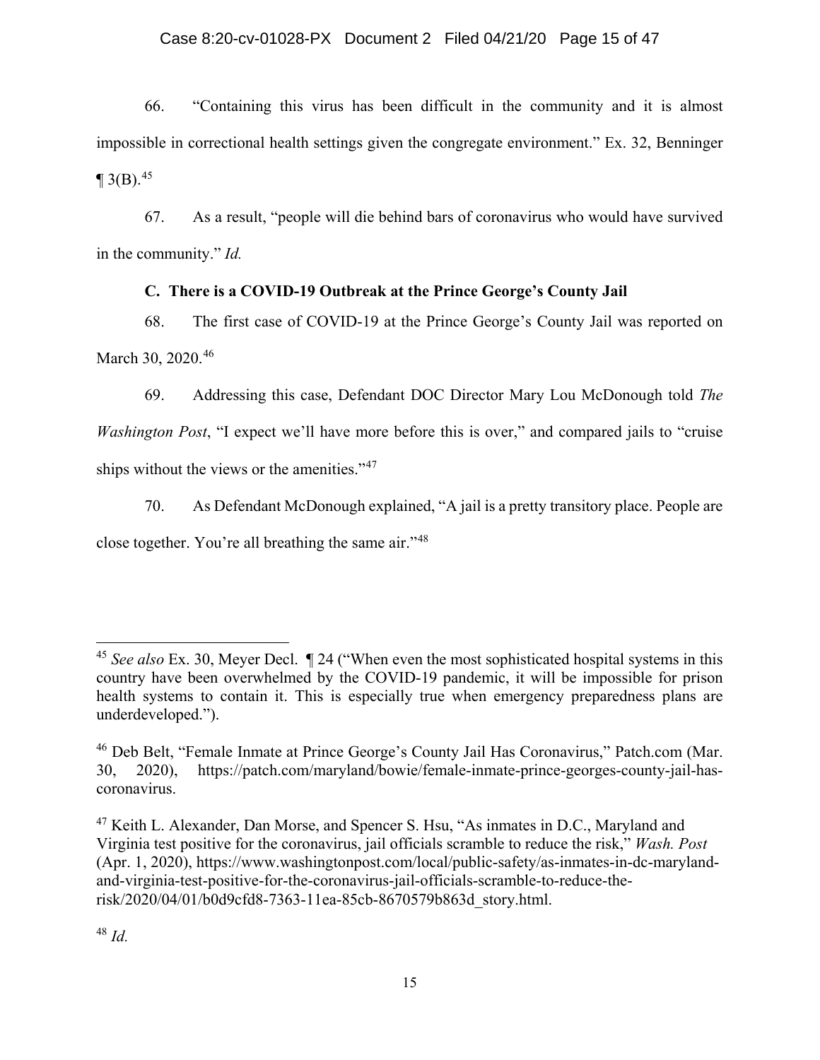66. "Containing this virus has been difficult in the community and it is almost impossible in correctional health settings given the congregate environment." Ex. 32, Benninger ¶ 3(B).[45]

67. As a result, "people will die behind bars of coronavirus who would have survived in the community." *Id.*

### C. There is a COVID-19 Outbreak at the Prince George's County Jail

68. The first case of COVID-19 at the Prince George's County Jail was reported on March 30, 2020.[46]

69. Addressing this case, Defendant DOC Director Mary Lou McDonough told *The Washington Post*, "I expect we'll have more before this is over," and compared jails to "cruise ships without the views or the amenities."[47]

70. As Defendant McDonough explained, "A jail is a pretty transitory place. People are close together. You're all breathing the same air."[48]

---

[45] *See also* Ex. 30, Meyer Decl. ¶ 24 ("When even the most sophisticated hospital systems in this country have been overwhelmed by the COVID-19 pandemic, it will be impossible for prison health systems to contain it. This is especially true when emergency preparedness plans are underdeveloped.").

[46] Deb Belt, "Female Inmate at Prince George's County Jail Has Coronavirus," Patch.com (Mar. 30, 2020), https://patch.com/maryland/bowie/female-inmate-prince-georges-county-jail-has-coronavirus.

[47] Keith L. Alexander, Dan Morse, and Spencer S. Hsu, "As inmates in D.C., Maryland and Virginia test positive for the coronavirus, jail officials scramble to reduce the risk," *Wash. Post* (Apr. 1, 2020), https://www.washingtonpost.com/local/public-safety/as-inmates-in-dc-maryland-and-virginia-test-positive-for-the-coronavirus-jail-officials-scramble-to-reduce-the-risk/2020/04/01/b0d9cfd8-7363-11ea-85cb-8670579b863d_story.html.

[48] *Id.*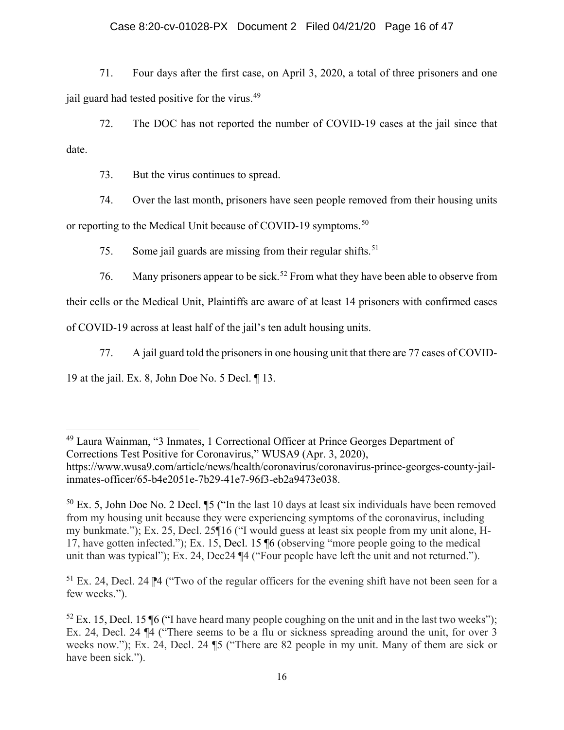71. Four days after the first case, on April 3, 2020, a total of three prisoners and one jail guard had tested positive for the virus.[49]

72. The DOC has not reported the number of COVID-19 cases at the jail since that date.

73. But the virus continues to spread.

74. Over the last month, prisoners have seen people removed from their housing units or reporting to the Medical Unit because of COVID-19 symptoms.[50]

75. Some jail guards are missing from their regular shifts.[51]

76. Many prisoners appear to be sick.[52] From what they have been able to observe from their cells or the Medical Unit, Plaintiffs are aware of at least 14 prisoners with confirmed cases of COVID-19 across at least half of the jail's ten adult housing units.

77. A jail guard told the prisoners in one housing unit that there are 77 cases of COVID-19 at the jail. Ex. 8, John Doe No. 5 Decl. ¶ 13.

---

[49] Laura Wainman, "3 Inmates, 1 Correctional Officer at Prince Georges Department of Corrections Test Positive for Coronavirus," WUSA9 (Apr. 3, 2020), https://www.wusa9.com/article/news/health/coronavirus/coronavirus-prince-georges-county-jail-inmates-officer/65-b4e2051e-7b29-41e7-96f3-eb2a9473e038.

[50] Ex. 5, John Doe No. 2 Decl. ¶5 ("In the last 10 days at least six individuals have been removed from my housing unit because they were experiencing symptoms of the coronavirus, including my bunkmate."); Ex. 25, Decl. 25¶16 ("I would guess at least six people from my unit alone, H-17, have gotten infected."); Ex. 15, Decl. 15 ¶6 (observing "more people going to the medical unit than was typical"); Ex. 24, Dec24 ¶4 ("Four people have left the unit and not returned.").

[51] Ex. 24, Decl. 24 ¶4 ("Two of the regular officers for the evening shift have not been seen for a few weeks.").

[52] Ex. 15, Decl. 15 ¶6 ("I have heard many people coughing on the unit and in the last two weeks"); Ex. 24, Decl. 24 ¶4 ("There seems to be a flu or sickness spreading around the unit, for over 3 weeks now."); Ex. 24, Decl. 24 ¶5 ("There are 82 people in my unit. Many of them are sick or have been sick.").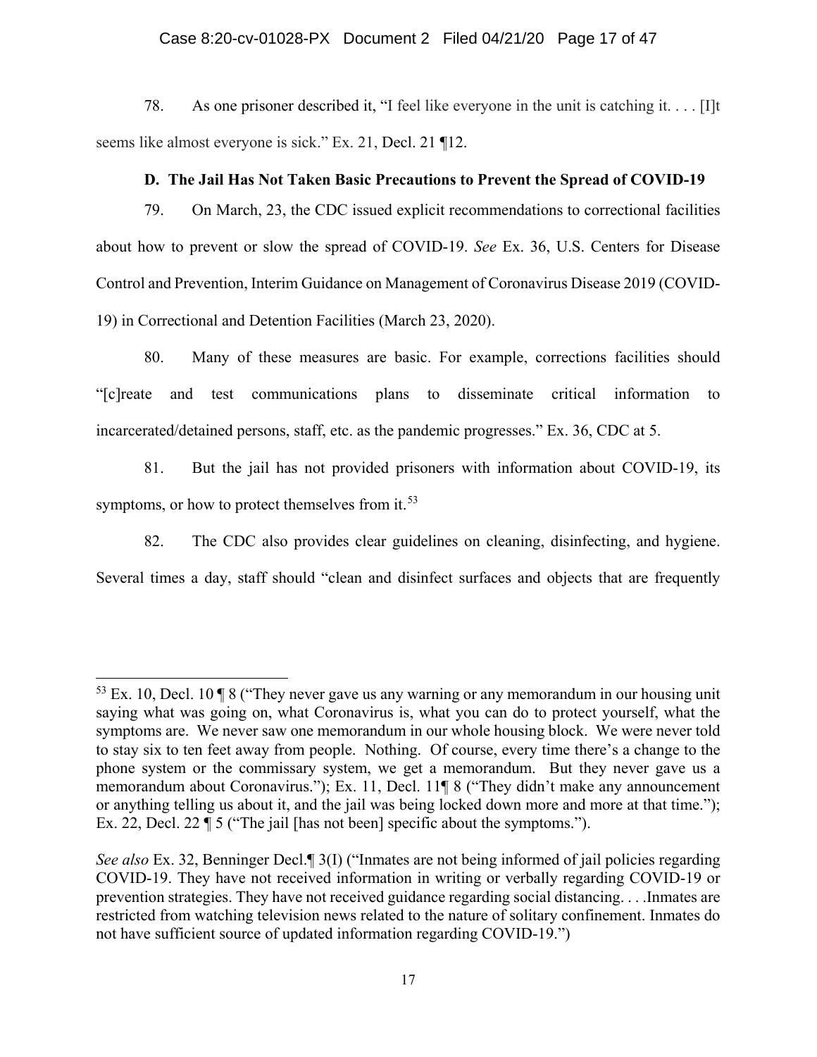78. As one prisoner described it, "I feel like everyone in the unit is catching it. . . . [I]t seems like almost everyone is sick." Ex. 21, Decl. 21 ¶12.

### D. The Jail Has Not Taken Basic Precautions to Prevent the Spread of COVID-19

79. On March, 23, the CDC issued explicit recommendations to correctional facilities about how to prevent or slow the spread of COVID-19. *See* Ex. 36, U.S. Centers for Disease Control and Prevention, Interim Guidance on Management of Coronavirus Disease 2019 (COVID-19) in Correctional and Detention Facilities (March 23, 2020).

80. Many of these measures are basic. For example, corrections facilities should "[c]reate and test communications plans to disseminate critical information to incarcerated/detained persons, staff, etc. as the pandemic progresses." Ex. 36, CDC at 5.

81. But the jail has not provided prisoners with information about COVID-19, its symptoms, or how to protect themselves from it.[53]

82. The CDC also provides clear guidelines on cleaning, disinfecting, and hygiene. Several times a day, staff should "clean and disinfect surfaces and objects that are frequently

---

[53] Ex. 10, Decl. 10 ¶ 8 ("They never gave us any warning or any memorandum in our housing unit saying what was going on, what Coronavirus is, what you can do to protect yourself, what the symptoms are. We never saw one memorandum in our whole housing block. We were never told to stay six to ten feet away from people. Nothing. Of course, every time there's a change to the phone system or the commissary system, we get a memorandum. But they never gave us a memorandum about Coronavirus."); Ex. 11, Decl. 11¶ 8 ("They didn't make any announcement or anything telling us about it, and the jail was being locked down more and more at that time."); Ex. 22, Decl. 22 ¶ 5 ("The jail [has not been] specific about the symptoms.").

*See also* Ex. 32, Benninger Decl.¶ 3(I) ("Inmates are not being informed of jail policies regarding COVID-19. They have not received information in writing or verbally regarding COVID-19 or prevention strategies. They have not received guidance regarding social distancing. . . .Inmates are restricted from watching television news related to the nature of solitary confinement. Inmates do not have sufficient source of updated information regarding COVID-19.")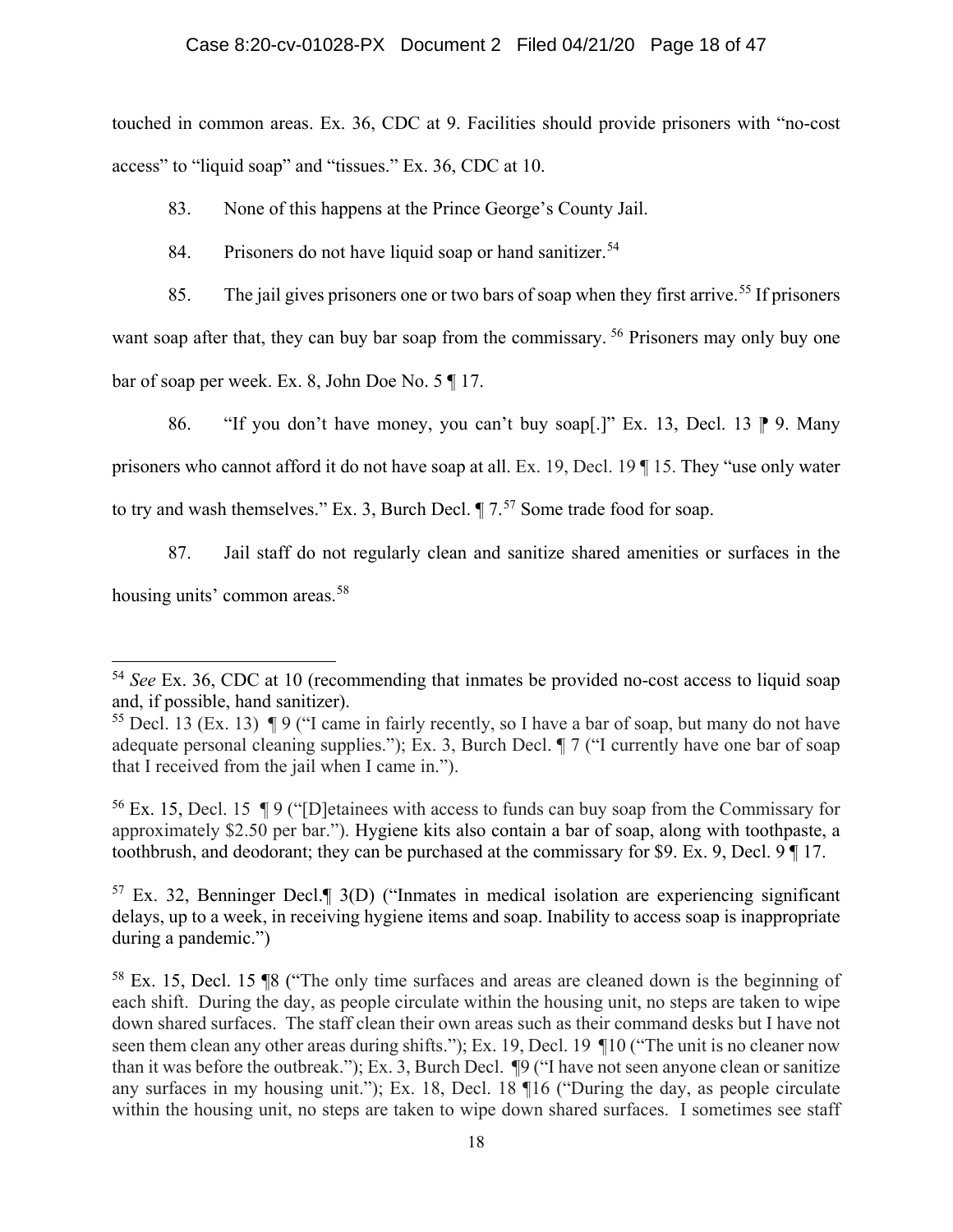touched in common areas. Ex. 36, CDC at 9. Facilities should provide prisoners with "no-cost access" to "liquid soap" and "tissues." Ex. 36, CDC at 10.

83. None of this happens at the Prince George's County Jail.

84. Prisoners do not have liquid soap or hand sanitizer.[54]

85. The jail gives prisoners one or two bars of soap when they first arrive.[55] If prisoners want soap after that, they can buy bar soap from the commissary.[56] Prisoners may only buy one bar of soap per week. Ex. 8, John Doe No. 5 ¶ 17.

86. "If you don't have money, you can't buy soap[.]" Ex. 13, Decl. 13 ⁋ 9. Many prisoners who cannot afford it do not have soap at all. Ex. 19, Decl. 19 ¶ 15. They "use only water to try and wash themselves." Ex. 3, Burch Decl. ¶ 7.[57] Some trade food for soap.

87. Jail staff do not regularly clean and sanitize shared amenities or surfaces in the housing units' common areas.[58]

---

[54] *See* Ex. 36, CDC at 10 (recommending that inmates be provided no-cost access to liquid soap and, if possible, hand sanitizer).

[55] Decl. 13 (Ex. 13) ¶ 9 ("I came in fairly recently, so I have a bar of soap, but many do not have adequate personal cleaning supplies."); Ex. 3, Burch Decl. ¶ 7 ("I currently have one bar of soap that I received from the jail when I came in.").

[56] Ex. 15, Decl. 15 ¶ 9 ("[D]etainees with access to funds can buy soap from the Commissary for approximately $2.50 per bar."). Hygiene kits also contain a bar of soap, along with toothpaste, a toothbrush, and deodorant; they can be purchased at the commissary for $9. Ex. 9, Decl. 9 ¶ 17.

[57] Ex. 32, Benninger Decl.¶ 3(D) ("Inmates in medical isolation are experiencing significant delays, up to a week, in receiving hygiene items and soap. Inability to access soap is inappropriate during a pandemic.")

[58] Ex. 15, Decl. 15 ¶8 ("The only time surfaces and areas are cleaned down is the beginning of each shift. During the day, as people circulate within the housing unit, no steps are taken to wipe down shared surfaces. The staff clean their own areas such as their command desks but I have not seen them clean any other areas during shifts."); Ex. 19, Decl. 19 ¶10 ("The unit is no cleaner now than it was before the outbreak."); Ex. 3, Burch Decl. ¶9 ("I have not seen anyone clean or sanitize any surfaces in my housing unit."); Ex. 18, Decl. 18 ¶16 ("During the day, as people circulate within the housing unit, no steps are taken to wipe down shared surfaces. I sometimes see staff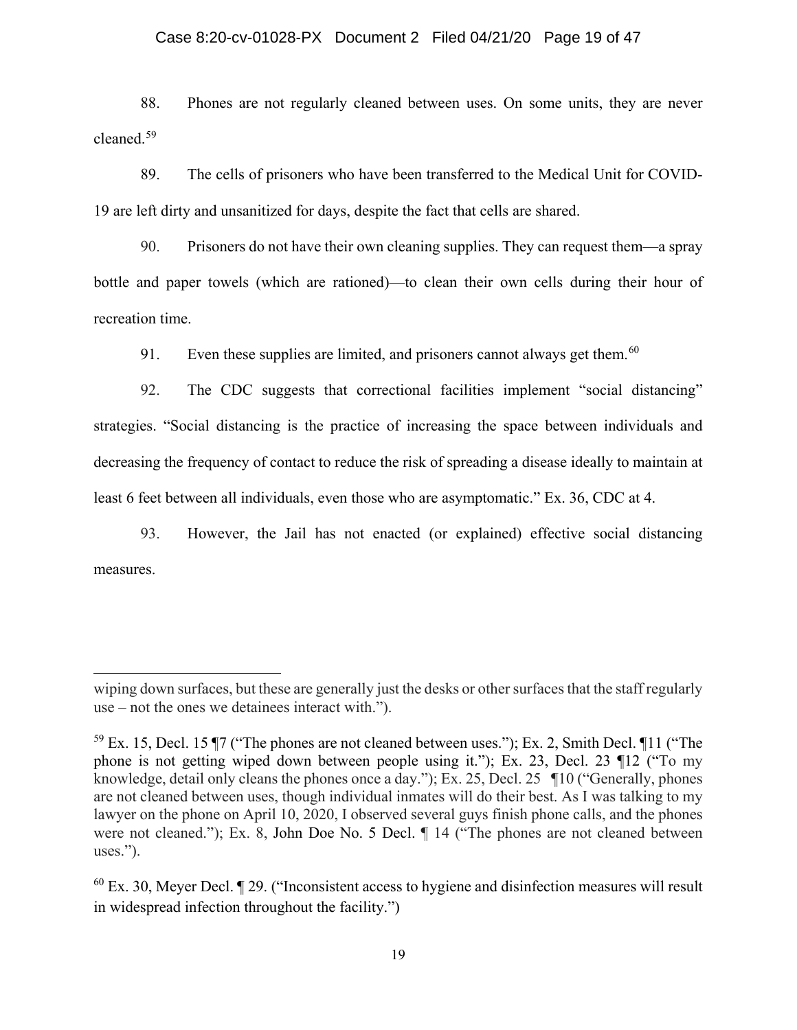88. Phones are not regularly cleaned between uses. On some units, they are never cleaned.[59]

89. The cells of prisoners who have been transferred to the Medical Unit for COVID-19 are left dirty and unsanitized for days, despite the fact that cells are shared.

90. Prisoners do not have their own cleaning supplies. They can request them—a spray bottle and paper towels (which are rationed)—to clean their own cells during their hour of recreation time.

91. Even these supplies are limited, and prisoners cannot always get them.[60]

92. The CDC suggests that correctional facilities implement "social distancing" strategies. "Social distancing is the practice of increasing the space between individuals and decreasing the frequency of contact to reduce the risk of spreading a disease ideally to maintain at least 6 feet between all individuals, even those who are asymptomatic." Ex. 36, CDC at 4.

93. However, the Jail has not enacted (or explained) effective social distancing measures.

---

wiping down surfaces, but these are generally just the desks or other surfaces that the staff regularly use – not the ones we detainees interact with.").

[59] Ex. 15, Decl. 15 ¶7 ("The phones are not cleaned between uses."); Ex. 2, Smith Decl. ¶11 ("The phone is not getting wiped down between people using it."); Ex. 23, Decl. 23 ¶12 ("To my knowledge, detail only cleans the phones once a day."); Ex. 25, Decl. 25 ¶10 ("Generally, phones are not cleaned between uses, though individual inmates will do their best. As I was talking to my lawyer on the phone on April 10, 2020, I observed several guys finish phone calls, and the phones were not cleaned."); Ex. 8, John Doe No. 5 Decl. ¶ 14 ("The phones are not cleaned between uses.").

[60] Ex. 30, Meyer Decl. ¶ 29. ("Inconsistent access to hygiene and disinfection measures will result in widespread infection throughout the facility.")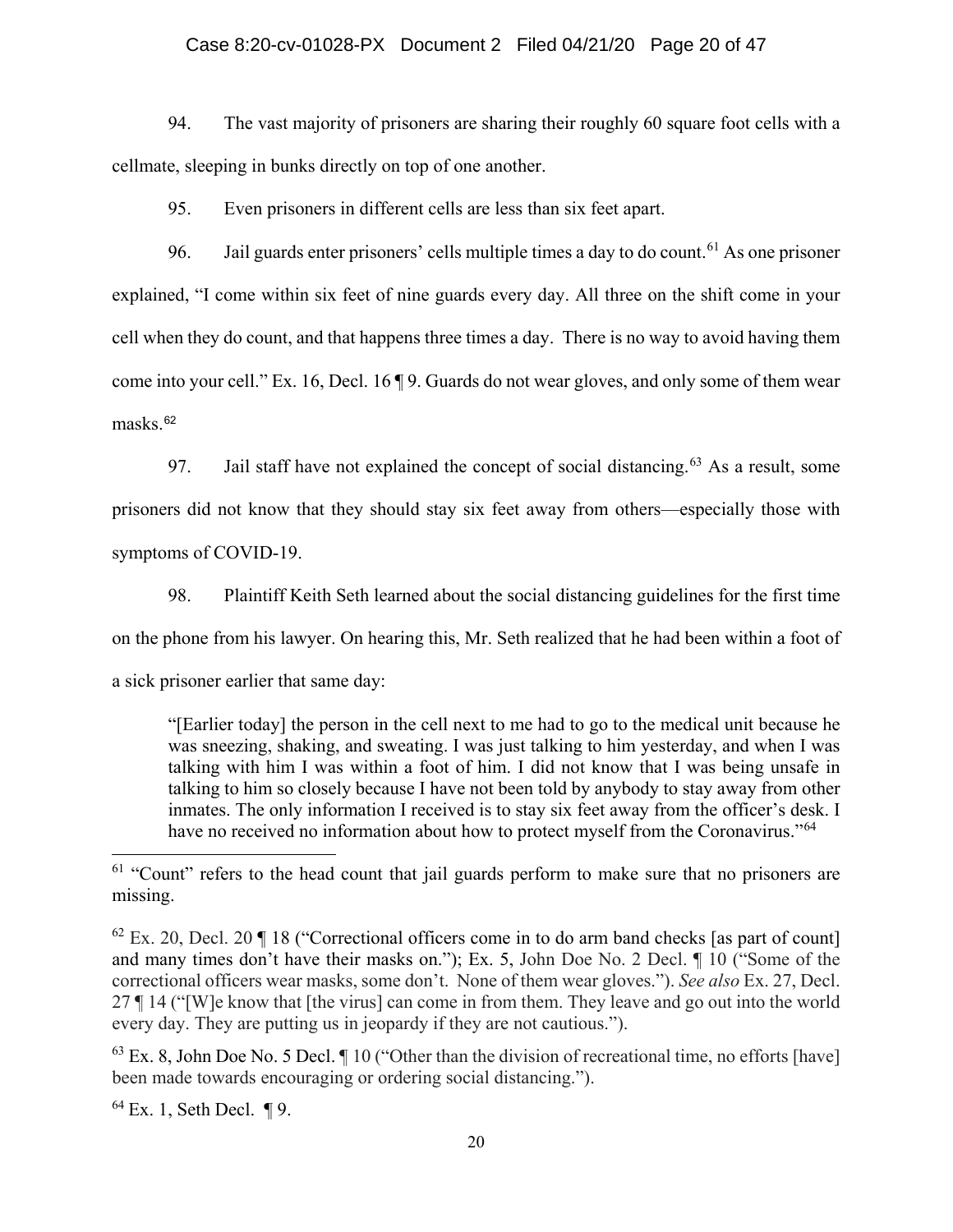94. The vast majority of prisoners are sharing their roughly 60 square foot cells with a cellmate, sleeping in bunks directly on top of one another.

95. Even prisoners in different cells are less than six feet apart.

96. Jail guards enter prisoners' cells multiple times a day to do count.[61] As one prisoner explained, "I come within six feet of nine guards every day. All three on the shift come in your cell when they do count, and that happens three times a day. There is no way to avoid having them come into your cell." Ex. 16, Decl. 16 ¶ 9. Guards do not wear gloves, and only some of them wear masks.[62]

97. Jail staff have not explained the concept of social distancing.[63] As a result, some prisoners did not know that they should stay six feet away from others—especially those with symptoms of COVID-19.

98. Plaintiff Keith Seth learned about the social distancing guidelines for the first time on the phone from his lawyer. On hearing this, Mr. Seth realized that he had been within a foot of a sick prisoner earlier that same day:

> "[Earlier today] the person in the cell next to me had to go to the medical unit because he was sneezing, shaking, and sweating. I was just talking to him yesterday, and when I was talking with him I was within a foot of him. I did not know that I was being unsafe in talking to him so closely because I have not been told by anybody to stay away from other inmates. The only information I received is to stay six feet away from the officer's desk. I have no received no information about how to protect myself from the Coronavirus."[64]

---

[61] "Count" refers to the head count that jail guards perform to make sure that no prisoners are missing.

[62] Ex. 20, Decl. 20 ¶ 18 ("Correctional officers come in to do arm band checks [as part of count] and many times don't have their masks on."); Ex. 5, John Doe No. 2 Decl. ¶ 10 ("Some of the correctional officers wear masks, some don't. None of them wear gloves."). *See also* Ex. 27, Decl. 27 ¶ 14 ("[W]e know that [the virus] can come in from them. They leave and go out into the world every day. They are putting us in jeopardy if they are not cautious.").

[63] Ex. 8, John Doe No. 5 Decl. ¶ 10 ("Other than the division of recreational time, no efforts [have] been made towards encouraging or ordering social distancing.").

[64] Ex. 1, Seth Decl. ¶ 9.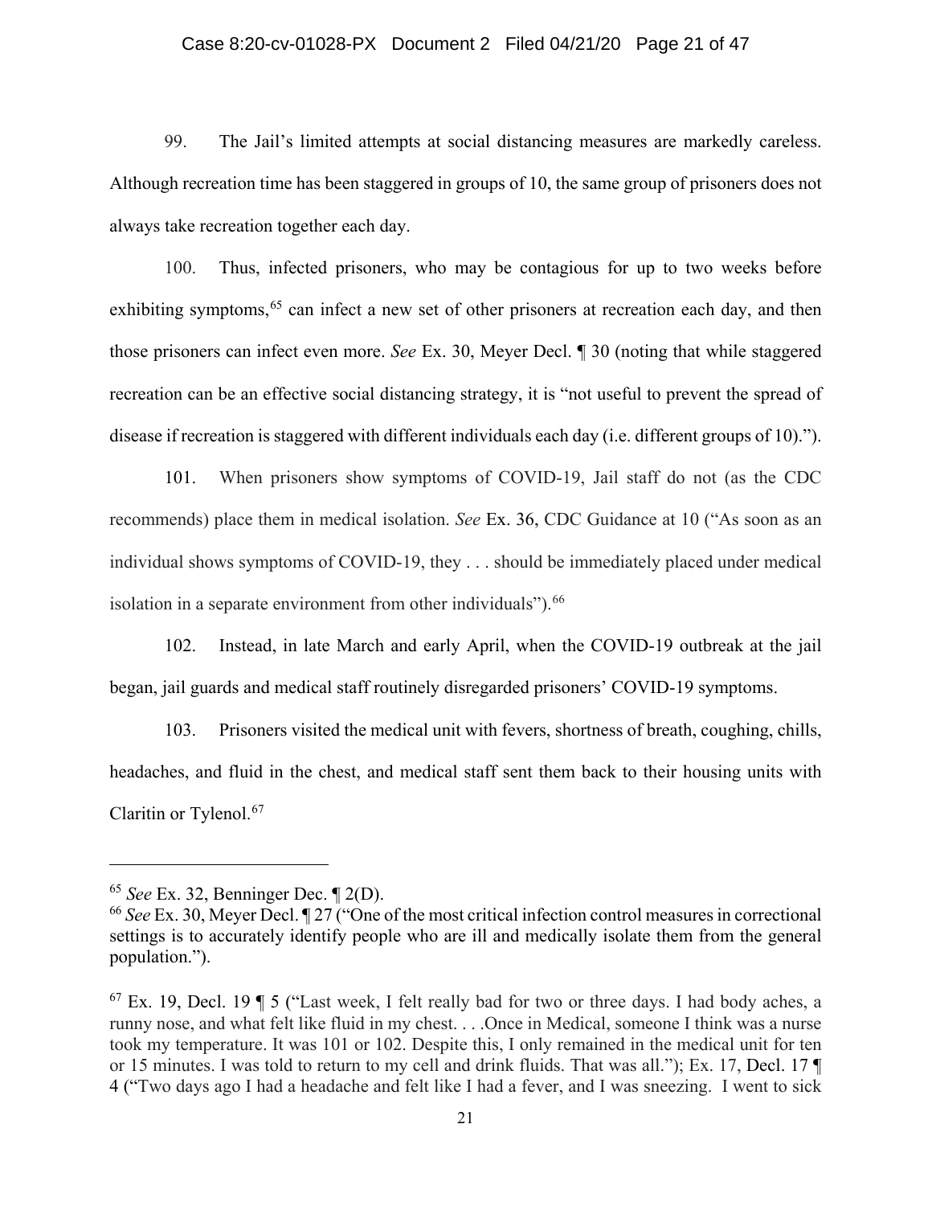99. The Jail's limited attempts at social distancing measures are markedly careless. Although recreation time has been staggered in groups of 10, the same group of prisoners does not always take recreation together each day.

100. Thus, infected prisoners, who may be contagious for up to two weeks before exhibiting symptoms,[65] can infect a new set of other prisoners at recreation each day, and then those prisoners can infect even more. *See* Ex. 30, Meyer Decl. ¶ 30 (noting that while staggered recreation can be an effective social distancing strategy, it is "not useful to prevent the spread of disease if recreation is staggered with different individuals each day (i.e. different groups of 10).").

101. When prisoners show symptoms of COVID-19, Jail staff do not (as the CDC recommends) place them in medical isolation. *See* Ex. 36, CDC Guidance at 10 ("As soon as an individual shows symptoms of COVID-19, they . . . should be immediately placed under medical isolation in a separate environment from other individuals").[66]

102. Instead, in late March and early April, when the COVID-19 outbreak at the jail began, jail guards and medical staff routinely disregarded prisoners' COVID-19 symptoms.

103. Prisoners visited the medical unit with fevers, shortness of breath, coughing, chills, headaches, and fluid in the chest, and medical staff sent them back to their housing units with Claritin or Tylenol.[67]

---

[65] *See* Ex. 32, Benninger Dec. ¶ 2(D).

[66] *See* Ex. 30, Meyer Decl. ¶ 27 ("One of the most critical infection control measures in correctional settings is to accurately identify people who are ill and medically isolate them from the general population.").

[67] Ex. 19, Decl. 19 ¶ 5 ("Last week, I felt really bad for two or three days. I had body aches, a runny nose, and what felt like fluid in my chest. . . .Once in Medical, someone I think was a nurse took my temperature. It was 101 or 102. Despite this, I only remained in the medical unit for ten or 15 minutes. I was told to return to my cell and drink fluids. That was all."); Ex. 17, Decl. 17 ¶ 4 ("Two days ago I had a headache and felt like I had a fever, and I was sneezing. I went to sick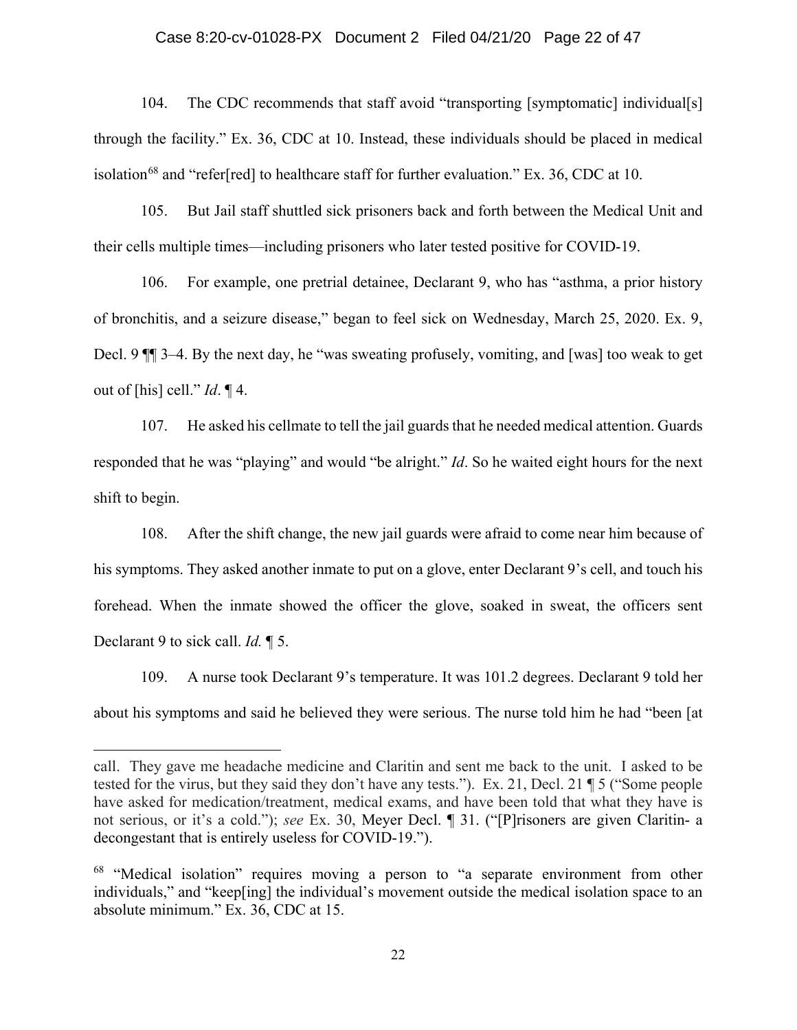104. The CDC recommends that staff avoid "transporting [symptomatic] individual[s] through the facility." Ex. 36, CDC at 10. Instead, these individuals should be placed in medical isolation[68] and "refer[red] to healthcare staff for further evaluation." Ex. 36, CDC at 10.

105. But Jail staff shuttled sick prisoners back and forth between the Medical Unit and their cells multiple times—including prisoners who later tested positive for COVID-19.

106. For example, one pretrial detainee, Declarant 9, who has "asthma, a prior history of bronchitis, and a seizure disease," began to feel sick on Wednesday, March 25, 2020. Ex. 9, Decl. 9 ¶¶ 3–4. By the next day, he "was sweating profusely, vomiting, and [was] too weak to get out of [his] cell." *Id*. ¶ 4.

107. He asked his cellmate to tell the jail guards that he needed medical attention. Guards responded that he was "playing" and would "be alright." *Id*. So he waited eight hours for the next shift to begin.

108. After the shift change, the new jail guards were afraid to come near him because of his symptoms. They asked another inmate to put on a glove, enter Declarant 9's cell, and touch his forehead. When the inmate showed the officer the glove, soaked in sweat, the officers sent Declarant 9 to sick call. *Id.* ¶ 5.

109. A nurse took Declarant 9's temperature. It was 101.2 degrees. Declarant 9 told her about his symptoms and said he believed they were serious. The nurse told him he had "been [at

---

call. They gave me headache medicine and Claritin and sent me back to the unit. I asked to be tested for the virus, but they said they don't have any tests."). Ex. 21, Decl. 21 ¶ 5 ("Some people have asked for medication/treatment, medical exams, and have been told that what they have is not serious, or it's a cold."); *see* Ex. 30, Meyer Decl. ¶ 31. ("[P]risoners are given Claritin- a decongestant that is entirely useless for COVID-19.").

[68] "Medical isolation" requires moving a person to "a separate environment from other individuals," and "keep[ing] the individual's movement outside the medical isolation space to an absolute minimum." Ex. 36, CDC at 15.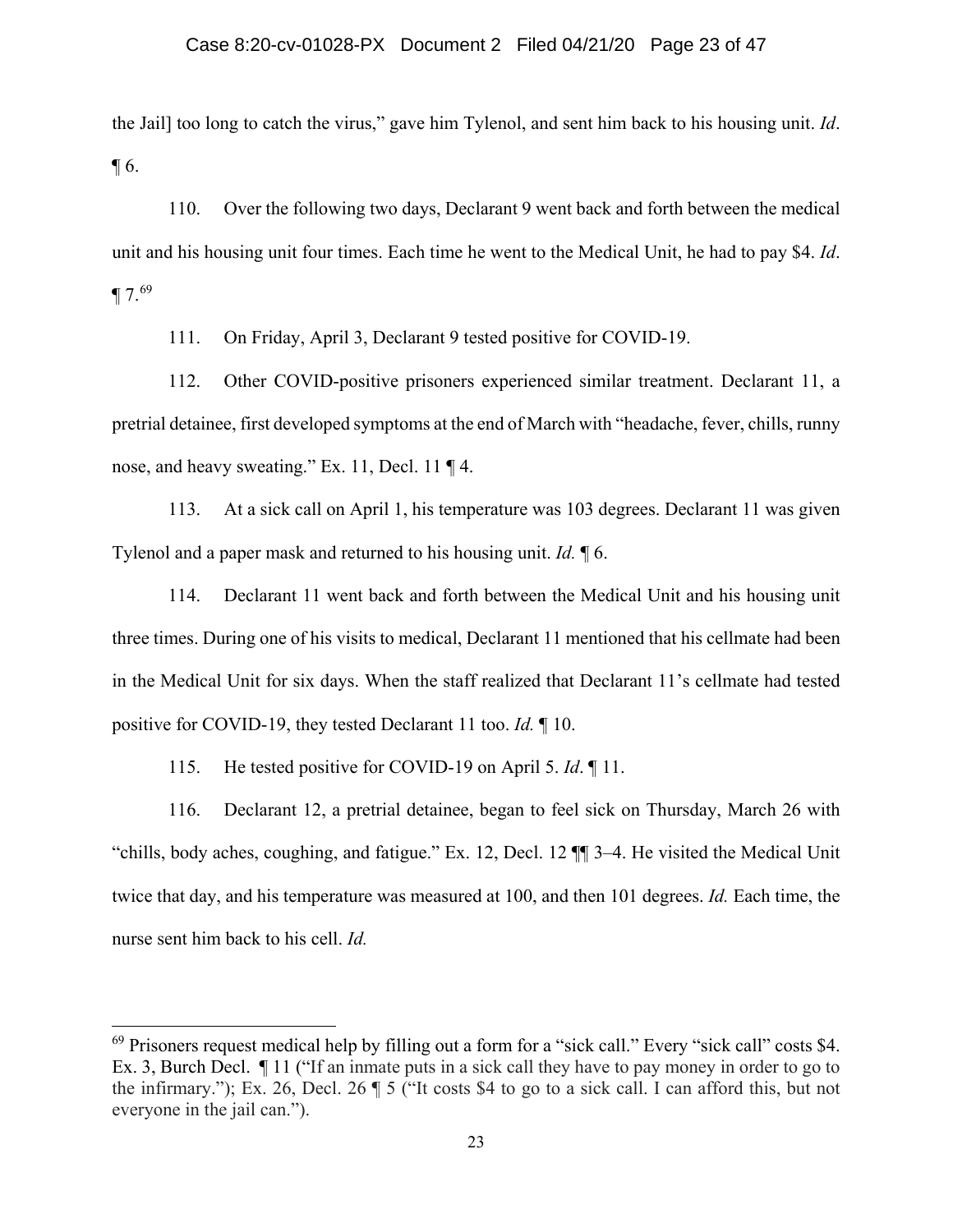the Jail] too long to catch the virus," gave him Tylenol, and sent him back to his housing unit. *Id*. ¶ 6.

110. Over the following two days, Declarant 9 went back and forth between the medical unit and his housing unit four times. Each time he went to the Medical Unit, he had to pay $4. *Id*. ¶ 7.[69]

111. On Friday, April 3, Declarant 9 tested positive for COVID-19.

112. Other COVID-positive prisoners experienced similar treatment. Declarant 11, a pretrial detainee, first developed symptoms at the end of March with "headache, fever, chills, runny nose, and heavy sweating." Ex. 11, Decl. 11 ¶ 4.

113. At a sick call on April 1, his temperature was 103 degrees. Declarant 11 was given Tylenol and a paper mask and returned to his housing unit. *Id.* ¶ 6.

114. Declarant 11 went back and forth between the Medical Unit and his housing unit three times. During one of his visits to medical, Declarant 11 mentioned that his cellmate had been in the Medical Unit for six days. When the staff realized that Declarant 11's cellmate had tested positive for COVID-19, they tested Declarant 11 too. *Id.* ¶ 10.

115. He tested positive for COVID-19 on April 5. *Id*. ¶ 11.

116. Declarant 12, a pretrial detainee, began to feel sick on Thursday, March 26 with "chills, body aches, coughing, and fatigue." Ex. 12, Decl. 12 ¶¶ 3–4. He visited the Medical Unit twice that day, and his temperature was measured at 100, and then 101 degrees. *Id.* Each time, the nurse sent him back to his cell. *Id.*

---

[69] Prisoners request medical help by filling out a form for a "sick call." Every "sick call" costs $4. Ex. 3, Burch Decl. ¶ 11 ("If an inmate puts in a sick call they have to pay money in order to go to the infirmary."); Ex. 26, Decl. 26 ¶ 5 ("It costs $4 to go to a sick call. I can afford this, but not everyone in the jail can.").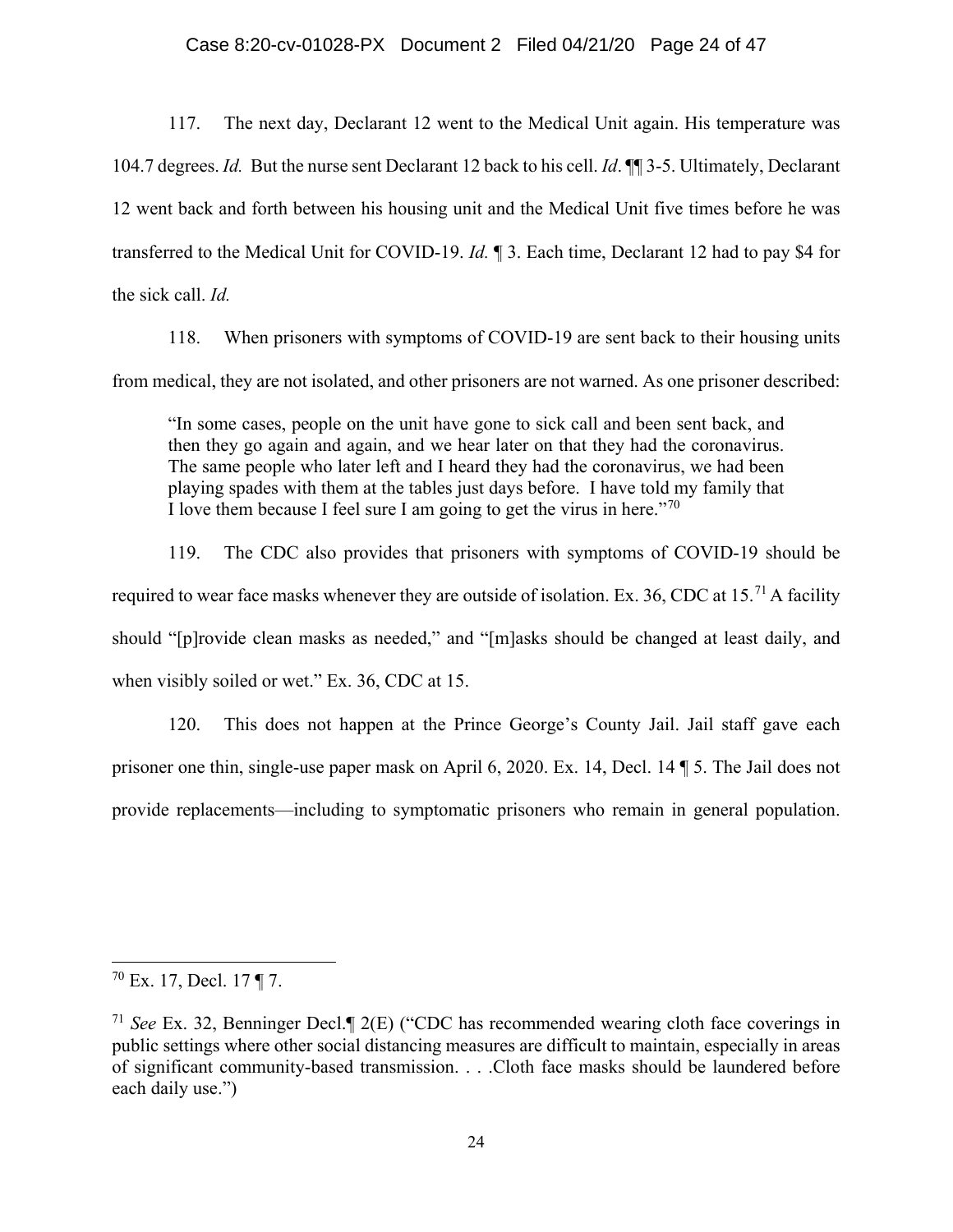117. The next day, Declarant 12 went to the Medical Unit again. His temperature was 104.7 degrees. *Id.* But the nurse sent Declarant 12 back to his cell. *Id*. ¶¶ 3-5. Ultimately, Declarant 12 went back and forth between his housing unit and the Medical Unit five times before he was transferred to the Medical Unit for COVID-19. *Id.* ¶ 3. Each time, Declarant 12 had to pay $4 for the sick call. *Id.*

118. When prisoners with symptoms of COVID-19 are sent back to their housing units from medical, they are not isolated, and other prisoners are not warned. As one prisoner described:

> "In some cases, people on the unit have gone to sick call and been sent back, and then they go again and again, and we hear later on that they had the coronavirus. The same people who later left and I heard they had the coronavirus, we had been playing spades with them at the tables just days before. I have told my family that I love them because I feel sure I am going to get the virus in here."[70]

119. The CDC also provides that prisoners with symptoms of COVID-19 should be required to wear face masks whenever they are outside of isolation. Ex. 36, CDC at 15.[71] A facility should "[p]rovide clean masks as needed," and "[m]asks should be changed at least daily, and when visibly soiled or wet." Ex. 36, CDC at 15.

120. This does not happen at the Prince George's County Jail. Jail staff gave each prisoner one thin, single-use paper mask on April 6, 2020. Ex. 14, Decl. 14 ¶ 5. The Jail does not provide replacements—including to symptomatic prisoners who remain in general population.

---

[70] Ex. 17, Decl. 17 ¶ 7.

[71] *See* Ex. 32, Benninger Decl.¶ 2(E) ("CDC has recommended wearing cloth face coverings in public settings where other social distancing measures are difficult to maintain, especially in areas of significant community-based transmission. . . .Cloth face masks should be laundered before each daily use.")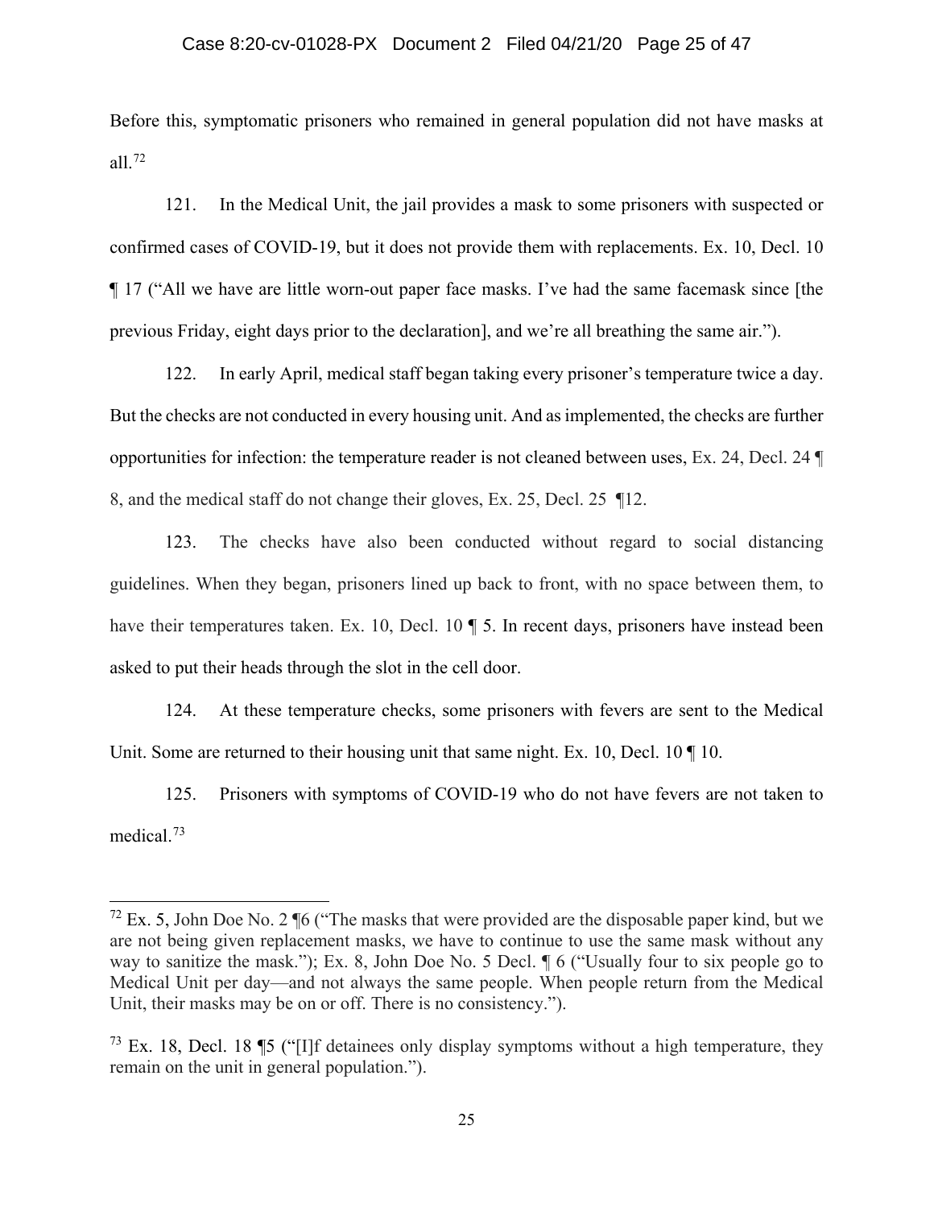Before this, symptomatic prisoners who remained in general population did not have masks at all.[72]

121. In the Medical Unit, the jail provides a mask to some prisoners with suspected or confirmed cases of COVID-19, but it does not provide them with replacements. Ex. 10, Decl. 10 ¶ 17 ("All we have are little worn-out paper face masks. I've had the same facemask since [the previous Friday, eight days prior to the declaration], and we're all breathing the same air.").

122. In early April, medical staff began taking every prisoner's temperature twice a day. But the checks are not conducted in every housing unit. And as implemented, the checks are further opportunities for infection: the temperature reader is not cleaned between uses, Ex. 24, Decl. 24 ¶ 8, and the medical staff do not change their gloves, Ex. 25, Decl. 25 ¶12.

123. The checks have also been conducted without regard to social distancing guidelines. When they began, prisoners lined up back to front, with no space between them, to have their temperatures taken. Ex. 10, Decl. 10 ¶ 5. In recent days, prisoners have instead been asked to put their heads through the slot in the cell door.

124. At these temperature checks, some prisoners with fevers are sent to the Medical Unit. Some are returned to their housing unit that same night. Ex. 10, Decl. 10 ¶ 10.

125. Prisoners with symptoms of COVID-19 who do not have fevers are not taken to medical.[73]

---

[72] Ex. 5, John Doe No. 2 ¶6 ("The masks that were provided are the disposable paper kind, but we are not being given replacement masks, we have to continue to use the same mask without any way to sanitize the mask."); Ex. 8, John Doe No. 5 Decl. ¶ 6 ("Usually four to six people go to Medical Unit per day—and not always the same people. When people return from the Medical Unit, their masks may be on or off. There is no consistency.").

[73] Ex. 18, Decl. 18 ¶5 ("[I]f detainees only display symptoms without a high temperature, they remain on the unit in general population.").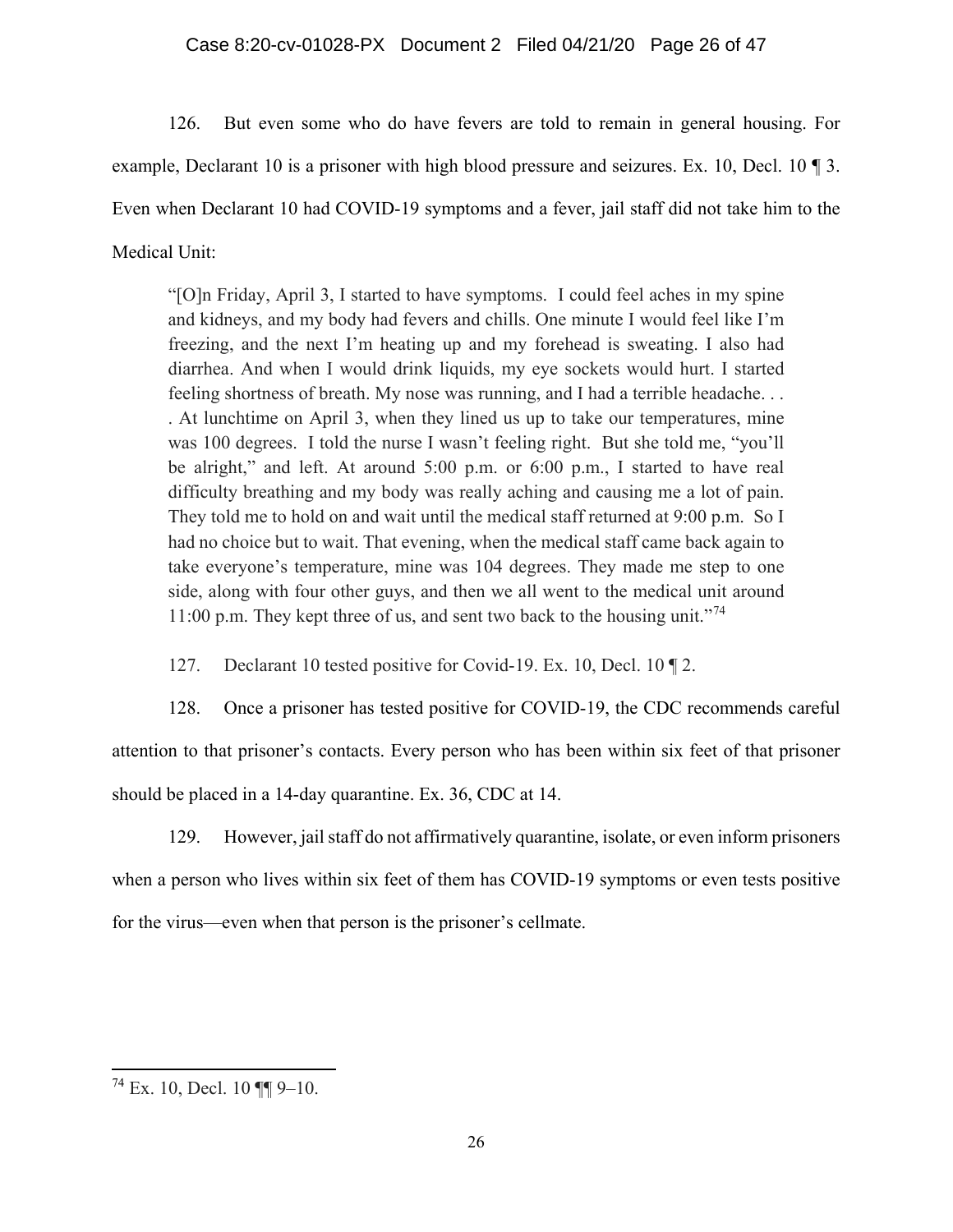126. But even some who do have fevers are told to remain in general housing. For example, Declarant 10 is a prisoner with high blood pressure and seizures. Ex. 10, Decl. 10 ¶ 3. Even when Declarant 10 had COVID-19 symptoms and a fever, jail staff did not take him to the Medical Unit:

> "[O]n Friday, April 3, I started to have symptoms. I could feel aches in my spine and kidneys, and my body had fevers and chills. One minute I would feel like I'm freezing, and the next I'm heating up and my forehead is sweating. I also had diarrhea. And when I would drink liquids, my eye sockets would hurt. I started feeling shortness of breath. My nose was running, and I had a terrible headache. . . . At lunchtime on April 3, when they lined us up to take our temperatures, mine was 100 degrees. I told the nurse I wasn't feeling right. But she told me, "you'll be alright," and left. At around 5:00 p.m. or 6:00 p.m., I started to have real difficulty breathing and my body was really aching and causing me a lot of pain. They told me to hold on and wait until the medical staff returned at 9:00 p.m. So I had no choice but to wait. That evening, when the medical staff came back again to take everyone's temperature, mine was 104 degrees. They made me step to one side, along with four other guys, and then we all went to the medical unit around 11:00 p.m. They kept three of us, and sent two back to the housing unit."[74]

127. Declarant 10 tested positive for Covid-19. Ex. 10, Decl. 10 ¶ 2.

128. Once a prisoner has tested positive for COVID-19, the CDC recommends careful attention to that prisoner's contacts. Every person who has been within six feet of that prisoner should be placed in a 14-day quarantine. Ex. 36, CDC at 14.

129. However, jail staff do not affirmatively quarantine, isolate, or even inform prisoners when a person who lives within six feet of them has COVID-19 symptoms or even tests positive for the virus—even when that person is the prisoner's cellmate.

---

[74] Ex. 10, Decl. 10 ¶¶ 9–10.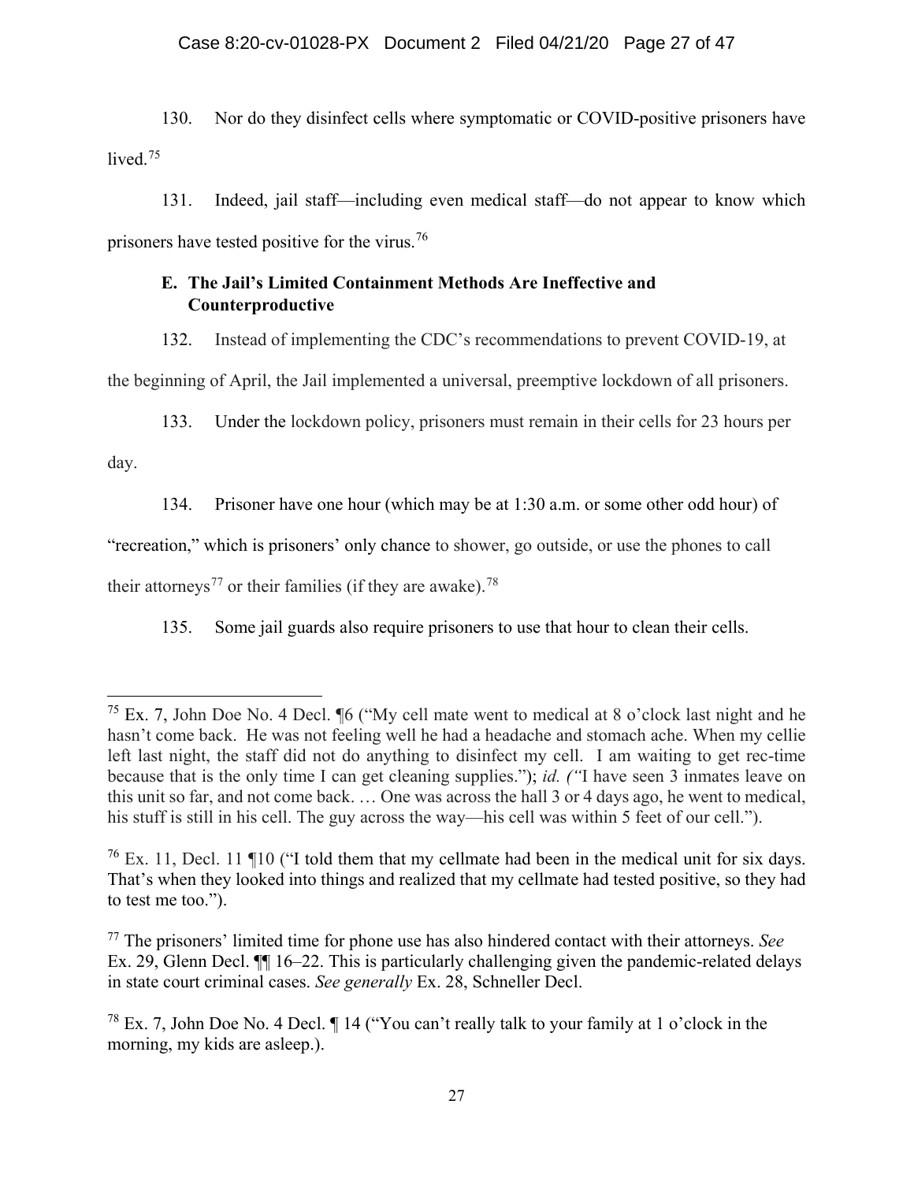130. Nor do they disinfect cells where symptomatic or COVID-positive prisoners have lived.[75]

131. Indeed, jail staff—including even medical staff—do not appear to know which prisoners have tested positive for the virus.[76]

### E. The Jail's Limited Containment Methods Are Ineffective and Counterproductive

132. Instead of implementing the CDC's recommendations to prevent COVID-19, at the beginning of April, the Jail implemented a universal, preemptive lockdown of all prisoners.

133. Under the lockdown policy, prisoners must remain in their cells for 23 hours per day.

134. Prisoner have one hour (which may be at 1:30 a.m. or some other odd hour) of "recreation," which is prisoners' only chance to shower, go outside, or use the phones to call their attorneys[77] or their families (if they are awake).[78]

135. Some jail guards also require prisoners to use that hour to clean their cells.

---

[75] Ex. 7, John Doe No. 4 Decl. ¶6 ("My cell mate went to medical at 8 o'clock last night and he hasn't come back. He was not feeling well he had a headache and stomach ache. When my cellie left last night, the staff did not do anything to disinfect my cell. I am waiting to get rec-time because that is the only time I can get cleaning supplies."); *id. ("*I have seen 3 inmates leave on this unit so far, and not come back. … One was across the hall 3 or 4 days ago, he went to medical, his stuff is still in his cell. The guy across the way—his cell was within 5 feet of our cell.").

[76] Ex. 11, Decl. 11 ¶10 ("I told them that my cellmate had been in the medical unit for six days. That's when they looked into things and realized that my cellmate had tested positive, so they had to test me too.").

[77] The prisoners' limited time for phone use has also hindered contact with their attorneys. *See* Ex. 29, Glenn Decl. ¶¶ 16–22. This is particularly challenging given the pandemic-related delays in state court criminal cases. *See generally* Ex. 28, Schneller Decl.

[78] Ex. 7, John Doe No. 4 Decl. ¶ 14 ("You can't really talk to your family at 1 o'clock in the morning, my kids are asleep.).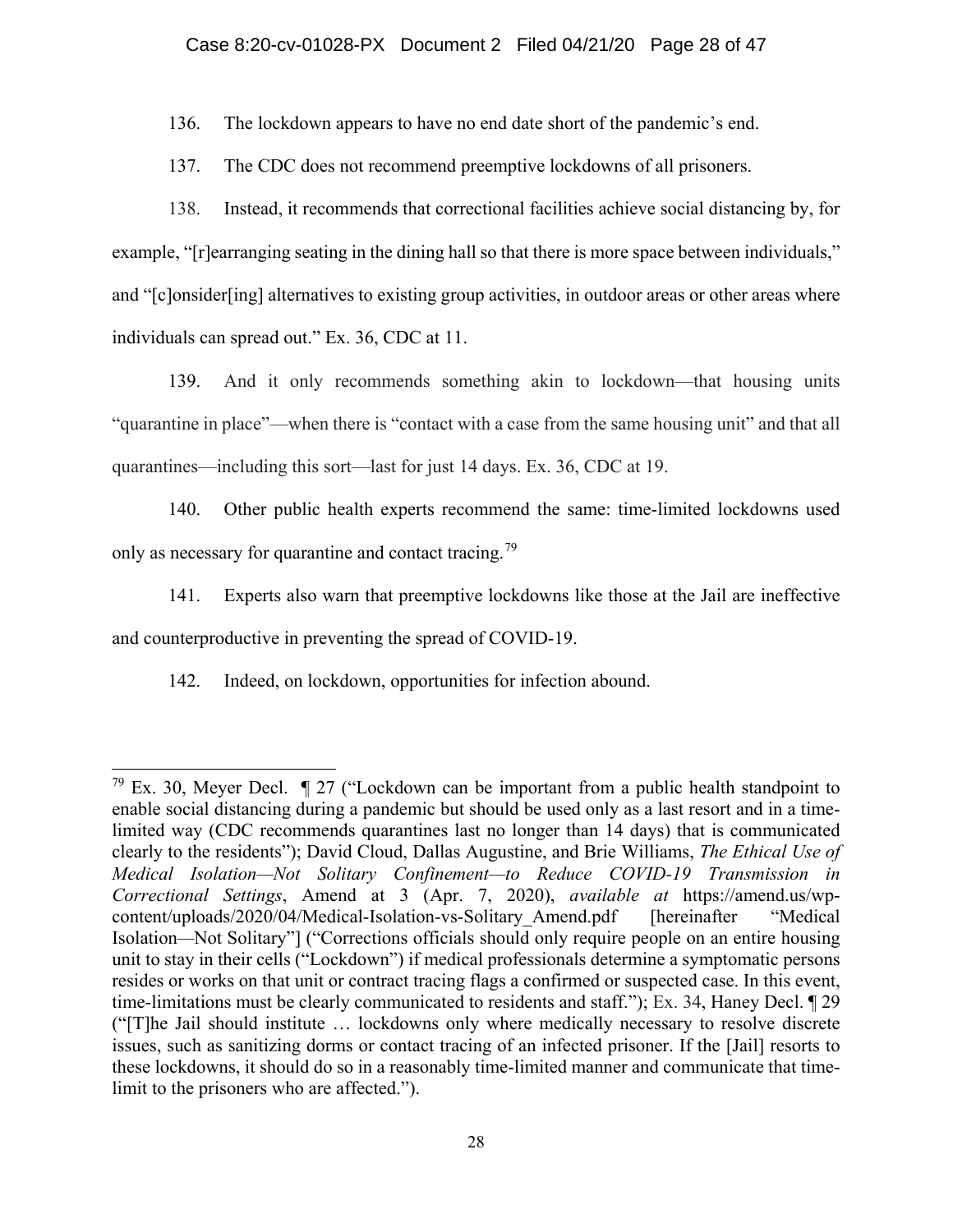136. The lockdown appears to have no end date short of the pandemic's end.

137. The CDC does not recommend preemptive lockdowns of all prisoners.

138. Instead, it recommends that correctional facilities achieve social distancing by, for example, "[r]earranging seating in the dining hall so that there is more space between individuals," and "[c]onsider[ing] alternatives to existing group activities, in outdoor areas or other areas where individuals can spread out." Ex. 36, CDC at 11.

139. And it only recommends something akin to lockdown—that housing units "quarantine in place"—when there is "contact with a case from the same housing unit" and that all quarantines—including this sort—last for just 14 days. Ex. 36, CDC at 19.

140. Other public health experts recommend the same: time-limited lockdowns used only as necessary for quarantine and contact tracing.[79]

141. Experts also warn that preemptive lockdowns like those at the Jail are ineffective and counterproductive in preventing the spread of COVID-19.

142. Indeed, on lockdown, opportunities for infection abound.

---

[79] Ex. 30, Meyer Decl. ¶ 27 ("Lockdown can be important from a public health standpoint to enable social distancing during a pandemic but should be used only as a last resort and in a time-limited way (CDC recommends quarantines last no longer than 14 days) that is communicated clearly to the residents"); David Cloud, Dallas Augustine, and Brie Williams, *The Ethical Use of Medical Isolation—Not Solitary Confinement—to Reduce COVID-19 Transmission in Correctional Settings*, Amend at 3 (Apr. 7, 2020), *available at* https://amend.us/wp-content/uploads/2020/04/Medical-Isolation-vs-Solitary_Amend.pdf [hereinafter "Medical Isolation—Not Solitary"] ("Corrections officials should only require people on an entire housing unit to stay in their cells ("Lockdown") if medical professionals determine a symptomatic persons resides or works on that unit or contract tracing flags a confirmed or suspected case. In this event, time-limitations must be clearly communicated to residents and staff."); Ex. 34, Haney Decl. ¶ 29 ("[T]he Jail should institute … lockdowns only where medically necessary to resolve discrete issues, such as sanitizing dorms or contact tracing of an infected prisoner. If the [Jail] resorts to these lockdowns, it should do so in a reasonably time-limited manner and communicate that time-limit to the prisoners who are affected.").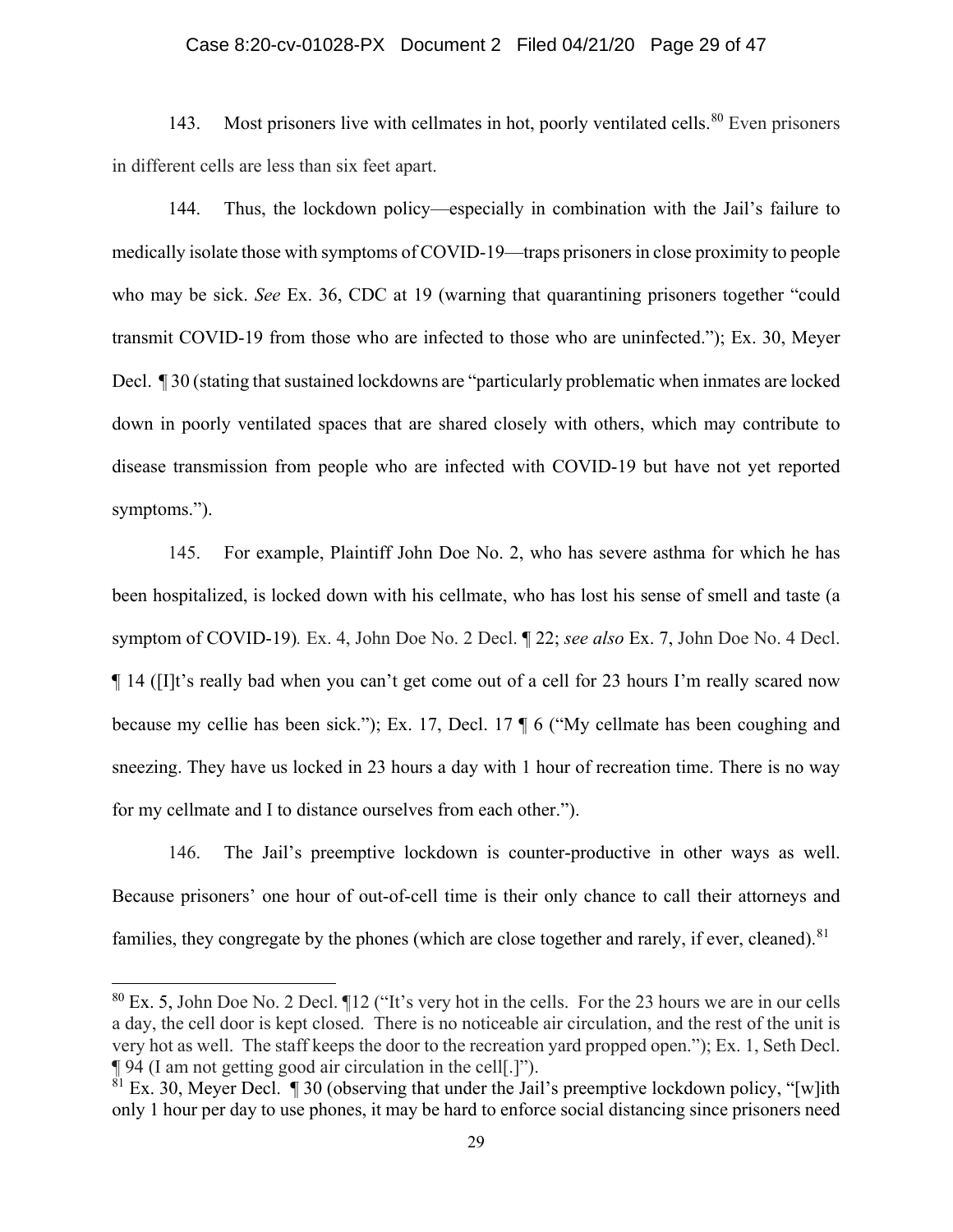143. Most prisoners live with cellmates in hot, poorly ventilated cells.[80] Even prisoners in different cells are less than six feet apart.

144. Thus, the lockdown policy—especially in combination with the Jail's failure to medically isolate those with symptoms of COVID-19—traps prisoners in close proximity to people who may be sick. *See* Ex. 36, CDC at 19 (warning that quarantining prisoners together "could transmit COVID-19 from those who are infected to those who are uninfected."); Ex. 30, Meyer Decl. ¶ 30 (stating that sustained lockdowns are "particularly problematic when inmates are locked down in poorly ventilated spaces that are shared closely with others, which may contribute to disease transmission from people who are infected with COVID-19 but have not yet reported symptoms.").

145. For example, Plaintiff John Doe No. 2, who has severe asthma for which he has been hospitalized, is locked down with his cellmate, who has lost his sense of smell and taste (a symptom of COVID-19)*.* Ex. 4, John Doe No. 2 Decl. ¶ 22; *see also* Ex. 7, John Doe No. 4 Decl. ¶ 14 ([I]t's really bad when you can't get come out of a cell for 23 hours I'm really scared now because my cellie has been sick."); Ex. 17, Decl. 17 ¶ 6 ("My cellmate has been coughing and sneezing. They have us locked in 23 hours a day with 1 hour of recreation time. There is no way for my cellmate and I to distance ourselves from each other.").

146. The Jail's preemptive lockdown is counter-productive in other ways as well. Because prisoners' one hour of out-of-cell time is their only chance to call their attorneys and families, they congregate by the phones (which are close together and rarely, if ever, cleaned).[81]

---

[80] Ex. 5, John Doe No. 2 Decl. ¶12 ("It's very hot in the cells. For the 23 hours we are in our cells a day, the cell door is kept closed. There is no noticeable air circulation, and the rest of the unit is very hot as well. The staff keeps the door to the recreation yard propped open."); Ex. 1, Seth Decl. ¶ 94 (I am not getting good air circulation in the cell[.]").

[81] Ex. 30, Meyer Decl. ¶ 30 (observing that under the Jail's preemptive lockdown policy, "[w]ith only 1 hour per day to use phones, it may be hard to enforce social distancing since prisoners need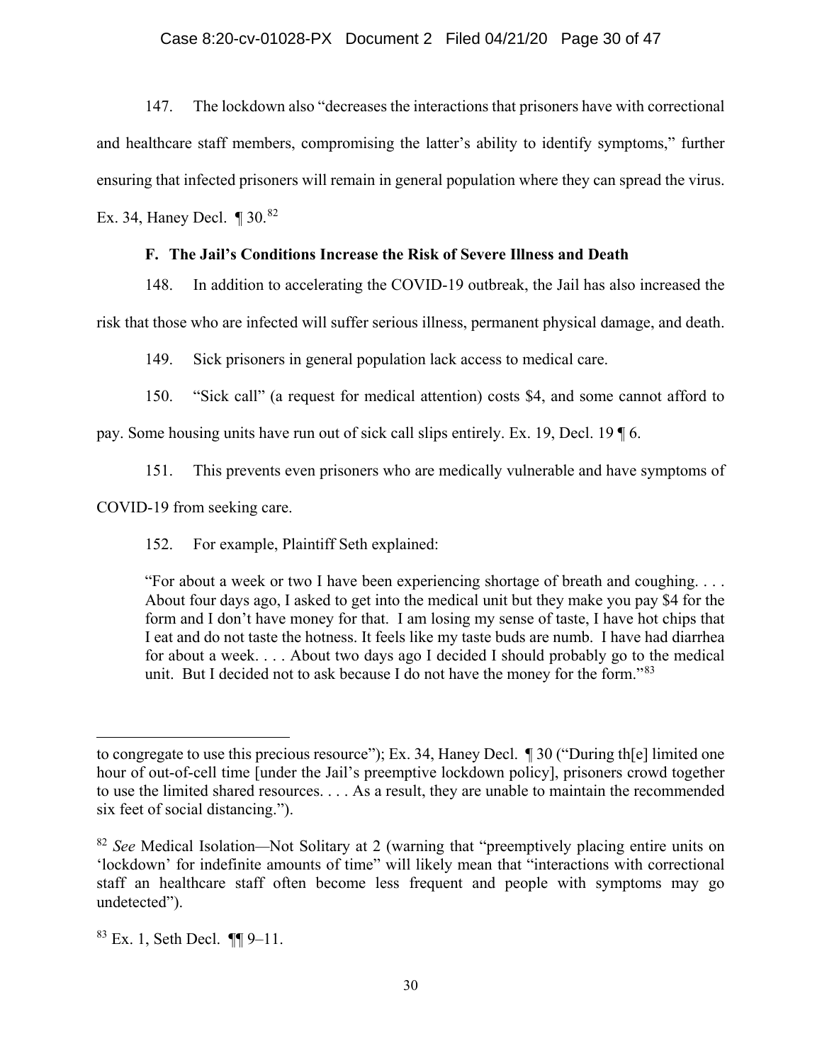147. The lockdown also "decreases the interactions that prisoners have with correctional and healthcare staff members, compromising the latter's ability to identify symptoms," further ensuring that infected prisoners will remain in general population where they can spread the virus. Ex. 34, Haney Decl. ¶ 30.[82]

### F. The Jail's Conditions Increase the Risk of Severe Illness and Death

148. In addition to accelerating the COVID-19 outbreak, the Jail has also increased the risk that those who are infected will suffer serious illness, permanent physical damage, and death.

149. Sick prisoners in general population lack access to medical care.

150. "Sick call" (a request for medical attention) costs $4, and some cannot afford to pay. Some housing units have run out of sick call slips entirely. Ex. 19, Decl. 19 ¶ 6.

151. This prevents even prisoners who are medically vulnerable and have symptoms of COVID-19 from seeking care.

152. For example, Plaintiff Seth explained:

> "For about a week or two I have been experiencing shortage of breath and coughing. . . . About four days ago, I asked to get into the medical unit but they make you pay $4 for the form and I don't have money for that. I am losing my sense of taste, I have hot chips that I eat and do not taste the hotness. It feels like my taste buds are numb. I have had diarrhea for about a week. . . . About two days ago I decided I should probably go to the medical unit. But I decided not to ask because I do not have the money for the form."[83]

---

to congregate to use this precious resource"); Ex. 34, Haney Decl. ¶ 30 ("During th[e] limited one hour of out-of-cell time [under the Jail's preemptive lockdown policy], prisoners crowd together to use the limited shared resources. . . . As a result, they are unable to maintain the recommended six feet of social distancing.").

[82] *See* Medical Isolation—Not Solitary at 2 (warning that "preemptively placing entire units on 'lockdown' for indefinite amounts of time" will likely mean that "interactions with correctional staff an healthcare staff often become less frequent and people with symptoms may go undetected").

[83] Ex. 1, Seth Decl. ¶¶ 9–11.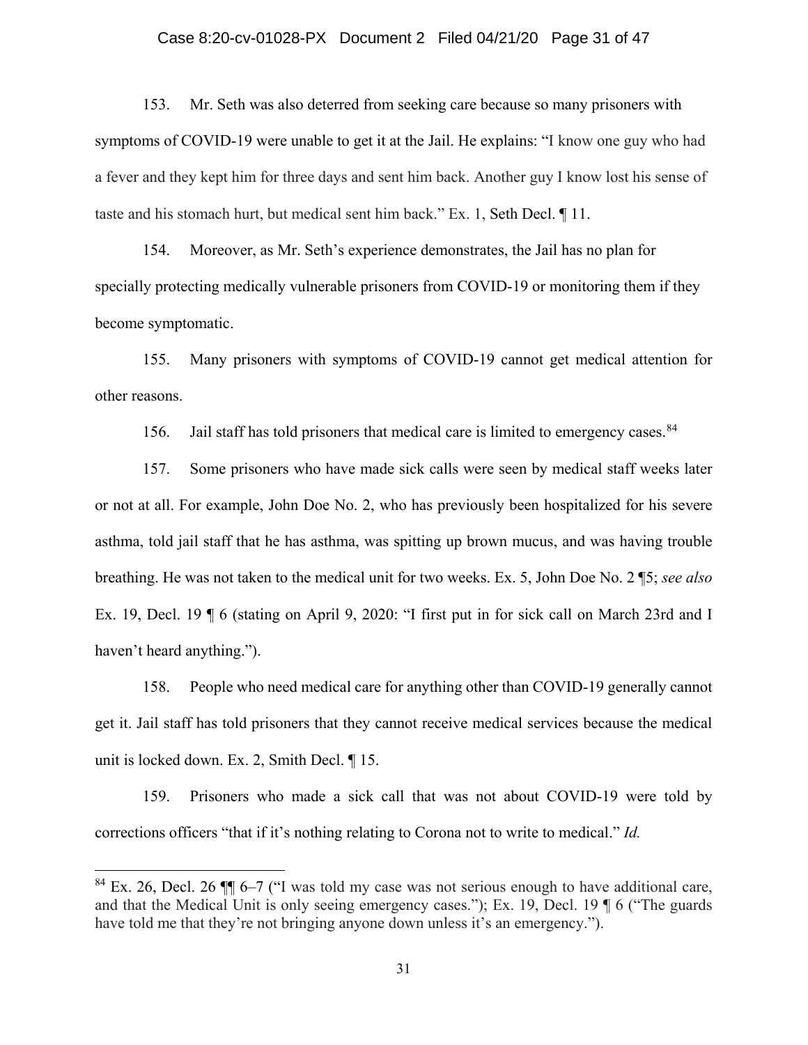153. Mr. Seth was also deterred from seeking care because so many prisoners with symptoms of COVID-19 were unable to get it at the Jail. He explains: "I know one guy who had a fever and they kept him for three days and sent him back. Another guy I know lost his sense of taste and his stomach hurt, but medical sent him back." Ex. 1, Seth Decl. ¶ 11.

154. Moreover, as Mr. Seth's experience demonstrates, the Jail has no plan for specially protecting medically vulnerable prisoners from COVID-19 or monitoring them if they become symptomatic.

155. Many prisoners with symptoms of COVID-19 cannot get medical attention for other reasons.

156. Jail staff has told prisoners that medical care is limited to emergency cases.[84]

157. Some prisoners who have made sick calls were seen by medical staff weeks later or not at all. For example, John Doe No. 2, who has previously been hospitalized for his severe asthma, told jail staff that he has asthma, was spitting up brown mucus, and was having trouble breathing. He was not taken to the medical unit for two weeks. Ex. 5, John Doe No. 2 ¶5; *see also* Ex. 19, Decl. 19 ¶ 6 (stating on April 9, 2020: "I first put in for sick call on March 23rd and I haven't heard anything.").

158. People who need medical care for anything other than COVID-19 generally cannot get it. Jail staff has told prisoners that they cannot receive medical services because the medical unit is locked down. Ex. 2, Smith Decl. ¶ 15.

159. Prisoners who made a sick call that was not about COVID-19 were told by corrections officers "that if it's nothing relating to Corona not to write to medical." *Id.*

---

[84] Ex. 26, Decl. 26 ¶¶ 6–7 ("I was told my case was not serious enough to have additional care, and that the Medical Unit is only seeing emergency cases."); Ex. 19, Decl. 19 ¶ 6 ("The guards have told me that they're not bringing anyone down unless it's an emergency.").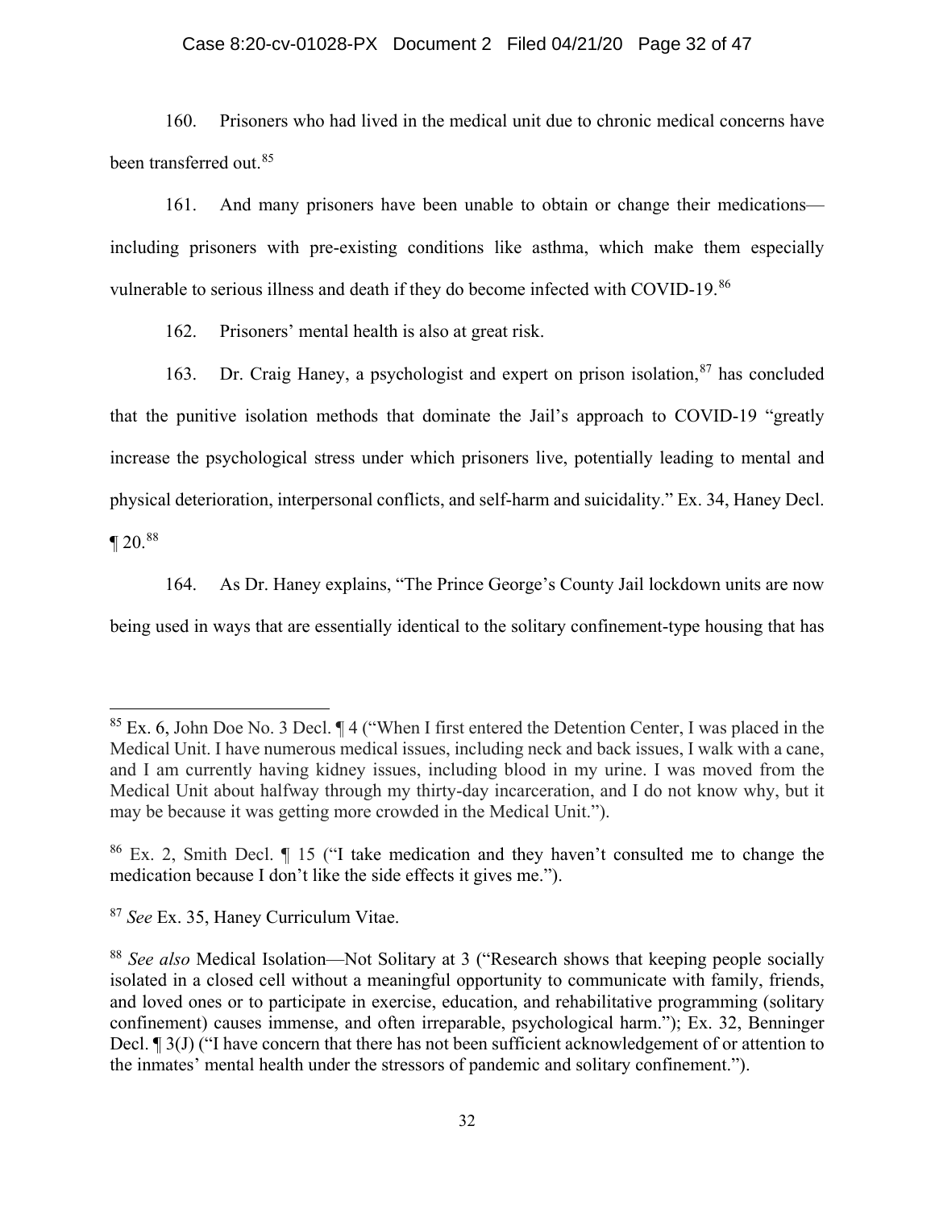160. Prisoners who had lived in the medical unit due to chronic medical concerns have been transferred out.[85]

161. And many prisoners have been unable to obtain or change their medications—including prisoners with pre-existing conditions like asthma, which make them especially vulnerable to serious illness and death if they do become infected with COVID-19.[86]

162. Prisoners' mental health is also at great risk.

163. Dr. Craig Haney, a psychologist and expert on prison isolation,[87] has concluded that the punitive isolation methods that dominate the Jail's approach to COVID-19 "greatly increase the psychological stress under which prisoners live, potentially leading to mental and physical deterioration, interpersonal conflicts, and self-harm and suicidality." Ex. 34, Haney Decl. ¶ 20.[88]

164. As Dr. Haney explains, "The Prince George's County Jail lockdown units are now being used in ways that are essentially identical to the solitary confinement-type housing that has

---

[85] Ex. 6, John Doe No. 3 Decl. ¶ 4 ("When I first entered the Detention Center, I was placed in the Medical Unit. I have numerous medical issues, including neck and back issues, I walk with a cane, and I am currently having kidney issues, including blood in my urine. I was moved from the Medical Unit about halfway through my thirty-day incarceration, and I do not know why, but it may be because it was getting more crowded in the Medical Unit.").

[86] Ex. 2, Smith Decl. ¶ 15 ("I take medication and they haven't consulted me to change the medication because I don't like the side effects it gives me.").

[87] *See* Ex. 35, Haney Curriculum Vitae.

[88] *See also* Medical Isolation—Not Solitary at 3 ("Research shows that keeping people socially isolated in a closed cell without a meaningful opportunity to communicate with family, friends, and loved ones or to participate in exercise, education, and rehabilitative programming (solitary confinement) causes immense, and often irreparable, psychological harm."); Ex. 32, Benninger Decl. ¶ 3(J) ("I have concern that there has not been sufficient acknowledgement of or attention to the inmates' mental health under the stressors of pandemic and solitary confinement.").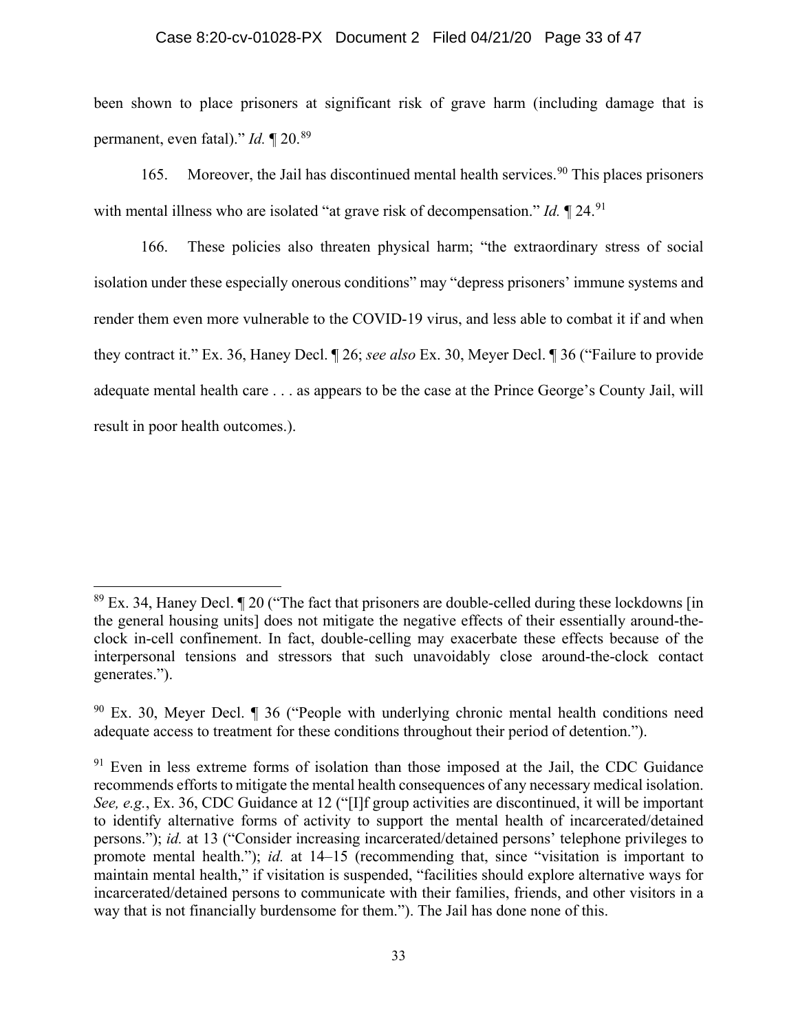been shown to place prisoners at significant risk of grave harm (including damage that is permanent, even fatal)." *Id.* ¶ 20.[89]

165. Moreover, the Jail has discontinued mental health services.[90] This places prisoners with mental illness who are isolated "at grave risk of decompensation." *Id.* ¶ 24.[91]

166. These policies also threaten physical harm; "the extraordinary stress of social isolation under these especially onerous conditions" may "depress prisoners' immune systems and render them even more vulnerable to the COVID-19 virus, and less able to combat it if and when they contract it." Ex. 36, Haney Decl. ¶ 26; *see also* Ex. 30, Meyer Decl. ¶ 36 ("Failure to provide adequate mental health care . . . as appears to be the case at the Prince George's County Jail, will result in poor health outcomes.).

---

[89] Ex. 34, Haney Decl. ¶ 20 ("The fact that prisoners are double-celled during these lockdowns [in the general housing units] does not mitigate the negative effects of their essentially around-the-clock in-cell confinement. In fact, double-celling may exacerbate these effects because of the interpersonal tensions and stressors that such unavoidably close around-the-clock contact generates.").

[90] Ex. 30, Meyer Decl. ¶ 36 ("People with underlying chronic mental health conditions need adequate access to treatment for these conditions throughout their period of detention.").

[91] Even in less extreme forms of isolation than those imposed at the Jail, the CDC Guidance recommends efforts to mitigate the mental health consequences of any necessary medical isolation. *See, e.g.*, Ex. 36, CDC Guidance at 12 ("[I]f group activities are discontinued, it will be important to identify alternative forms of activity to support the mental health of incarcerated/detained persons."); *id.* at 13 ("Consider increasing incarcerated/detained persons' telephone privileges to promote mental health."); *id.* at 14–15 (recommending that, since "visitation is important to maintain mental health," if visitation is suspended, "facilities should explore alternative ways for incarcerated/detained persons to communicate with their families, friends, and other visitors in a way that is not financially burdensome for them."). The Jail has done none of this.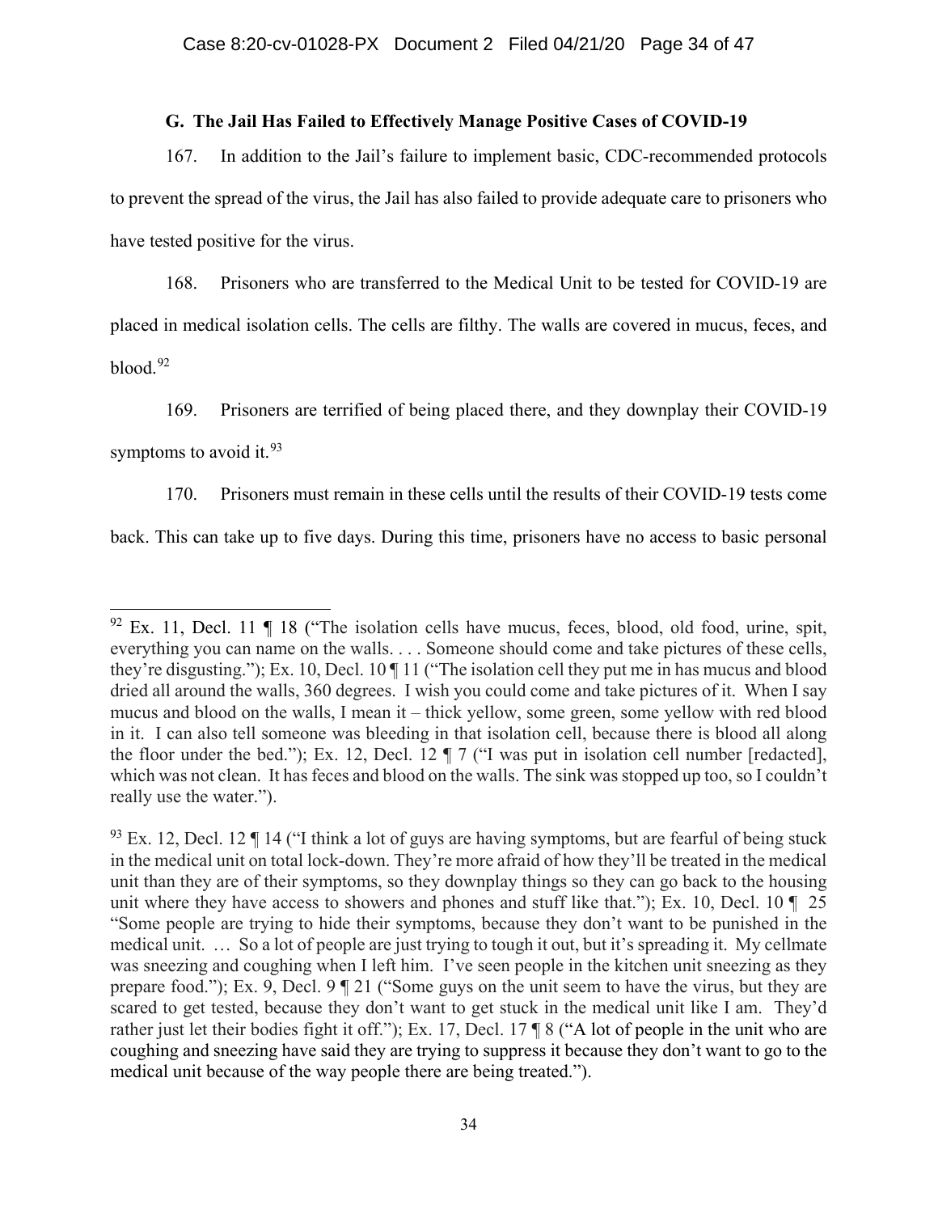### G. The Jail Has Failed to Effectively Manage Positive Cases of COVID-19

167. In addition to the Jail's failure to implement basic, CDC-recommended protocols to prevent the spread of the virus, the Jail has also failed to provide adequate care to prisoners who have tested positive for the virus.

168. Prisoners who are transferred to the Medical Unit to be tested for COVID-19 are placed in medical isolation cells. The cells are filthy. The walls are covered in mucus, feces, and blood.[92]

169. Prisoners are terrified of being placed there, and they downplay their COVID-19 symptoms to avoid it.[93]

170. Prisoners must remain in these cells until the results of their COVID-19 tests come back. This can take up to five days. During this time, prisoners have no access to basic personal

---

[92] Ex. 11, Decl. 11 ¶ 18 ("The isolation cells have mucus, feces, blood, old food, urine, spit, everything you can name on the walls. . . . Someone should come and take pictures of these cells, they're disgusting."); Ex. 10, Decl. 10 ¶ 11 ("The isolation cell they put me in has mucus and blood dried all around the walls, 360 degrees. I wish you could come and take pictures of it. When I say mucus and blood on the walls, I mean it – thick yellow, some green, some yellow with red blood in it. I can also tell someone was bleeding in that isolation cell, because there is blood all along the floor under the bed."); Ex. 12, Decl. 12 ¶ 7 ("I was put in isolation cell number [redacted], which was not clean. It has feces and blood on the walls. The sink was stopped up too, so I couldn't really use the water.").

[93] Ex. 12, Decl. 12 ¶ 14 ("I think a lot of guys are having symptoms, but are fearful of being stuck in the medical unit on total lock-down. They're more afraid of how they'll be treated in the medical unit than they are of their symptoms, so they downplay things so they can go back to the housing unit where they have access to showers and phones and stuff like that."); Ex. 10, Decl. 10 ¶ 25 "Some people are trying to hide their symptoms, because they don't want to be punished in the medical unit. … So a lot of people are just trying to tough it out, but it's spreading it. My cellmate was sneezing and coughing when I left him. I've seen people in the kitchen unit sneezing as they prepare food."); Ex. 9, Decl. 9 ¶ 21 ("Some guys on the unit seem to have the virus, but they are scared to get tested, because they don't want to get stuck in the medical unit like I am. They'd rather just let their bodies fight it off."); Ex. 17, Decl. 17 ¶ 8 ("A lot of people in the unit who are coughing and sneezing have said they are trying to suppress it because they don't want to go to the medical unit because of the way people there are being treated.").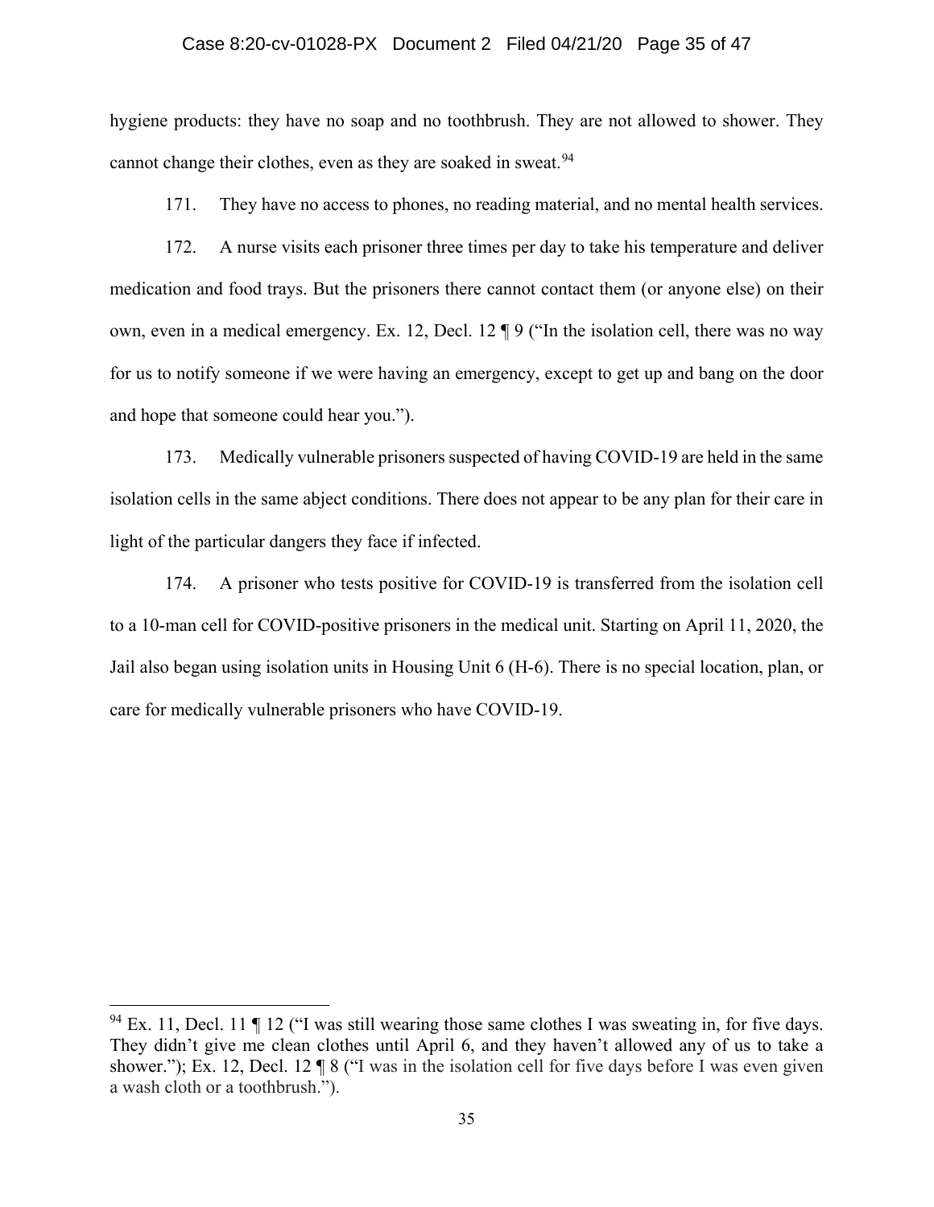hygiene products: they have no soap and no toothbrush. They are not allowed to shower. They cannot change their clothes, even as they are soaked in sweat.[94]

171. They have no access to phones, no reading material, and no mental health services.

172. A nurse visits each prisoner three times per day to take his temperature and deliver medication and food trays. But the prisoners there cannot contact them (or anyone else) on their own, even in a medical emergency. Ex. 12, Decl. 12 ¶ 9 ("In the isolation cell, there was no way for us to notify someone if we were having an emergency, except to get up and bang on the door and hope that someone could hear you.").

173. Medically vulnerable prisoners suspected of having COVID-19 are held in the same isolation cells in the same abject conditions. There does not appear to be any plan for their care in light of the particular dangers they face if infected.

174. A prisoner who tests positive for COVID-19 is transferred from the isolation cell to a 10-man cell for COVID-positive prisoners in the medical unit. Starting on April 11, 2020, the Jail also began using isolation units in Housing Unit 6 (H-6). There is no special location, plan, or care for medically vulnerable prisoners who have COVID-19.

---

[94] Ex. 11, Decl. 11 ¶ 12 ("I was still wearing those same clothes I was sweating in, for five days. They didn't give me clean clothes until April 6, and they haven't allowed any of us to take a shower."); Ex. 12, Decl. 12 ¶ 8 ("I was in the isolation cell for five days before I was even given a wash cloth or a toothbrush.").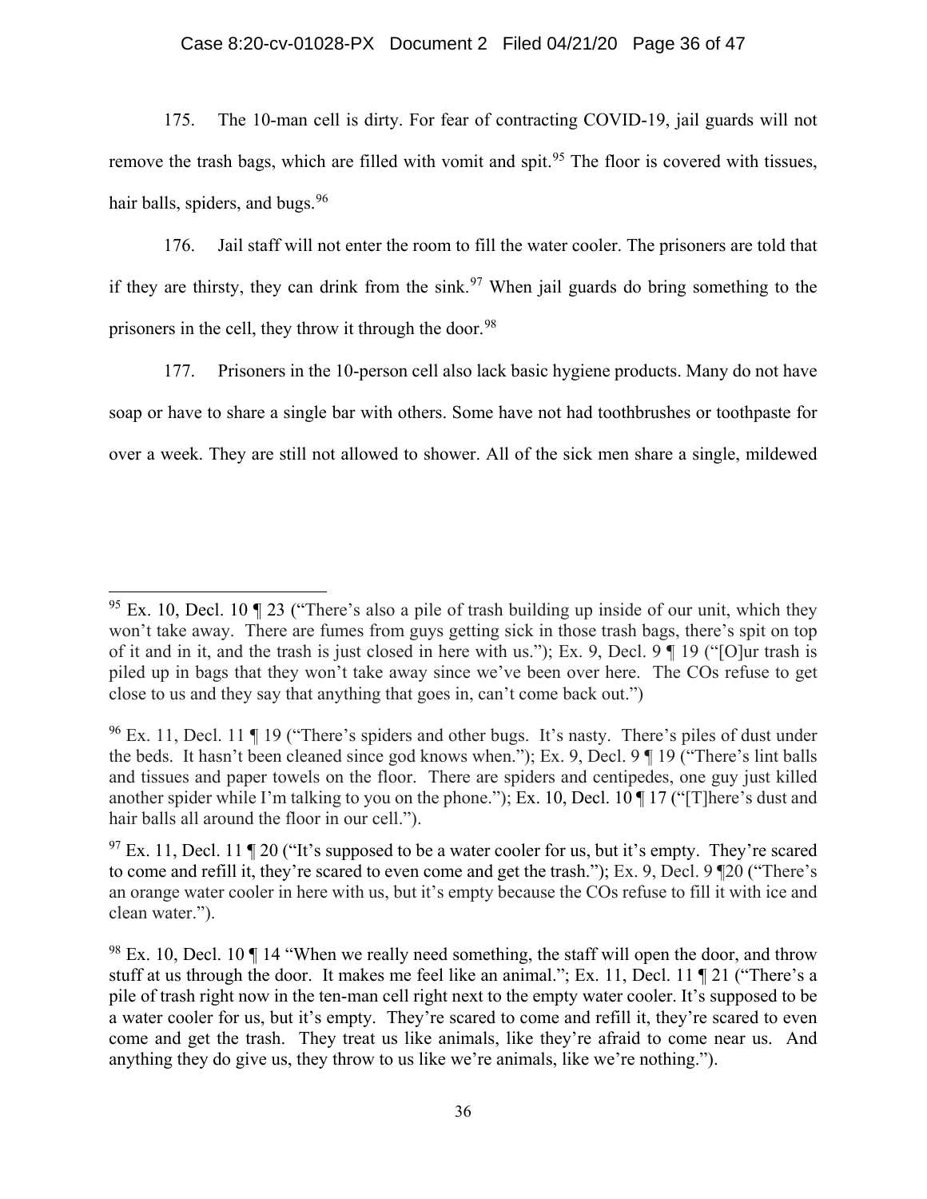175. The 10-man cell is dirty. For fear of contracting COVID-19, jail guards will not remove the trash bags, which are filled with vomit and spit.[95] The floor is covered with tissues, hair balls, spiders, and bugs.[96]

176. Jail staff will not enter the room to fill the water cooler. The prisoners are told that if they are thirsty, they can drink from the sink.[97] When jail guards do bring something to the prisoners in the cell, they throw it through the door.[98]

177. Prisoners in the 10-person cell also lack basic hygiene products. Many do not have soap or have to share a single bar with others. Some have not had toothbrushes or toothpaste for over a week. They are still not allowed to shower. All of the sick men share a single, mildewed

---

[95] Ex. 10, Decl. 10 ¶ 23 ("There's also a pile of trash building up inside of our unit, which they won't take away. There are fumes from guys getting sick in those trash bags, there's spit on top of it and in it, and the trash is just closed in here with us."); Ex. 9, Decl. 9 ¶ 19 ("[O]ur trash is piled up in bags that they won't take away since we've been over here. The COs refuse to get close to us and they say that anything that goes in, can't come back out.")

[96] Ex. 11, Decl. 11 ¶ 19 ("There's spiders and other bugs. It's nasty. There's piles of dust under the beds. It hasn't been cleaned since god knows when."); Ex. 9, Decl. 9 ¶ 19 ("There's lint balls and tissues and paper towels on the floor. There are spiders and centipedes, one guy just killed another spider while I'm talking to you on the phone."); Ex. 10, Decl. 10 ¶ 17 ("[T]here's dust and hair balls all around the floor in our cell.").

[97] Ex. 11, Decl. 11 ¶ 20 ("It's supposed to be a water cooler for us, but it's empty. They're scared to come and refill it, they're scared to even come and get the trash."); Ex. 9, Decl. 9 ¶20 ("There's an orange water cooler in here with us, but it's empty because the COs refuse to fill it with ice and clean water.").

[98] Ex. 10, Decl. 10 ¶ 14 "When we really need something, the staff will open the door, and throw stuff at us through the door. It makes me feel like an animal."; Ex. 11, Decl. 11 ¶ 21 ("There's a pile of trash right now in the ten-man cell right next to the empty water cooler. It's supposed to be a water cooler for us, but it's empty. They're scared to come and refill it, they're scared to even come and get the trash. They treat us like animals, like they're afraid to come near us. And anything they do give us, they throw to us like we're animals, like we're nothing.").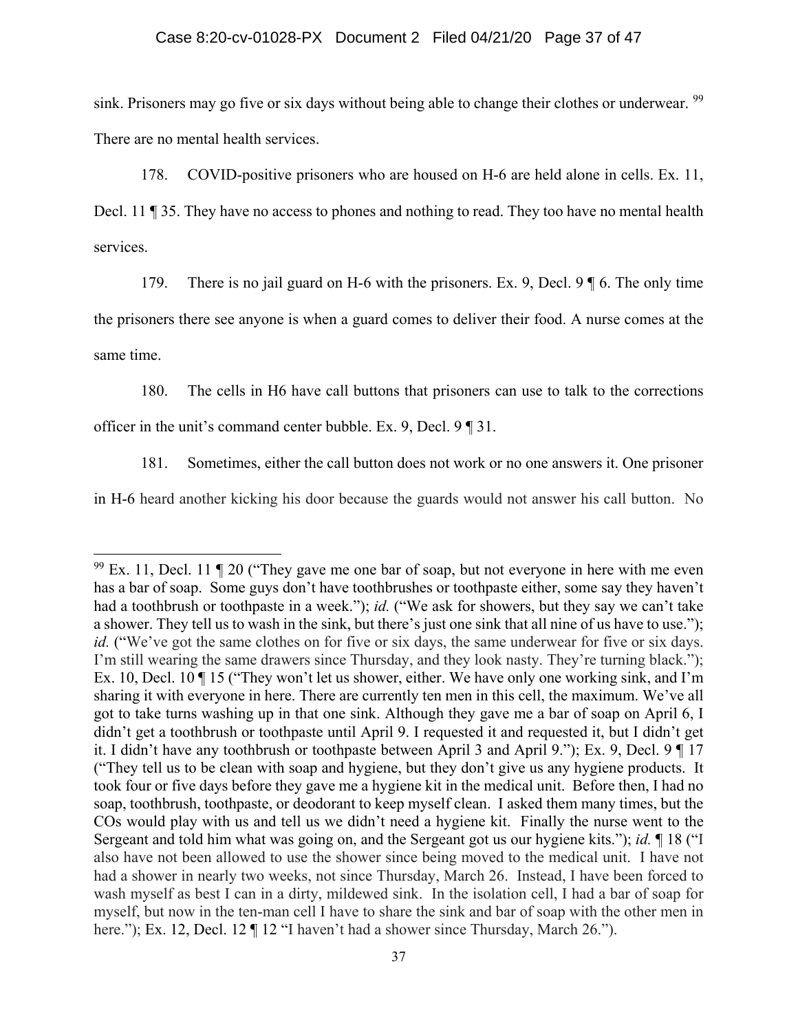sink. Prisoners may go five or six days without being able to change their clothes or underwear. [99] There are no mental health services.

178. COVID-positive prisoners who are housed on H-6 are held alone in cells. Ex. 11, Decl. 11 ¶ 35. They have no access to phones and nothing to read. They too have no mental health services.

179. There is no jail guard on H-6 with the prisoners. Ex. 9, Decl. 9 ¶ 6. The only time the prisoners there see anyone is when a guard comes to deliver their food. A nurse comes at the same time.

180. The cells in H6 have call buttons that prisoners can use to talk to the corrections officer in the unit's command center bubble. Ex. 9, Decl. 9 ¶ 31.

181. Sometimes, either the call button does not work or no one answers it. One prisoner in H-6 heard another kicking his door because the guards would not answer his call button. No

---

[99] Ex. 11, Decl. 11 ¶ 20 ("They gave me one bar of soap, but not everyone in here with me even has a bar of soap. Some guys don't have toothbrushes or toothpaste either, some say they haven't had a toothbrush or toothpaste in a week."); *id.* ("We ask for showers, but they say we can't take a shower. They tell us to wash in the sink, but there's just one sink that all nine of us have to use."); *id.* ("We've got the same clothes on for five or six days, the same underwear for five or six days. I'm still wearing the same drawers since Thursday, and they look nasty. They're turning black."); Ex. 10, Decl. 10 ¶ 15 ("They won't let us shower, either. We have only one working sink, and I'm sharing it with everyone in here. There are currently ten men in this cell, the maximum. We've all got to take turns washing up in that one sink. Although they gave me a bar of soap on April 6, I didn't get a toothbrush or toothpaste until April 9. I requested it and requested it, but I didn't get it. I didn't have any toothbrush or toothpaste between April 3 and April 9."); Ex. 9, Decl. 9 ¶ 17 ("They tell us to be clean with soap and hygiene, but they don't give us any hygiene products. It took four or five days before they gave me a hygiene kit in the medical unit. Before then, I had no soap, toothbrush, toothpaste, or deodorant to keep myself clean. I asked them many times, but the COs would play with us and tell us we didn't need a hygiene kit. Finally the nurse went to the Sergeant and told him what was going on, and the Sergeant got us our hygiene kits."); *id.* ¶ 18 ("I also have not been allowed to use the shower since being moved to the medical unit. I have not had a shower in nearly two weeks, not since Thursday, March 26. Instead, I have been forced to wash myself as best I can in a dirty, mildewed sink. In the isolation cell, I had a bar of soap for myself, but now in the ten-man cell I have to share the sink and bar of soap with the other men in here."); Ex. 12, Decl. 12 ¶ 12 "I haven't had a shower since Thursday, March 26.").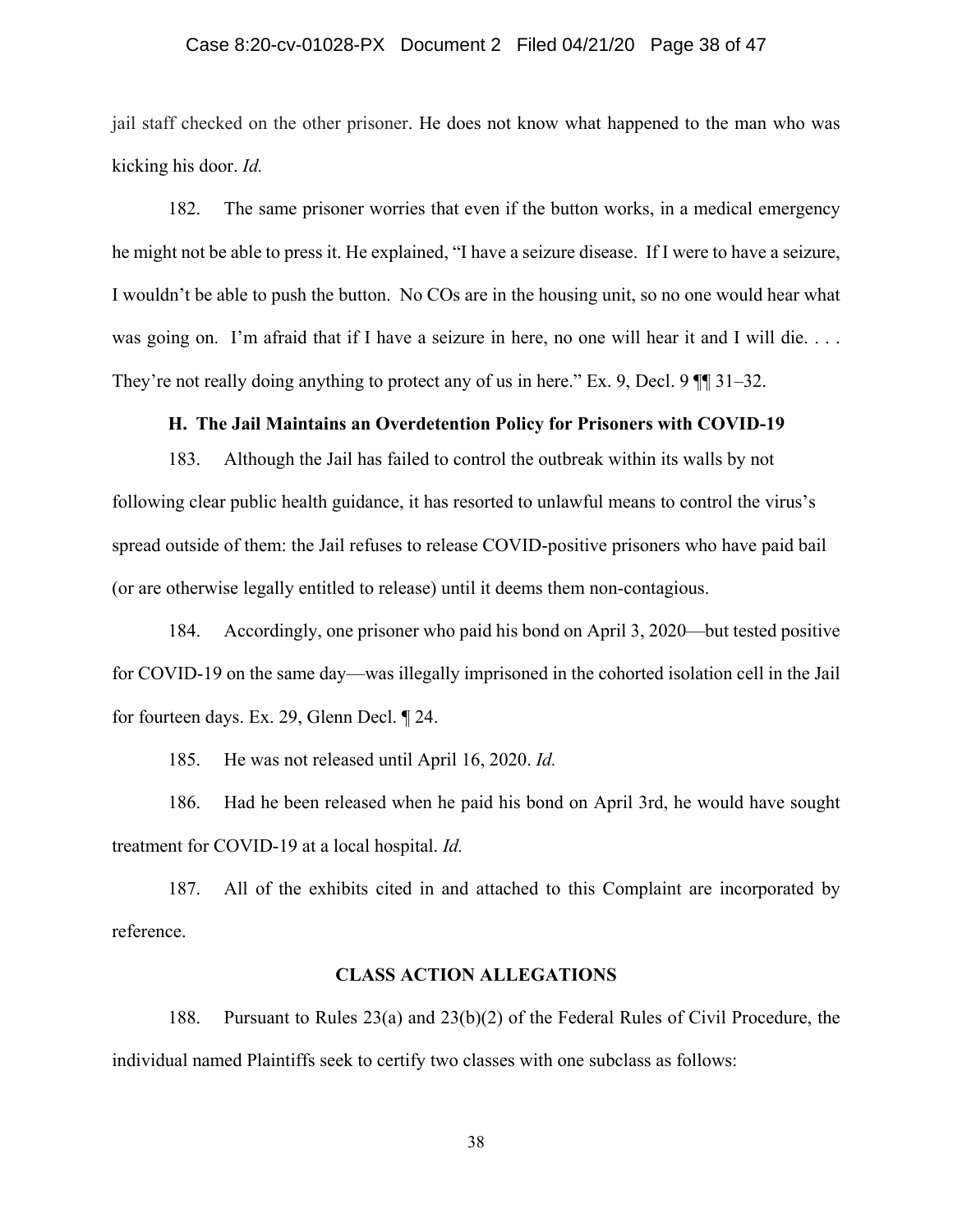jail staff checked on the other prisoner. He does not know what happened to the man who was kicking his door. *Id.*

182. The same prisoner worries that even if the button works, in a medical emergency he might not be able to press it. He explained, "I have a seizure disease. If I were to have a seizure, I wouldn't be able to push the button. No COs are in the housing unit, so no one would hear what was going on. I'm afraid that if I have a seizure in here, no one will hear it and I will die. . . . They're not really doing anything to protect any of us in here." Ex. 9, Decl. 9 ¶¶ 31–32.

### H. The Jail Maintains an Overdetention Policy for Prisoners with COVID-19

183. Although the Jail has failed to control the outbreak within its walls by not following clear public health guidance, it has resorted to unlawful means to control the virus's spread outside of them: the Jail refuses to release COVID-positive prisoners who have paid bail (or are otherwise legally entitled to release) until it deems them non-contagious.

184. Accordingly, one prisoner who paid his bond on April 3, 2020—but tested positive for COVID-19 on the same day—was illegally imprisoned in the cohorted isolation cell in the Jail for fourteen days. Ex. 29, Glenn Decl. ¶ 24.

185. He was not released until April 16, 2020. *Id.*

186. Had he been released when he paid his bond on April 3rd, he would have sought treatment for COVID-19 at a local hospital. *Id.*

187. All of the exhibits cited in and attached to this Complaint are incorporated by reference.

## CLASS ACTION ALLEGATIONS

188. Pursuant to Rules 23(a) and 23(b)(2) of the Federal Rules of Civil Procedure, the individual named Plaintiffs seek to certify two classes with one subclass as follows: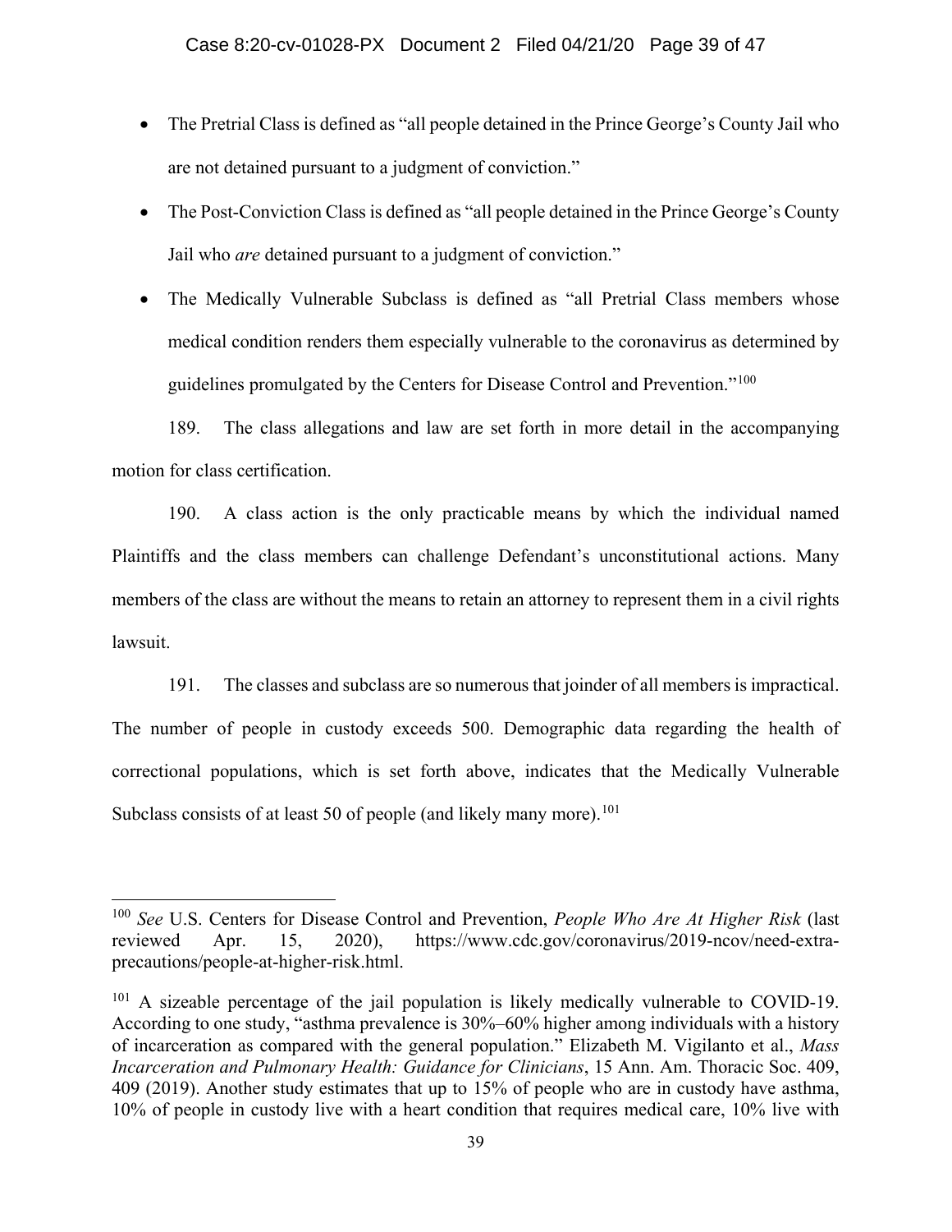- The Pretrial Class is defined as "all people detained in the Prince George's County Jail who are not detained pursuant to a judgment of conviction."
- The Post-Conviction Class is defined as "all people detained in the Prince George's County Jail who *are* detained pursuant to a judgment of conviction."
- The Medically Vulnerable Subclass is defined as "all Pretrial Class members whose medical condition renders them especially vulnerable to the coronavirus as determined by guidelines promulgated by the Centers for Disease Control and Prevention."[100]

189. The class allegations and law are set forth in more detail in the accompanying motion for class certification.

190. A class action is the only practicable means by which the individual named Plaintiffs and the class members can challenge Defendant's unconstitutional actions. Many members of the class are without the means to retain an attorney to represent them in a civil rights lawsuit.

191. The classes and subclass are so numerous that joinder of all members is impractical. The number of people in custody exceeds 500. Demographic data regarding the health of correctional populations, which is set forth above, indicates that the Medically Vulnerable Subclass consists of at least 50 of people (and likely many more).[101]

---

[100] *See* U.S. Centers for Disease Control and Prevention, *People Who Are At Higher Risk* (last reviewed Apr. 15, 2020), https://www.cdc.gov/coronavirus/2019-ncov/need-extra-precautions/people-at-higher-risk.html.

[101] A sizeable percentage of the jail population is likely medically vulnerable to COVID-19. According to one study, "asthma prevalence is 30%–60% higher among individuals with a history of incarceration as compared with the general population." Elizabeth M. Vigilanto et al., *Mass Incarceration and Pulmonary Health: Guidance for Clinicians*, 15 Ann. Am. Thoracic Soc. 409, 409 (2019). Another study estimates that up to 15% of people who are in custody have asthma, 10% of people in custody live with a heart condition that requires medical care, 10% live with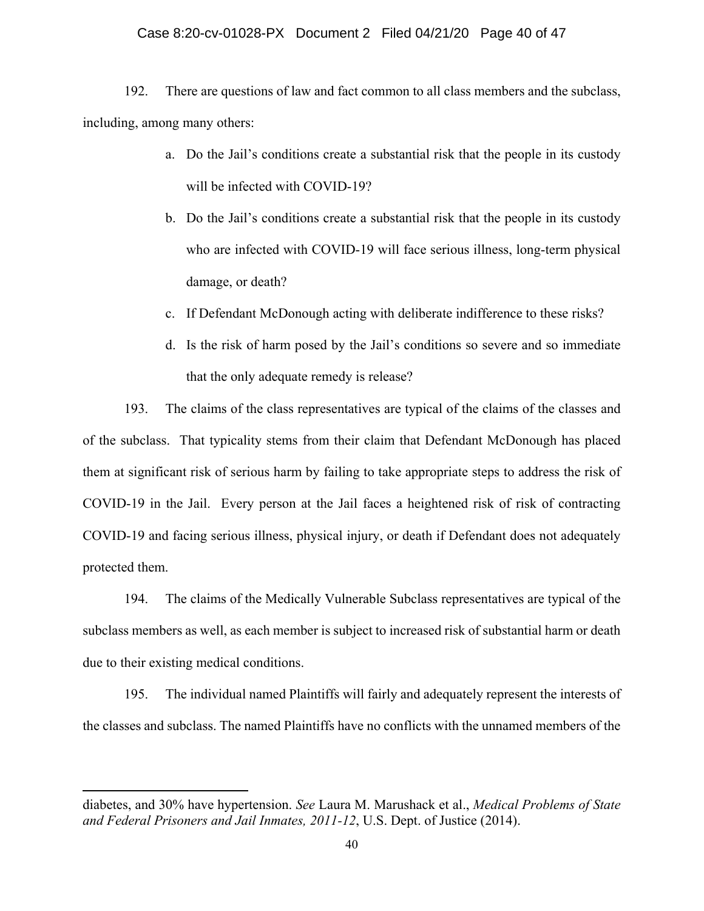192. There are questions of law and fact common to all class members and the subclass, including, among many others:

a. Do the Jail's conditions create a substantial risk that the people in its custody will be infected with COVID-19?

b. Do the Jail's conditions create a substantial risk that the people in its custody who are infected with COVID-19 will face serious illness, long-term physical damage, or death?

c. If Defendant McDonough acting with deliberate indifference to these risks?

d. Is the risk of harm posed by the Jail's conditions so severe and so immediate that the only adequate remedy is release?

193. The claims of the class representatives are typical of the claims of the classes and of the subclass. That typicality stems from their claim that Defendant McDonough has placed them at significant risk of serious harm by failing to take appropriate steps to address the risk of COVID-19 in the Jail. Every person at the Jail faces a heightened risk of risk of contracting COVID-19 and facing serious illness, physical injury, or death if Defendant does not adequately protected them.

194. The claims of the Medically Vulnerable Subclass representatives are typical of the subclass members as well, as each member is subject to increased risk of substantial harm or death due to their existing medical conditions.

195. The individual named Plaintiffs will fairly and adequately represent the interests of the classes and subclass. The named Plaintiffs have no conflicts with the unnamed members of the

---

diabetes, and 30% have hypertension. *See* Laura M. Marushack et al., *Medical Problems of State and Federal Prisoners and Jail Inmates, 2011-12*, U.S. Dept. of Justice (2014).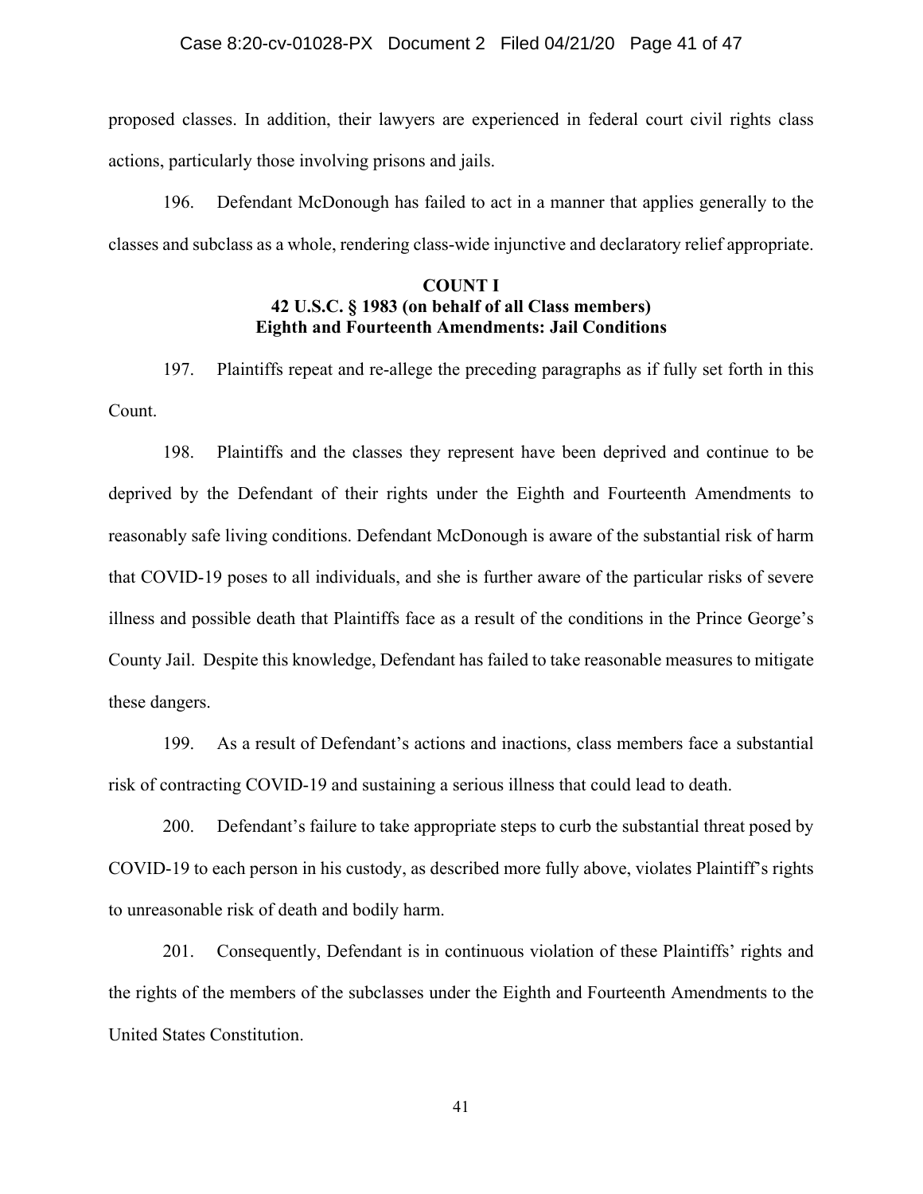proposed classes. In addition, their lawyers are experienced in federal court civil rights class actions, particularly those involving prisons and jails.

196. Defendant McDonough has failed to act in a manner that applies generally to the classes and subclass as a whole, rendering class-wide injunctive and declaratory relief appropriate.

**COUNT I**
**42 U.S.C. § 1983 (on behalf of all Class members)**
**Eighth and Fourteenth Amendments: Jail Conditions**

197. Plaintiffs repeat and re-allege the preceding paragraphs as if fully set forth in this Count.

198. Plaintiffs and the classes they represent have been deprived and continue to be deprived by the Defendant of their rights under the Eighth and Fourteenth Amendments to reasonably safe living conditions. Defendant McDonough is aware of the substantial risk of harm that COVID-19 poses to all individuals, and she is further aware of the particular risks of severe illness and possible death that Plaintiffs face as a result of the conditions in the Prince George's County Jail. Despite this knowledge, Defendant has failed to take reasonable measures to mitigate these dangers.

199. As a result of Defendant's actions and inactions, class members face a substantial risk of contracting COVID-19 and sustaining a serious illness that could lead to death.

200. Defendant's failure to take appropriate steps to curb the substantial threat posed by COVID-19 to each person in his custody, as described more fully above, violates Plaintiff's rights to unreasonable risk of death and bodily harm.

201. Consequently, Defendant is in continuous violation of these Plaintiffs' rights and the rights of the members of the subclasses under the Eighth and Fourteenth Amendments to the United States Constitution.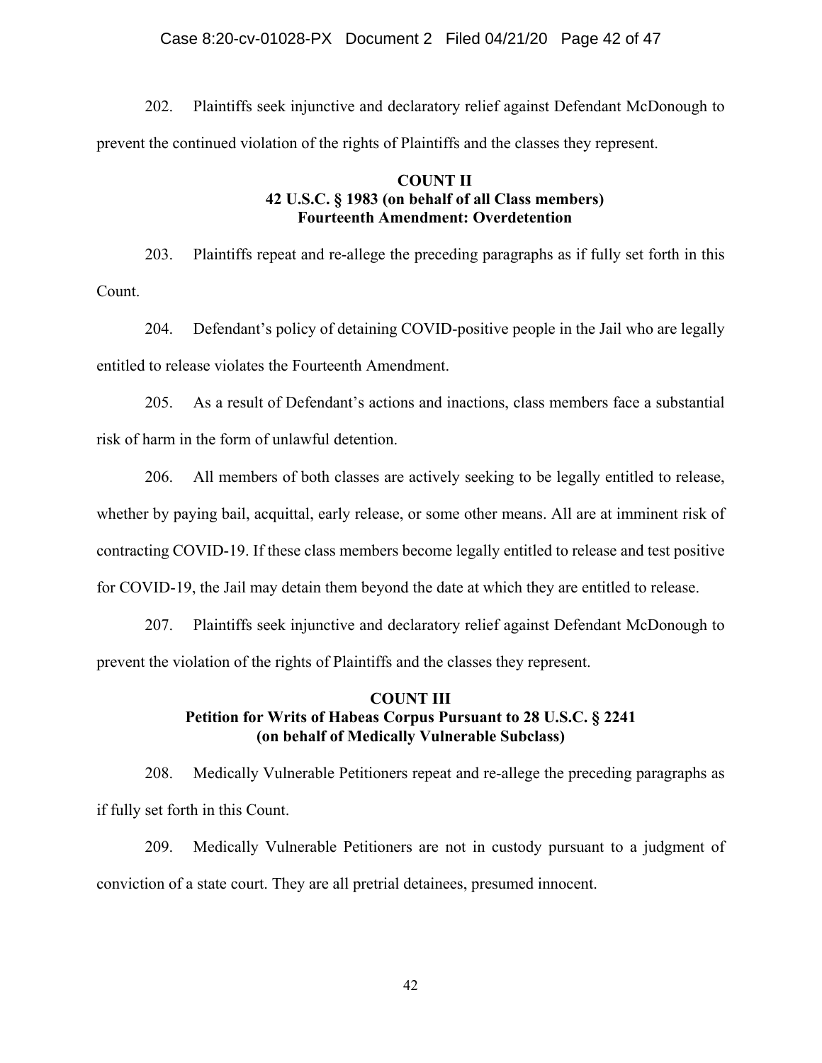202. Plaintiffs seek injunctive and declaratory relief against Defendant McDonough to prevent the continued violation of the rights of Plaintiffs and the classes they represent.

**COUNT II**
**42 U.S.C. § 1983 (on behalf of all Class members)**
**Fourteenth Amendment: Overdetention**

203. Plaintiffs repeat and re-allege the preceding paragraphs as if fully set forth in this Count.

204. Defendant's policy of detaining COVID-positive people in the Jail who are legally entitled to release violates the Fourteenth Amendment.

205. As a result of Defendant's actions and inactions, class members face a substantial risk of harm in the form of unlawful detention.

206. All members of both classes are actively seeking to be legally entitled to release, whether by paying bail, acquittal, early release, or some other means. All are at imminent risk of contracting COVID-19. If these class members become legally entitled to release and test positive for COVID-19, the Jail may detain them beyond the date at which they are entitled to release.

207. Plaintiffs seek injunctive and declaratory relief against Defendant McDonough to prevent the violation of the rights of Plaintiffs and the classes they represent.

**COUNT III**
**Petition for Writs of Habeas Corpus Pursuant to 28 U.S.C. § 2241**
**(on behalf of Medically Vulnerable Subclass)**

208. Medically Vulnerable Petitioners repeat and re-allege the preceding paragraphs as if fully set forth in this Count.

209. Medically Vulnerable Petitioners are not in custody pursuant to a judgment of conviction of a state court. They are all pretrial detainees, presumed innocent.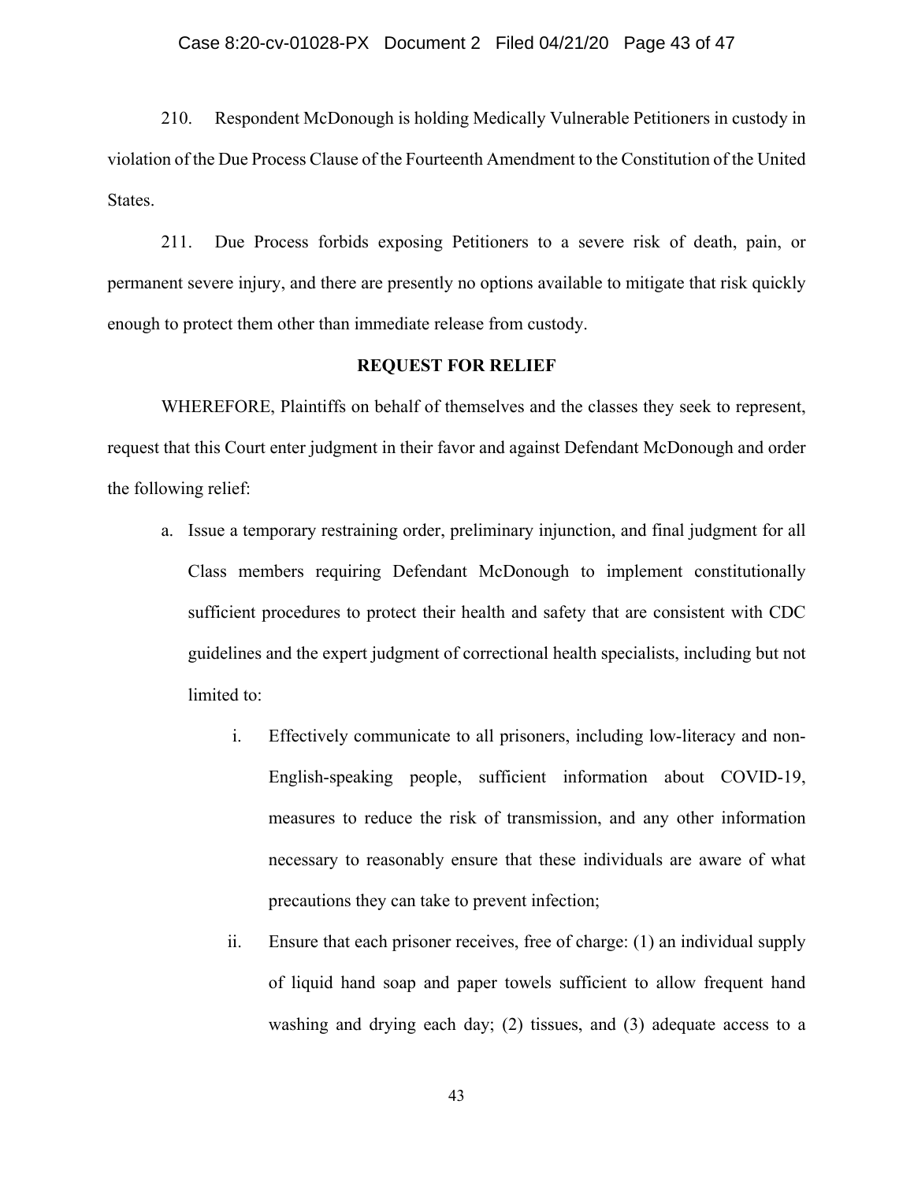210. Respondent McDonough is holding Medically Vulnerable Petitioners in custody in violation of the Due Process Clause of the Fourteenth Amendment to the Constitution of the United States.

211. Due Process forbids exposing Petitioners to a severe risk of death, pain, or permanent severe injury, and there are presently no options available to mitigate that risk quickly enough to protect them other than immediate release from custody.

**REQUEST FOR RELIEF**

WHEREFORE, Plaintiffs on behalf of themselves and the classes they seek to represent, request that this Court enter judgment in their favor and against Defendant McDonough and order the following relief:

a. Issue a temporary restraining order, preliminary injunction, and final judgment for all Class members requiring Defendant McDonough to implement constitutionally sufficient procedures to protect their health and safety that are consistent with CDC guidelines and the expert judgment of correctional health specialists, including but not limited to:

   i. Effectively communicate to all prisoners, including low-literacy and non-English-speaking people, sufficient information about COVID-19, measures to reduce the risk of transmission, and any other information necessary to reasonably ensure that these individuals are aware of what precautions they can take to prevent infection;

   ii. Ensure that each prisoner receives, free of charge: (1) an individual supply of liquid hand soap and paper towels sufficient to allow frequent hand washing and drying each day; (2) tissues, and (3) adequate access to a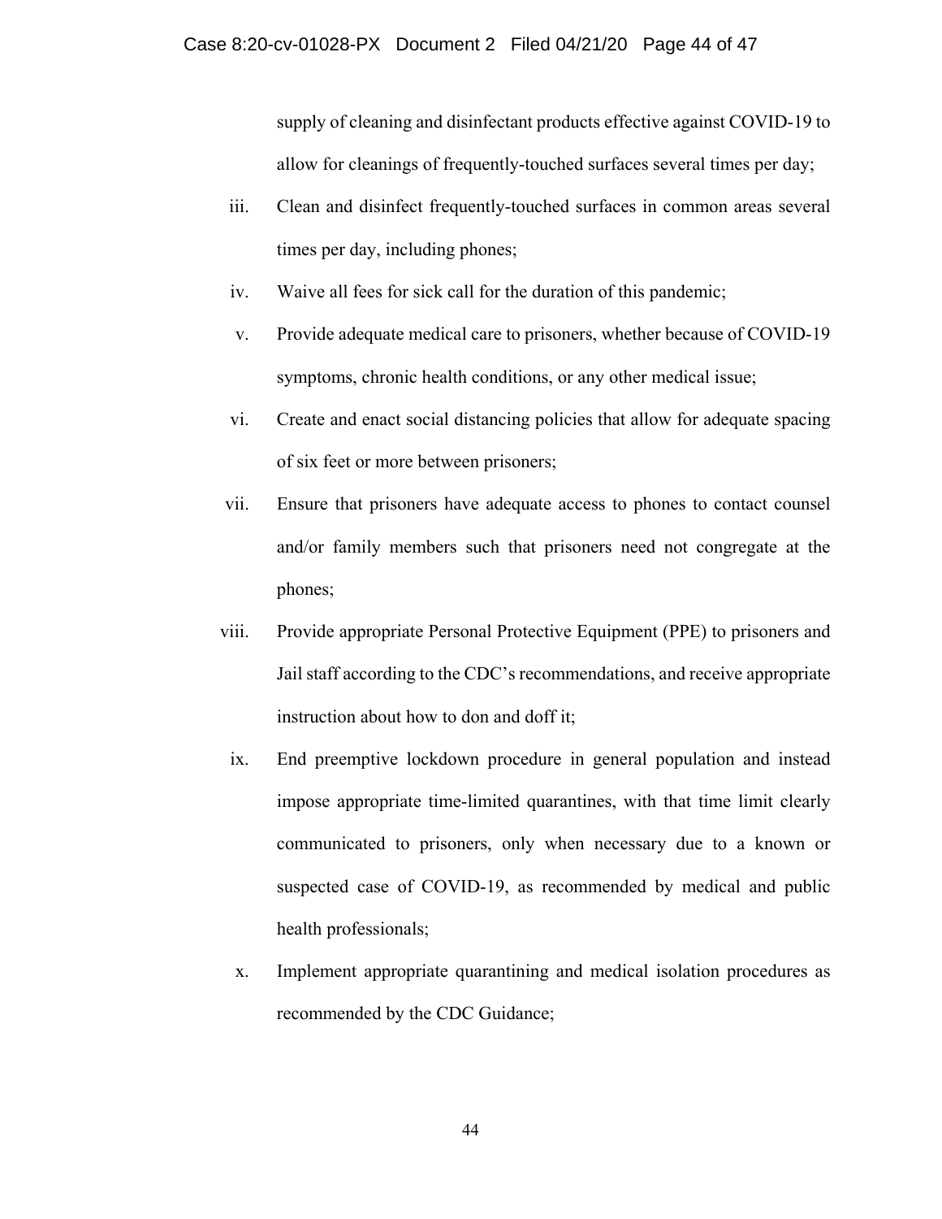supply of cleaning and disinfectant products effective against COVID-19 to allow for cleanings of frequently-touched surfaces several times per day;

iii. Clean and disinfect frequently-touched surfaces in common areas several times per day, including phones;

iv. Waive all fees for sick call for the duration of this pandemic;

v. Provide adequate medical care to prisoners, whether because of COVID-19 symptoms, chronic health conditions, or any other medical issue;

vi. Create and enact social distancing policies that allow for adequate spacing of six feet or more between prisoners;

vii. Ensure that prisoners have adequate access to phones to contact counsel and/or family members such that prisoners need not congregate at the phones;

viii. Provide appropriate Personal Protective Equipment (PPE) to prisoners and Jail staff according to the CDC's recommendations, and receive appropriate instruction about how to don and doff it;

ix. End preemptive lockdown procedure in general population and instead impose appropriate time-limited quarantines, with that time limit clearly communicated to prisoners, only when necessary due to a known or suspected case of COVID-19, as recommended by medical and public health professionals;

x. Implement appropriate quarantining and medical isolation procedures as recommended by the CDC Guidance;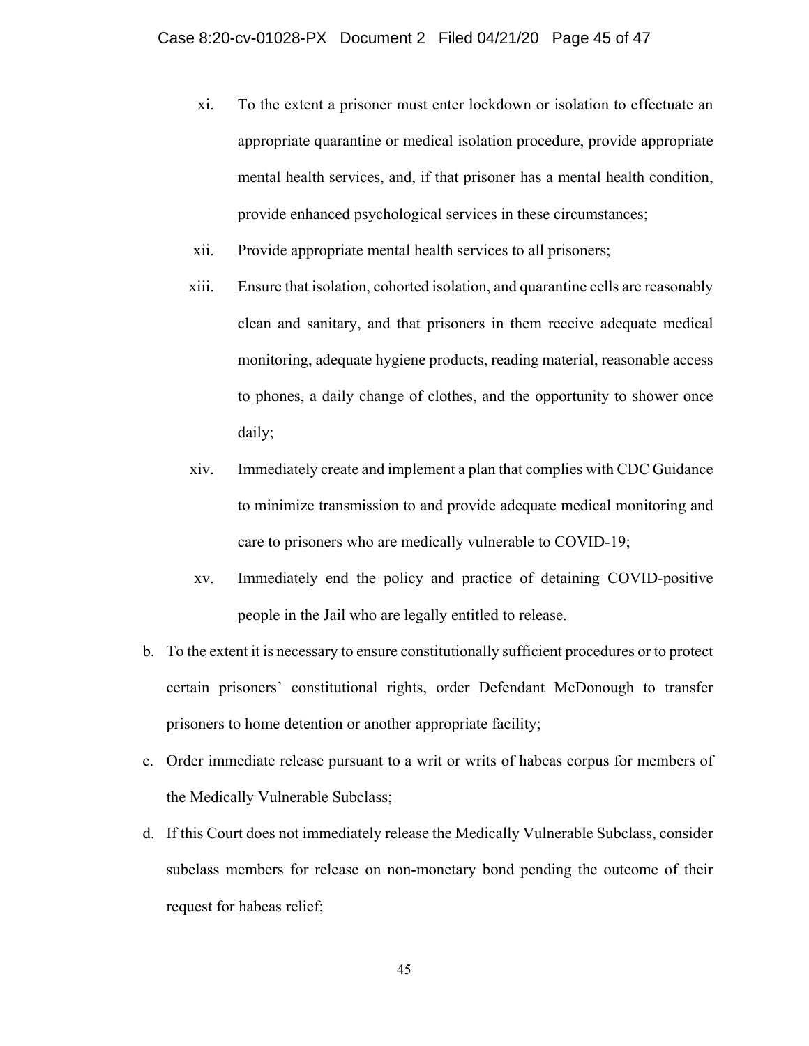xi. To the extent a prisoner must enter lockdown or isolation to effectuate an appropriate quarantine or medical isolation procedure, provide appropriate mental health services, and, if that prisoner has a mental health condition, provide enhanced psychological services in these circumstances;

xii. Provide appropriate mental health services to all prisoners;

xiii. Ensure that isolation, cohorted isolation, and quarantine cells are reasonably clean and sanitary, and that prisoners in them receive adequate medical monitoring, adequate hygiene products, reading material, reasonable access to phones, a daily change of clothes, and the opportunity to shower once daily;

xiv. Immediately create and implement a plan that complies with CDC Guidance to minimize transmission to and provide adequate medical monitoring and care to prisoners who are medically vulnerable to COVID-19;

xv. Immediately end the policy and practice of detaining COVID-positive people in the Jail who are legally entitled to release.

b. To the extent it is necessary to ensure constitutionally sufficient procedures or to protect certain prisoners' constitutional rights, order Defendant McDonough to transfer prisoners to home detention or another appropriate facility;

c. Order immediate release pursuant to a writ or writs of habeas corpus for members of the Medically Vulnerable Subclass;

d. If this Court does not immediately release the Medically Vulnerable Subclass, consider subclass members for release on non-monetary bond pending the outcome of their request for habeas relief;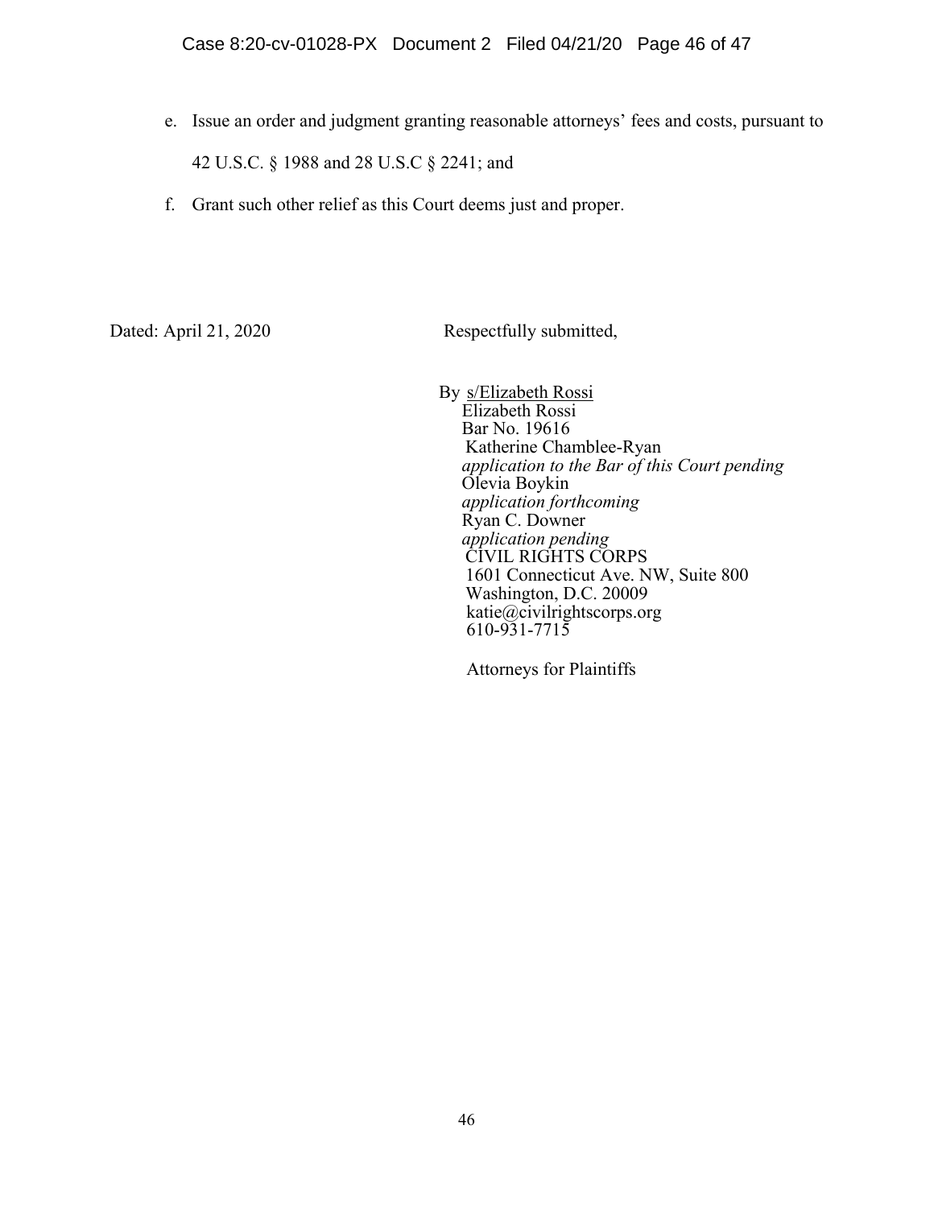e. Issue an order and judgment granting reasonable attorneys' fees and costs, pursuant to 42 U.S.C. § 1988 and 28 U.S.C § 2241; and

f. Grant such other relief as this Court deems just and proper.

Dated: April 21, 2020

Respectfully submitted,

By s/Elizabeth Rossi
Elizabeth Rossi
Bar No. 19616
Katherine Chamblee-Ryan
*application to the Bar of this Court pending*
Olevia Boykin
*application forthcoming*
Ryan C. Downer
*application pending*
CIVIL RIGHTS CORPS
1601 Connecticut Ave. NW, Suite 800
Washington, D.C. 20009
katie@civilrightscorps.org
610-931-7715

Attorneys for Plaintiffs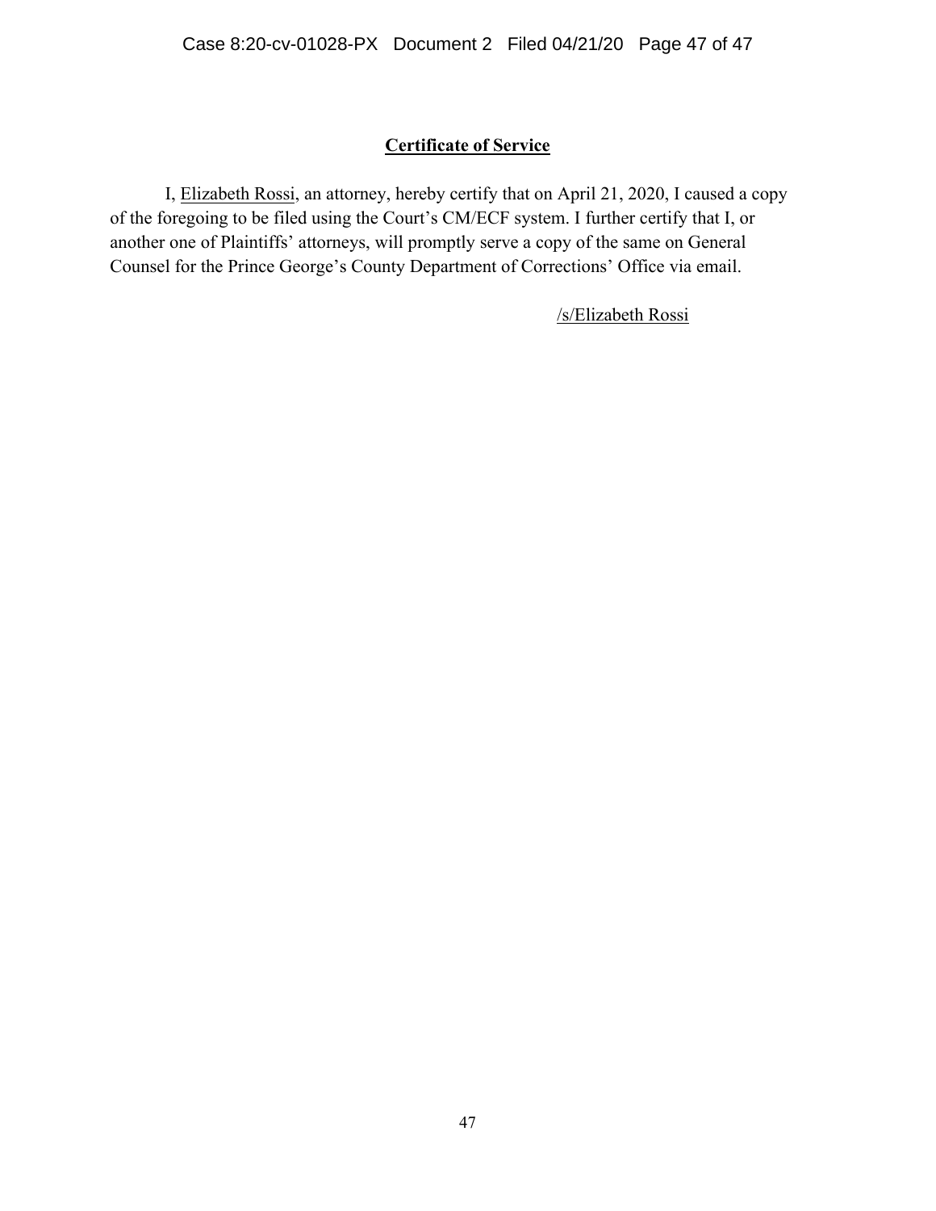# **Certificate of Service**

I, Elizabeth Rossi, an attorney, hereby certify that on April 21, 2020, I caused a copy of the foregoing to be filed using the Court's CM/ECF system. I further certify that I, or another one of Plaintiffs' attorneys, will promptly serve a copy of the same on General Counsel for the Prince George's County Department of Corrections' Office via email.

/s/Elizabeth Rossi